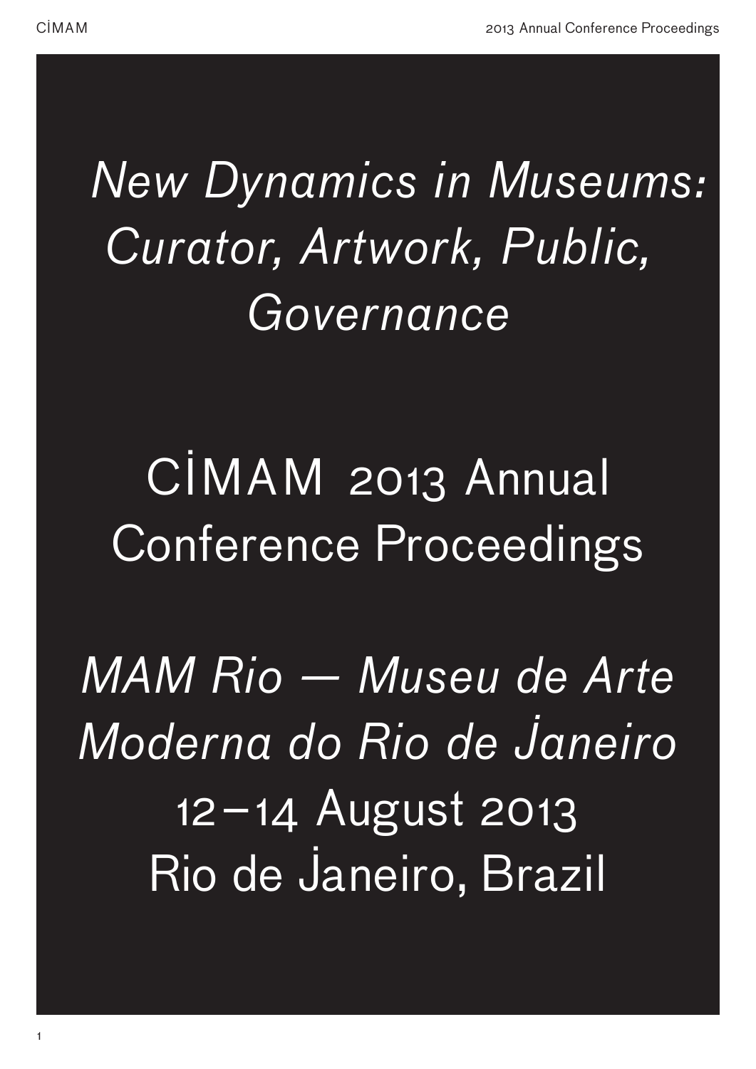# *New Dynamics in Museums: Curator, Artwork, Public, Governance*

# CİMAM 2013 Annual Conference Proceedings

*MAM Rio — Museu de Arte Moderna do Rio de Janeiro*

12–14 August 2013

Rio de Janeiro, Brazil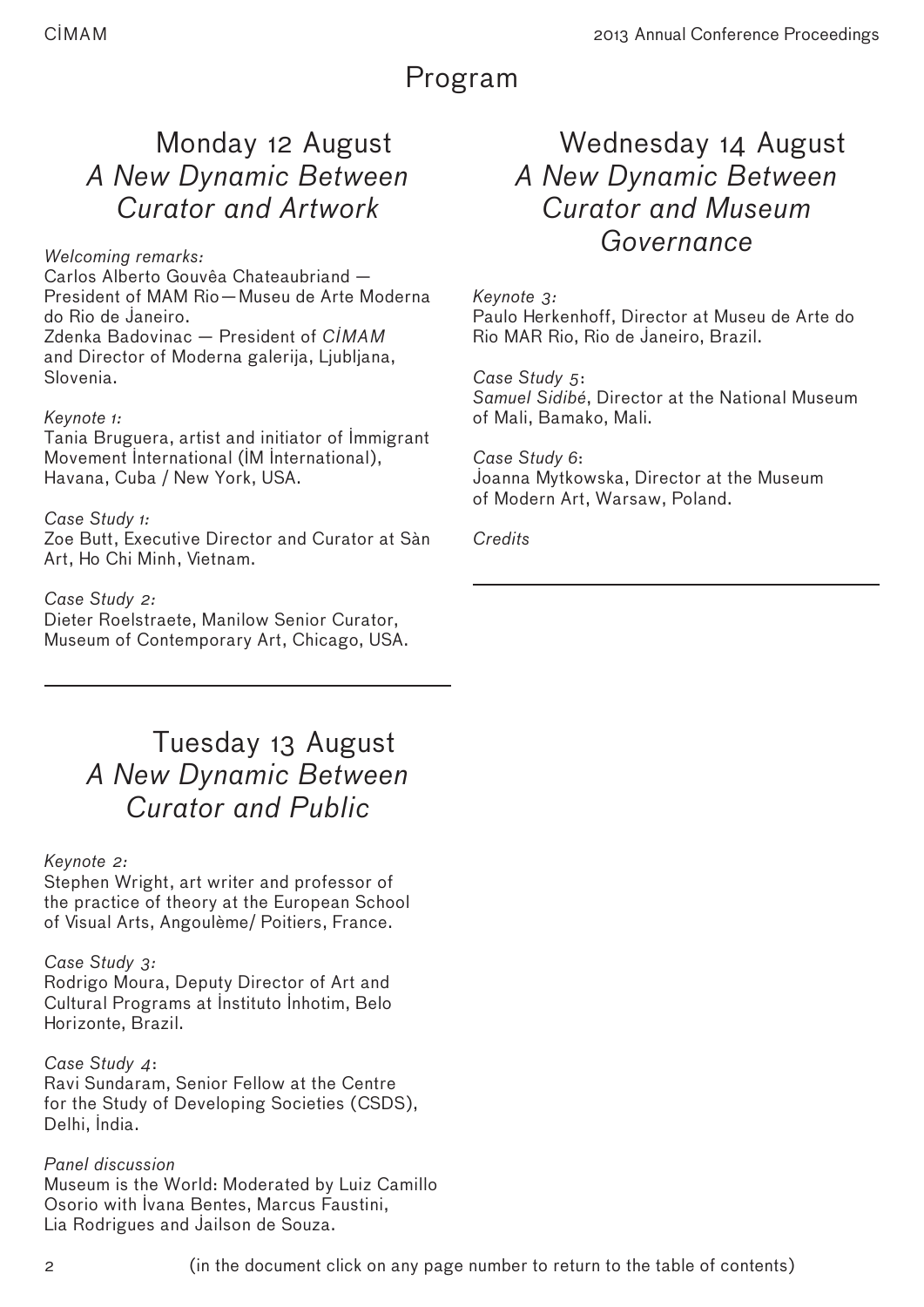# Program

## Monday 12 August
## *A New Dynamic Between Curator and Artwork*

*Welcoming remarks:*
Carlos Alberto Gouvêa Chateaubriand — President of MAM Rio—Museu de Arte Moderna do Rio de Janeiro.
Zdenka Badovinac — President of *CIMAM* and Director of Moderna galerija, Ljubljana, Slovenia.

*Keynote 1:*
Tania Bruguera, artist and initiator of Immigrant Movement International (IM International), Havana, Cuba / New York, USA.

*Case Study 1:*
Zoe Butt, Executive Director and Curator at Sàn Art, Ho Chi Minh, Vietnam.

*Case Study 2:*
Dieter Roelstraete, Manilow Senior Curator, Museum of Contemporary Art, Chicago, USA.

## Tuesday 13 August
## *A New Dynamic Between Curator and Public*

*Keynote 2:*
Stephen Wright, art writer and professor of the practice of theory at the European School of Visual Arts, Angoulème/ Poitiers, France.

*Case Study 3:*
Rodrigo Moura, Deputy Director of Art and Cultural Programs at Instituto Inhotim, Belo Horizonte, Brazil.

*Case Study 4*:
Ravi Sundaram, Senior Fellow at the Centre for the Study of Developing Societies (CSDS), Delhi, India.

*Panel discussion*
Museum is the World: Moderated by Luiz Camillo Osorio with Ivana Bentes, Marcus Faustini, Lia Rodrigues and Jailson de Souza.

## Wednesday 14 August
## *A New Dynamic Between Curator and Museum Governance*

*Keynote 3:*
Paulo Herkenhoff, Director at Museu de Arte do Rio MAR Rio, Rio de Janeiro, Brazil.

*Case Study 5*:
*Samuel Sidibé*, Director at the National Museum of Mali, Bamako, Mali.

*Case Study 6*:
Joanna Mytkowska, Director at the Museum of Modern Art, Warsaw, Poland.

*Credits*

(in the document click on any page number to return to the table of contents)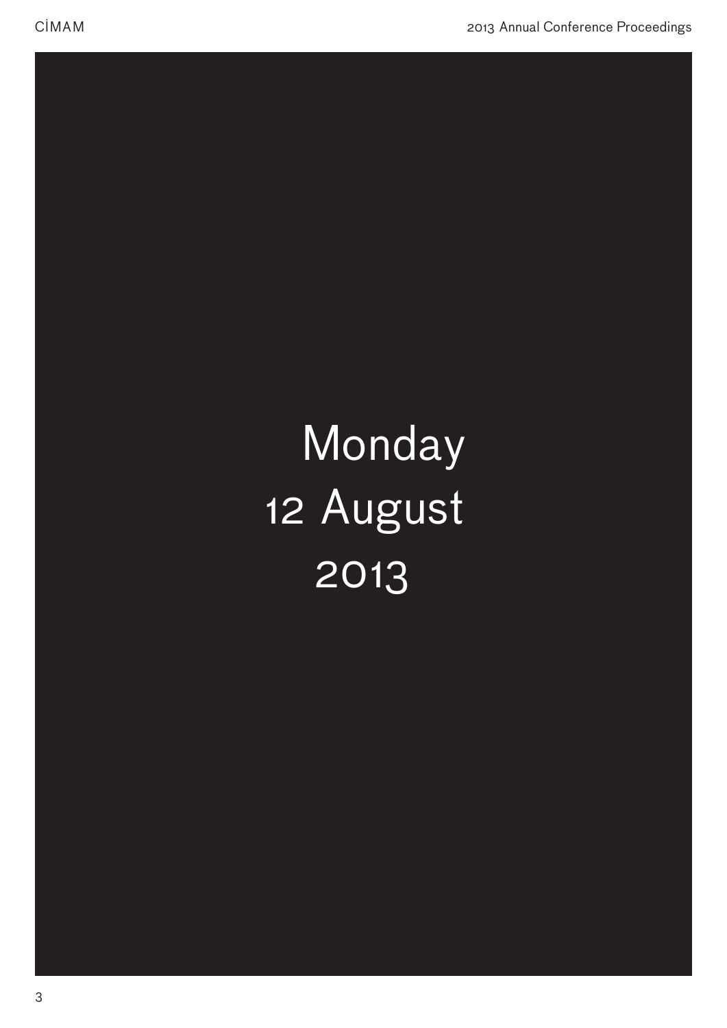# Monday 12 August 2013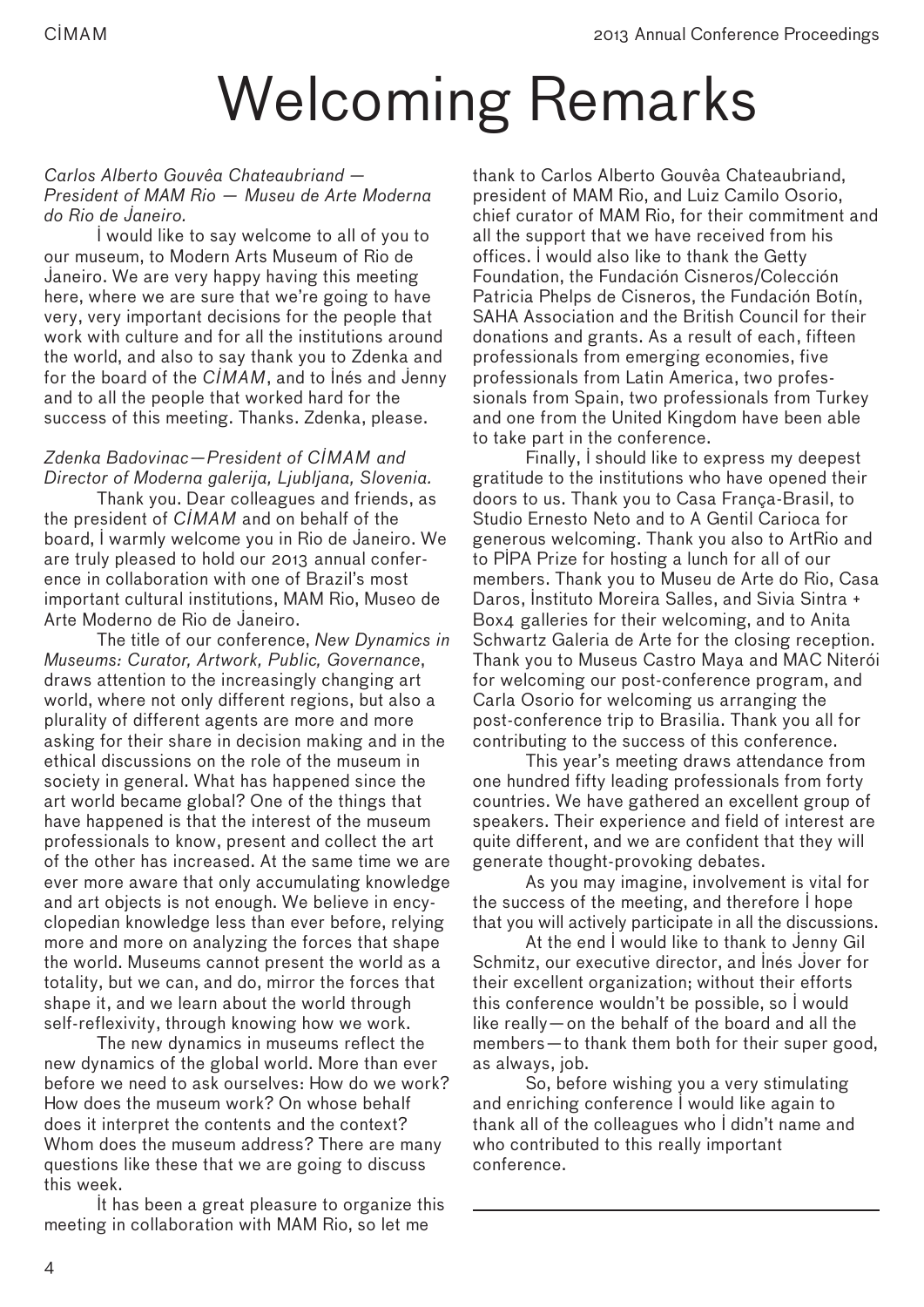# Welcoming Remarks

*Carlos Alberto Gouvêa Chateaubriand — President of MAM Rio — Museu de Arte Moderna do Rio de Janeiro.*

I would like to say welcome to all of you to our museum, to Modern Arts Museum of Rio de Janeiro. We are very happy having this meeting here, where we are sure that we're going to have very, very important decisions for the people that work with culture and for all the institutions around the world, and also to say thank you to Zdenka and for the board of the *CIMAM*, and to Inés and Jenny and to all the people that worked hard for the success of this meeting. Thanks. Zdenka, please.

*Zdenka Badovinac—President of CIMAM and Director of Moderna galerija, Ljubljana, Slovenia.*

Thank you. Dear colleagues and friends, as the president of *CIMAM* and on behalf of the board, I warmly welcome you in Rio de Janeiro. We are truly pleased to hold our 2013 annual conference in collaboration with one of Brazil's most important cultural institutions, MAM Rio, Museo de Arte Moderno de Rio de Janeiro.

The title of our conference, *New Dynamics in Museums: Curator, Artwork, Public, Governance*, draws attention to the increasingly changing art world, where not only different regions, but also a plurality of different agents are more and more asking for their share in decision making and in the ethical discussions on the role of the museum in society in general. What has happened since the art world became global? One of the things that have happened is that the interest of the museum professionals to know, present and collect the art of the other has increased. At the same time we are ever more aware that only accumulating knowledge and art objects is not enough. We believe in encyclopedian knowledge less than ever before, relying more and more on analyzing the forces that shape the world. Museums cannot present the world as a totality, but we can, and do, mirror the forces that shape it, and we learn about the world through self-reflexivity, through knowing how we work.

The new dynamics in museums reflect the new dynamics of the global world. More than ever before we need to ask ourselves: How do we work? How does the museum work? On whose behalf does it interpret the contents and the context? Whom does the museum address? There are many questions like these that we are going to discuss this week.

It has been a great pleasure to organize this meeting in collaboration with MAM Rio, so let me thank to Carlos Alberto Gouvêa Chateaubriand, president of MAM Rio, and Luiz Camilo Osorio, chief curator of MAM Rio, for their commitment and all the support that we have received from his offices. I would also like to thank the Getty Foundation, the Fundación Cisneros/Colección Patricia Phelps de Cisneros, the Fundación Botín, SAHA Association and the British Council for their donations and grants. As a result of each, fifteen professionals from emerging economies, five professionals from Latin America, two professionals from Spain, two professionals from Turkey and one from the United Kingdom have been able to take part in the conference.

Finally, I should like to express my deepest gratitude to the institutions who have opened their doors to us. Thank you to Casa França-Brasil, to Studio Ernesto Neto and to A Gentil Carioca for generous welcoming. Thank you also to ArtRio and to PIPA Prize for hosting a lunch for all of our members. Thank you to Museu de Arte do Rio, Casa Daros, Instituto Moreira Salles, and Sivia Sintra + Box4 galleries for their welcoming, and to Anita Schwartz Galeria de Arte for the closing reception. Thank you to Museus Castro Maya and MAC Niterói for welcoming our post-conference program, and Carla Osorio for welcoming us arranging the post-conference trip to Brasilia. Thank you all for contributing to the success of this conference.

This year's meeting draws attendance from one hundred fifty leading professionals from forty countries. We have gathered an excellent group of speakers. Their experience and field of interest are quite different, and we are confident that they will generate thought-provoking debates.

As you may imagine, involvement is vital for the success of the meeting, and therefore I hope that you will actively participate in all the discussions.

At the end I would like to thank to Jenny Gil Schmitz, our executive director, and Inés Jover for their excellent organization; without their efforts this conference wouldn't be possible, so I would like really—on the behalf of the board and all the members—to thank them both for their super good, as always, job.

So, before wishing you a very stimulating and enriching conference I would like again to thank all of the colleagues who I didn't name and who contributed to this really important conference.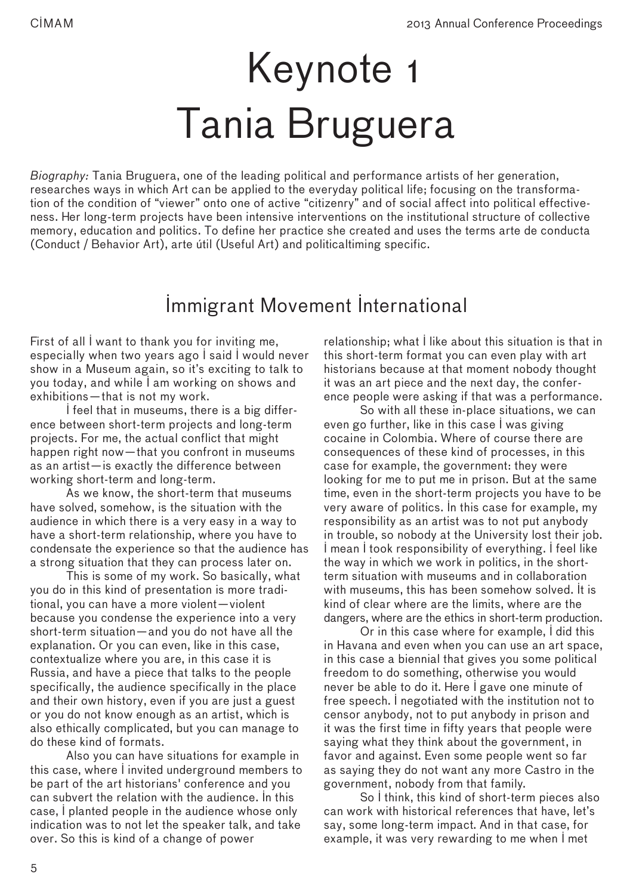# Keynote 1
# Tania Bruguera

*Biography:* Tania Bruguera, one of the leading political and performance artists of her generation, researches ways in which Art can be applied to the everyday political life; focusing on the transformation of the condition of "viewer" onto one of active "citizenry" and of social affect into political effectiveness. Her long-term projects have been intensive interventions on the institutional structure of collective memory, education and politics. To define her practice she created and uses the terms arte de conducta (Conduct / Behavior Art), arte útil (Useful Art) and politicaltiming specific.

## Immigrant Movement International

First of all I want to thank you for inviting me, especially when two years ago I said I would never show in a Museum again, so it's exciting to talk to you today, and while I am working on shows and exhibitions—that is not my work.

I feel that in museums, there is a big difference between short-term projects and long-term projects. For me, the actual conflict that might happen right now—that you confront in museums as an artist—is exactly the difference between working short-term and long-term.

As we know, the short-term that museums have solved, somehow, is the situation with the audience in which there is a very easy in a way to have a short-term relationship, where you have to condensate the experience so that the audience has a strong situation that they can process later on.

This is some of my work. So basically, what you do in this kind of presentation is more traditional, you can have a more violent—violent because you condense the experience into a very short-term situation—and you do not have all the explanation. Or you can even, like in this case, contextualize where you are, in this case it is Russia, and have a piece that talks to the people specifically, the audience specifically in the place and their own history, even if you are just a guest or you do not know enough as an artist, which is also ethically complicated, but you can manage to do these kind of formats.

Also you can have situations for example in this case, where I invited underground members to be part of the art historians' conference and you can subvert the relation with the audience. In this case, I planted people in the audience whose only indication was to not let the speaker talk, and take over. So this is kind of a change of power relationship; what I like about this situation is that in this short-term format you can even play with art historians because at that moment nobody thought it was an art piece and the next day, the conference people were asking if that was a performance.

So with all these in-place situations, we can even go further, like in this case I was giving cocaine in Colombia. Where of course there are consequences of these kind of processes, in this case for example, the government: they were looking for me to put me in prison. But at the same time, even in the short-term projects you have to be very aware of politics. In this case for example, my responsibility as an artist was to not put anybody in trouble, so nobody at the University lost their job. I mean I took responsibility of everything. I feel like the way in which we work in politics, in the short-term situation with museums and in collaboration with museums, this has been somehow solved. It is kind of clear where are the limits, where are the dangers, where are the ethics in short-term production.

Or in this case where for example, I did this in Havana and even when you can use an art space, in this case a biennial that gives you some political freedom to do something, otherwise you would never be able to do it. Here I gave one minute of free speech. I negotiated with the institution not to censor anybody, not to put anybody in prison and it was the first time in fifty years that people were saying what they think about the government, in favor and against. Even some people went so far as saying they do not want any more Castro in the government, nobody from that family.

So I think, this kind of short-term pieces also can work with historical references that have, let's say, some long-term impact. And in that case, for example, it was very rewarding to me when I met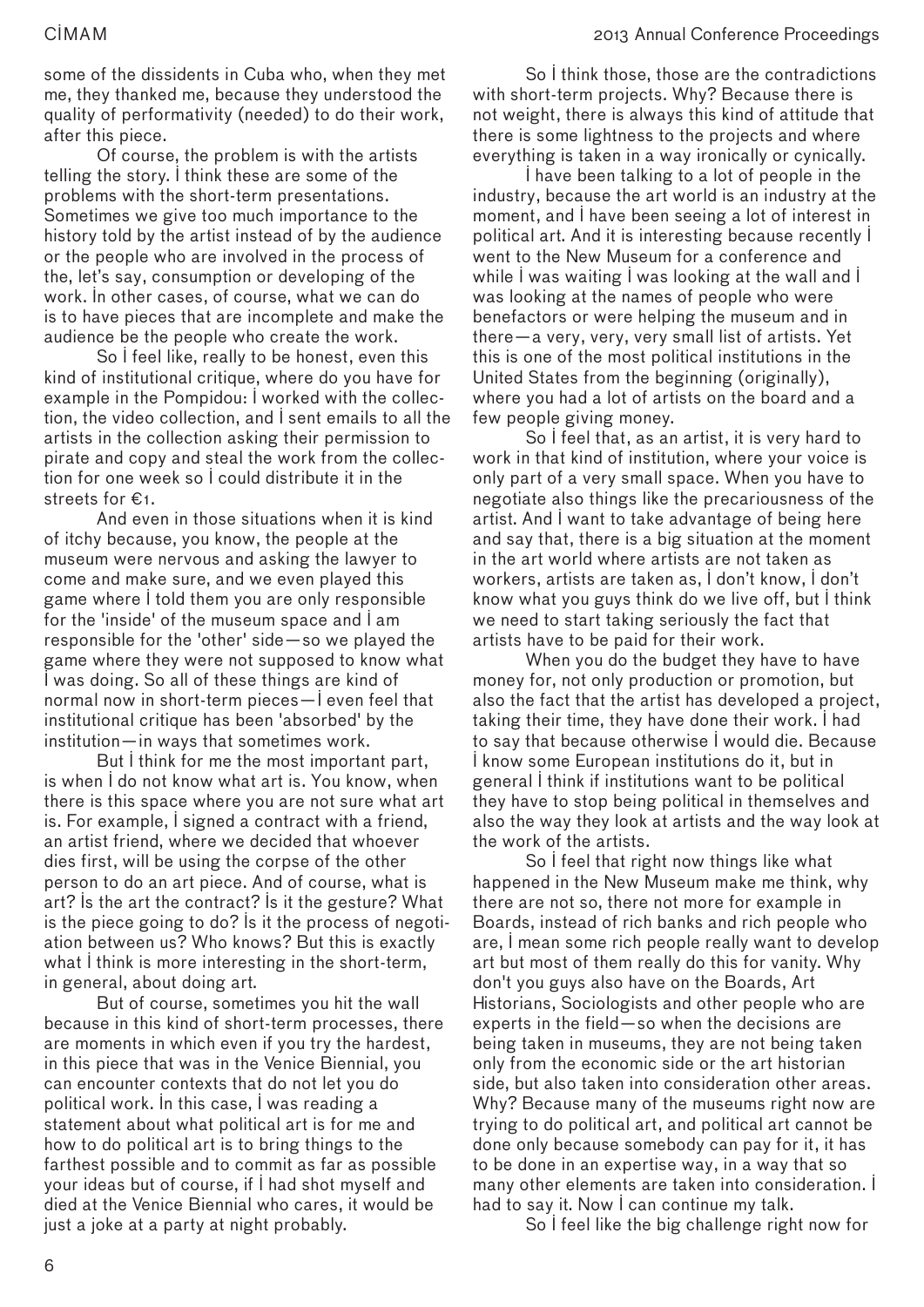some of the dissidents in Cuba who, when they met me, they thanked me, because they understood the quality of performativity (needed) to do their work, after this piece.

Of course, the problem is with the artists telling the story. I think these are some of the problems with the short-term presentations. Sometimes we give too much importance to the history told by the artist instead of by the audience or the people who are involved in the process of the, let's say, consumption or developing of the work. In other cases, of course, what we can do is to have pieces that are incomplete and make the audience be the people who create the work.

So I feel like, really to be honest, even this kind of institutional critique, where do you have for example in the Pompidou: I worked with the collection, the video collection, and I sent emails to all the artists in the collection asking their permission to pirate and copy and steal the work from the collection for one week so I could distribute it in the streets for €1.

And even in those situations when it is kind of itchy because, you know, the people at the museum were nervous and asking the lawyer to come and make sure, and we even played this game where I told them you are only responsible for the 'inside' of the museum space and I am responsible for the 'other' side—so we played the game where they were not supposed to know what I was doing. So all of these things are kind of normal now in short-term pieces—I even feel that institutional critique has been 'absorbed' by the institution—in ways that sometimes work.

But I think for me the most important part, is when I do not know what art is. You know, when there is this space where you are not sure what art is. For example, I signed a contract with a friend, an artist friend, where we decided that whoever dies first, will be using the corpse of the other person to do an art piece. And of course, what is art? Is the art the contract? Is it the gesture? What is the piece going to do? Is it the process of negotiation between us? Who knows? But this is exactly what I think is more interesting in the short-term, in general, about doing art.

But of course, sometimes you hit the wall because in this kind of short-term processes, there are moments in which even if you try the hardest, in this piece that was in the Venice Biennial, you can encounter contexts that do not let you do political work. In this case, I was reading a statement about what political art is for me and how to do political art is to bring things to the farthest possible and to commit as far as possible your ideas but of course, if I had shot myself and died at the Venice Biennial who cares, it would be just a joke at a party at night probably.

So I think those, those are the contradictions with short-term projects. Why? Because there is not weight, there is always this kind of attitude that there is some lightness to the projects and where everything is taken in a way ironically or cynically.

I have been talking to a lot of people in the industry, because the art world is an industry at the moment, and I have been seeing a lot of interest in political art. And it is interesting because recently I went to the New Museum for a conference and while I was waiting I was looking at the wall and I was looking at the names of people who were benefactors or were helping the museum and in there—a very, very, very small list of artists. Yet this is one of the most political institutions in the United States from the beginning (originally), where you had a lot of artists on the board and a few people giving money.

So I feel that, as an artist, it is very hard to work in that kind of institution, where your voice is only part of a very small space. When you have to negotiate also things like the precariousness of the artist. And I want to take advantage of being here and say that, there is a big situation at the moment in the art world where artists are not taken as workers, artists are taken as, I don't know, I don't know what you guys think do we live off, but I think we need to start taking seriously the fact that artists have to be paid for their work.

When you do the budget they have to have money for, not only production or promotion, but also the fact that the artist has developed a project, taking their time, they have done their work. I had to say that because otherwise I would die. Because I know some European institutions do it, but in general I think if institutions want to be political they have to stop being political in themselves and also the way they look at artists and the way look at the work of the artists.

So I feel that right now things like what happened in the New Museum make me think, why there are not so, there not more for example in Boards, instead of rich banks and rich people who are, I mean some rich people really want to develop art but most of them really do this for vanity. Why don't you guys also have on the Boards, Art Historians, Sociologists and other people who are experts in the field—so when the decisions are being taken in museums, they are not being taken only from the economic side or the art historian side, but also taken into consideration other areas. Why? Because many of the museums right now are trying to do political art, and political art cannot be done only because somebody can pay for it, it has to be done in an expertise way, in a way that so many other elements are taken into consideration. I had to say it. Now I can continue my talk.

So I feel like the big challenge right now for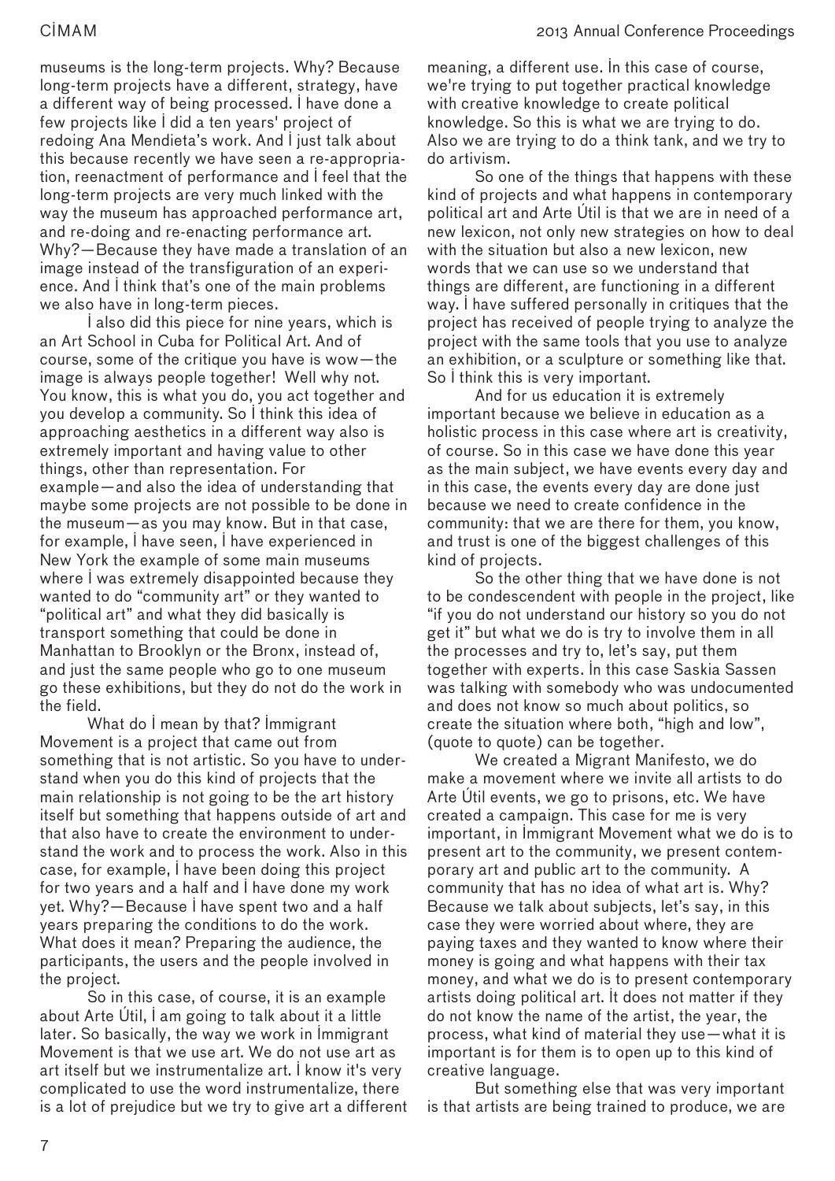museums is the long-term projects. Why? Because long-term projects have a different, strategy, have a different way of being processed. I have done a few projects like I did a ten years' project of redoing Ana Mendieta's work. And I just talk about this because recently we have seen a re-appropriation, reenactment of performance and I feel that the long-term projects are very much linked with the way the museum has approached performance art, and re-doing and re-enacting performance art. Why?—Because they have made a translation of an image instead of the transfiguration of an experience. And I think that's one of the main problems we also have in long-term pieces.

I also did this piece for nine years, which is an Art School in Cuba for Political Art. And of course, some of the critique you have is wow—the image is always people together! Well why not. You know, this is what you do, you act together and you develop a community. So I think this idea of approaching aesthetics in a different way also is extremely important and having value to other things, other than representation. For example—and also the idea of understanding that maybe some projects are not possible to be done in the museum—as you may know. But in that case, for example, I have seen, I have experienced in New York the example of some main museums where I was extremely disappointed because they wanted to do "community art" or they wanted to "political art" and what they did basically is transport something that could be done in Manhattan to Brooklyn or the Bronx, instead of, and just the same people who go to one museum go these exhibitions, but they do not do the work in the field.

What do I mean by that? Immigrant Movement is a project that came out from something that is not artistic. So you have to understand when you do this kind of projects that the main relationship is not going to be the art history itself but something that happens outside of art and that also have to create the environment to understand the work and to process the work. Also in this case, for example, I have been doing this project for two years and a half and I have done my work yet. Why?—Because I have spent two and a half years preparing the conditions to do the work. What does it mean? Preparing the audience, the participants, the users and the people involved in the project.

So in this case, of course, it is an example about Arte Útil, I am going to talk about it a little later. So basically, the way we work in Immigrant Movement is that we use art. We do not use art as art itself but we instrumentalize art. I know it's very complicated to use the word instrumentalize, there is a lot of prejudice but we try to give art a different meaning, a different use. In this case of course, we're trying to put together practical knowledge with creative knowledge to create political knowledge. So this is what we are trying to do. Also we are trying to do a think tank, and we try to do artivism.

So one of the things that happens with these kind of projects and what happens in contemporary political art and Arte Útil is that we are in need of a new lexicon, not only new strategies on how to deal with the situation but also a new lexicon, new words that we can use so we understand that things are different, are functioning in a different way. I have suffered personally in critiques that the project has received of people trying to analyze the project with the same tools that you use to analyze an exhibition, or a sculpture or something like that. So I think this is very important.

And for us education it is extremely important because we believe in education as a holistic process in this case where art is creativity, of course. So in this case we have done this year as the main subject, we have events every day and in this case, the events every day are done just because we need to create confidence in the community: that we are there for them, you know, and trust is one of the biggest challenges of this kind of projects.

So the other thing that we have done is not to be condescendent with people in the project, like "if you do not understand our history so you do not get it" but what we do is try to involve them in all the processes and try to, let's say, put them together with experts. In this case Saskia Sassen was talking with somebody who was undocumented and does not know so much about politics, so create the situation where both, "high and low", (quote to quote) can be together.

We created a Migrant Manifesto, we do make a movement where we invite all artists to do Arte Útil events, we go to prisons, etc. We have created a campaign. This case for me is very important, in Immigrant Movement what we do is to present art to the community, we present contemporary art and public art to the community. A community that has no idea of what art is. Why? Because we talk about subjects, let's say, in this case they were worried about where, they are paying taxes and they wanted to know where their money is going and what happens with their tax money, and what we do is to present contemporary artists doing political art. It does not matter if they do not know the name of the artist, the year, the process, what kind of material they use—what it is important is for them is to open up to this kind of creative language.

But something else that was very important is that artists are being trained to produce, we are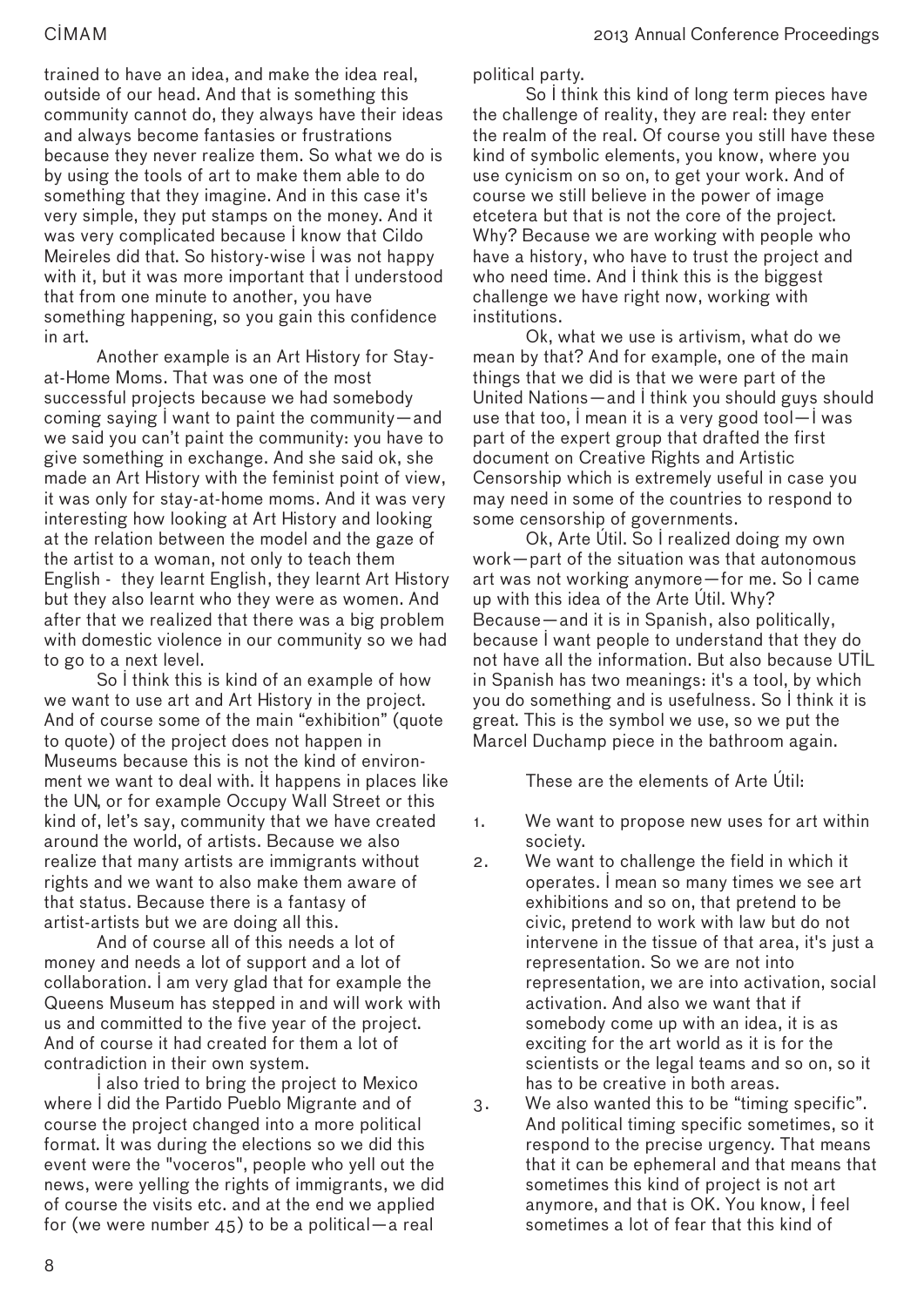trained to have an idea, and make the idea real, outside of our head. And that is something this community cannot do, they always have their ideas and always become fantasies or frustrations because they never realize them. So what we do is by using the tools of art to make them able to do something that they imagine. And in this case it's very simple, they put stamps on the money. And it was very complicated because I know that Cildo Meireles did that. So history-wise I was not happy with it, but it was more important that I understood that from one minute to another, you have something happening, so you gain this confidence in art.

Another example is an Art History for Stay-at-Home Moms. That was one of the most successful projects because we had somebody coming saying I want to paint the community—and we said you can't paint the community: you have to give something in exchange. And she said ok, she made an Art History with the feminist point of view, it was only for stay-at-home moms. And it was very interesting how looking at Art History and looking at the relation between the model and the gaze of the artist to a woman, not only to teach them English - they learnt English, they learnt Art History but they also learnt who they were as women. And after that we realized that there was a big problem with domestic violence in our community so we had to go to a next level.

So I think this is kind of an example of how we want to use art and Art History in the project. And of course some of the main "exhibition" (quote to quote) of the project does not happen in Museums because this is not the kind of environment we want to deal with. It happens in places like the UN, or for example Occupy Wall Street or this kind of, let's say, community that we have created around the world, of artists. Because we also realize that many artists are immigrants without rights and we want to also make them aware of that status. Because there is a fantasy of artist-artists but we are doing all this.

And of course all of this needs a lot of money and needs a lot of support and a lot of collaboration. I am very glad that for example the Queens Museum has stepped in and will work with us and committed to the five year of the project. And of course it had created for them a lot of contradiction in their own system.

I also tried to bring the project to Mexico where I did the Partido Pueblo Migrante and of course the project changed into a more political format. It was during the elections so we did this event were the "voceros", people who yell out the news, were yelling the rights of immigrants, we did of course the visits etc. and at the end we applied for (we were number 45) to be a political—a real political party.

So I think this kind of long term pieces have the challenge of reality, they are real: they enter the realm of the real. Of course you still have these kind of symbolic elements, you know, where you use cynicism on so on, to get your work. And of course we still believe in the power of image etcetera but that is not the core of the project. Why? Because we are working with people who have a history, who have to trust the project and who need time. And I think this is the biggest challenge we have right now, working with institutions.

Ok, what we use is artivism, what do we mean by that? And for example, one of the main things that we did is that we were part of the United Nations—and I think you should guys should use that too, I mean it is a very good tool—I was part of the expert group that drafted the first document on Creative Rights and Artistic Censorship which is extremely useful in case you may need in some of the countries to respond to some censorship of governments.

Ok, Arte Útil. So I realized doing my own work—part of the situation was that autonomous art was not working anymore—for me. So I came up with this idea of the Arte Útil. Why? Because—and it is in Spanish, also politically, because I want people to understand that they do not have all the information. But also because UTIL in Spanish has two meanings: it's a tool, by which you do something and is usefulness. So I think it is great. This is the symbol we use, so we put the Marcel Duchamp piece in the bathroom again.

These are the elements of Arte Útil:

1. We want to propose new uses for art within society.
2. We want to challenge the field in which it operates. I mean so many times we see art exhibitions and so on, that pretend to be civic, pretend to work with law but do not intervene in the tissue of that area, it's just a representation. So we are not into representation, we are into activation, social activation. And also we want that if somebody come up with an idea, it is as exciting for the art world as it is for the scientists or the legal teams and so on, so it has to be creative in both areas.
3. We also wanted this to be "timing specific". And political timing specific sometimes, so it respond to the precise urgency. That means that it can be ephemeral and that means that sometimes this kind of project is not art anymore, and that is OK. You know, I feel sometimes a lot of fear that this kind of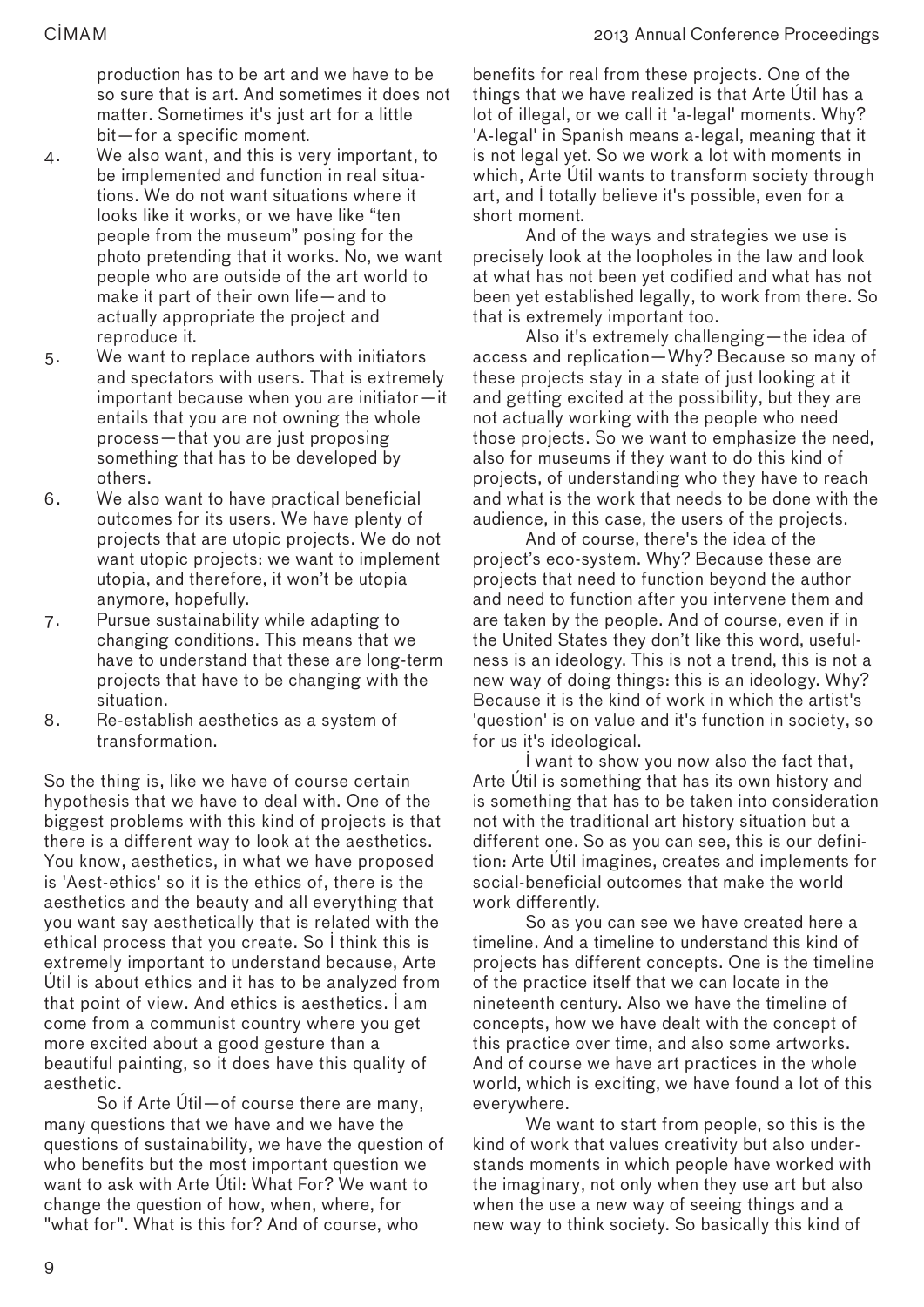production has to be art and we have to be so sure that is art. And sometimes it does not matter. Sometimes it's just art for a little bit—for a specific moment.

4. We also want, and this is very important, to be implemented and function in real situations. We do not want situations where it looks like it works, or we have like "ten people from the museum" posing for the photo pretending that it works. No, we want people who are outside of the art world to make it part of their own life—and to actually appropriate the project and reproduce it.
5. We want to replace authors with initiators and spectators with users. That is extremely important because when you are initiator—it entails that you are not owning the whole process—that you are just proposing something that has to be developed by others.
6. We also want to have practical beneficial outcomes for its users. We have plenty of projects that are utopic projects. We do not want utopic projects: we want to implement utopia, and therefore, it won't be utopia anymore, hopefully.
7. Pursue sustainability while adapting to changing conditions. This means that we have to understand that these are long-term projects that have to be changing with the situation.
8. Re-establish aesthetics as a system of transformation.

So the thing is, like we have of course certain hypothesis that we have to deal with. One of the biggest problems with this kind of projects is that there is a different way to look at the aesthetics. You know, aesthetics, in what we have proposed is 'Aest-ethics' so it is the ethics of, there is the aesthetics and the beauty and all everything that you want say aesthetically that is related with the ethical process that you create. So I think this is extremely important to understand because, Arte Útil is about ethics and it has to be analyzed from that point of view. And ethics is aesthetics. I am come from a communist country where you get more excited about a good gesture than a beautiful painting, so it does have this quality of aesthetic.

So if Arte Útil—of course there are many, many questions that we have and we have the questions of sustainability, we have the question of who benefits but the most important question we want to ask with Arte Útil: What For? We want to change the question of how, when, where, for "what for". What is this for? And of course, who benefits for real from these projects. One of the things that we have realized is that Arte Útil has a lot of illegal, or we call it 'a-legal' moments. Why? 'A-legal' in Spanish means a-legal, meaning that it is not legal yet. So we work a lot with moments in which, Arte Útil wants to transform society through art, and I totally believe it's possible, even for a short moment.

And of the ways and strategies we use is precisely look at the loopholes in the law and look at what has not been yet codified and what has not been yet established legally, to work from there. So that is extremely important too.

Also it's extremely challenging—the idea of access and replication—Why? Because so many of these projects stay in a state of just looking at it and getting excited at the possibility, but they are not actually working with the people who need those projects. So we want to emphasize the need, also for museums if they want to do this kind of projects, of understanding who they have to reach and what is the work that needs to be done with the audience, in this case, the users of the projects.

And of course, there's the idea of the project's eco-system. Why? Because these are projects that need to function beyond the author and need to function after you intervene them and are taken by the people. And of course, even if in the United States they don't like this word, usefulness is an ideology. This is not a trend, this is not a new way of doing things: this is an ideology. Why? Because it is the kind of work in which the artist's 'question' is on value and it's function in society, so for us it's ideological.

I want to show you now also the fact that, Arte Útil is something that has its own history and is something that has to be taken into consideration not with the traditional art history situation but a different one. So as you can see, this is our definition: Arte Útil imagines, creates and implements for social-beneficial outcomes that make the world work differently.

So as you can see we have created here a timeline. And a timeline to understand this kind of projects has different concepts. One is the timeline of the practice itself that we can locate in the nineteenth century. Also we have the timeline of concepts, how we have dealt with the concept of this practice over time, and also some artworks. And of course we have art practices in the whole world, which is exciting, we have found a lot of this everywhere.

We want to start from people, so this is the kind of work that values creativity but also understands moments in which people have worked with the imaginary, not only when they use art but also when the use a new way of seeing things and a new way to think society. So basically this kind of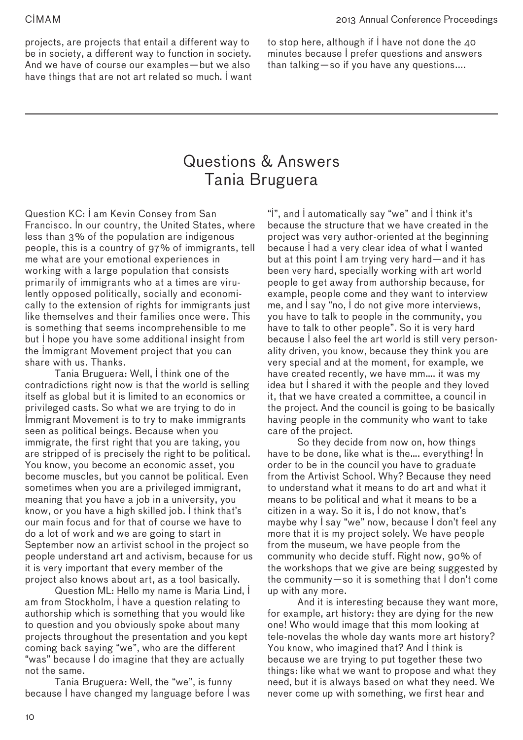projects, are projects that entail a different way to be in society, a different way to function in society. And we have of course our examples—but we also have things that are not art related so much. I want to stop here, although if I have not done the 40 minutes because I prefer questions and answers than talking—so if you have any questions….

## Questions & Answers Tania Bruguera

Question KC: I am Kevin Consey from San Francisco. In our country, the United States, where less than 3% of the population are indigenous people, this is a country of 97% of immigrants, tell me what are your emotional experiences in working with a large population that consists primarily of immigrants who at a times are virulently opposed politically, socially and economically to the extension of rights for immigrants just like themselves and their families once were. This is something that seems incomprehensible to me but I hope you have some additional insight from the Immigrant Movement project that you can share with us. Thanks.

Tania Bruguera: Well, I think one of the contradictions right now is that the world is selling itself as global but it is limited to an economics or privileged casts. So what we are trying to do in Immigrant Movement is to try to make immigrants seen as political beings. Because when you immigrate, the first right that you are taking, you are stripped of is precisely the right to be political. You know, you become an economic asset, you become muscles, but you cannot be political. Even sometimes when you are a privileged immigrant, meaning that you have a job in a university, you know, or you have a high skilled job. I think that's our main focus and for that of course we have to do a lot of work and we are going to start in September now an artivist school in the project so people understand art and activism, because for us it is very important that every member of the project also knows about art, as a tool basically.

Question ML: Hello my name is Maria Lind, I am from Stockholm, I have a question relating to authorship which is something that you would like to question and you obviously spoke about many projects throughout the presentation and you kept coming back saying "we", who are the different "was" because I do imagine that they are actually not the same.

Tania Bruguera: Well, the "we", is funny because I have changed my language before I was "I", and I automatically say "we" and I think it's because the structure that we have created in the project was very author-oriented at the beginning because I had a very clear idea of what I wanted but at this point I am trying very hard—and it has been very hard, specially working with art world people to get away from authorship because, for example, people come and they want to interview me, and I say "no, I do not give more interviews, you have to talk to people in the community, you have to talk to other people". So it is very hard because I also feel the art world is still very personality driven, you know, because they think you are very special and at the moment, for example, we have created recently, we have mm…. it was my idea but I shared it with the people and they loved it, that we have created a committee, a council in the project. And the council is going to be basically having people in the community who want to take care of the project.

So they decide from now on, how things have to be done, like what is the…. everything! In order to be in the council you have to graduate from the Artivist School. Why? Because they need to understand what it means to do art and what it means to be political and what it means to be a citizen in a way. So it is, I do not know, that's maybe why I say "we" now, because I don't feel any more that it is my project solely. We have people from the museum, we have people from the community who decide stuff. Right now, 90% of the workshops that we give are being suggested by the community—so it is something that I don't come up with any more.

And it is interesting because they want more, for example, art history: they are dying for the new one! Who would image that this mom looking at tele-novelas the whole day wants more art history? You know, who imagined that? And I think is because we are trying to put together these two things: like what we want to propose and what they need, but it is always based on what they need. We never come up with something, we first hear and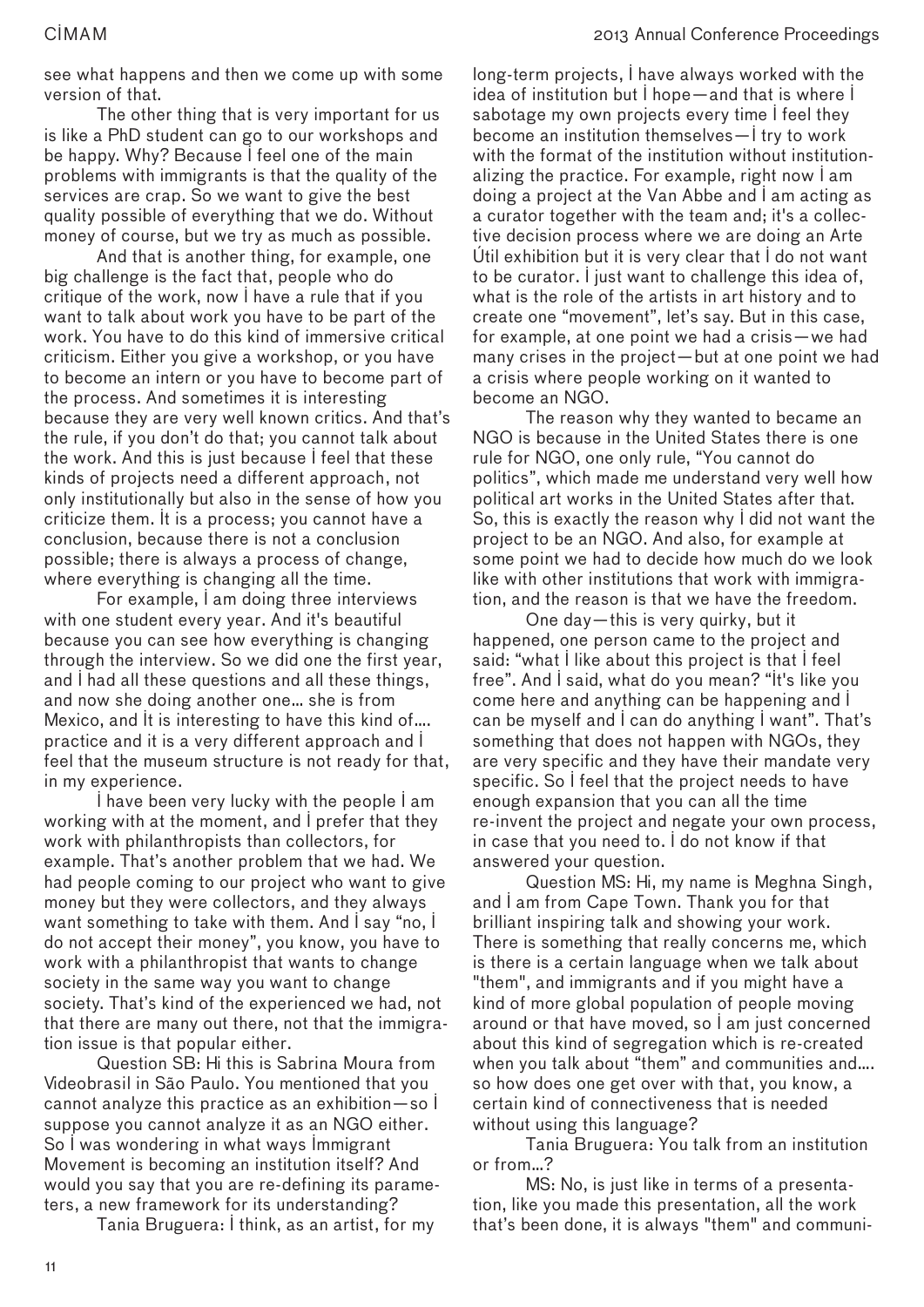see what happens and then we come up with some version of that.

The other thing that is very important for us is like a PhD student can go to our workshops and be happy. Why? Because I feel one of the main problems with immigrants is that the quality of the services are crap. So we want to give the best quality possible of everything that we do. Without money of course, but we try as much as possible.

And that is another thing, for example, one big challenge is the fact that, people who do critique of the work, now I have a rule that if you want to talk about work you have to be part of the work. You have to do this kind of immersive critical criticism. Either you give a workshop, or you have to become an intern or you have to become part of the process. And sometimes it is interesting because they are very well known critics. And that's the rule, if you don't do that; you cannot talk about the work. And this is just because I feel that these kinds of projects need a different approach, not only institutionally but also in the sense of how you criticize them. It is a process; you cannot have a conclusion, because there is not a conclusion possible; there is always a process of change, where everything is changing all the time.

For example, I am doing three interviews with one student every year. And it's beautiful because you can see how everything is changing through the interview. So we did one the first year, and I had all these questions and all these things, and now she doing another one… she is from Mexico, and It is interesting to have this kind of…. practice and it is a very different approach and I feel that the museum structure is not ready for that, in my experience.

I have been very lucky with the people I am working with at the moment, and I prefer that they work with philanthropists than collectors, for example. That's another problem that we had. We had people coming to our project who want to give money but they were collectors, and they always want something to take with them. And I say "no, I do not accept their money", you know, you have to work with a philanthropist that wants to change society in the same way you want to change society. That's kind of the experienced we had, not that there are many out there, not that the immigration issue is that popular either.

Question SB: Hi this is Sabrina Moura from Videobrasil in São Paulo. You mentioned that you cannot analyze this practice as an exhibition—so I suppose you cannot analyze it as an NGO either. So I was wondering in what ways Immigrant Movement is becoming an institution itself? And would you say that you are re-defining its parameters, a new framework for its understanding?

Tania Bruguera: I think, as an artist, for my long-term projects, I have always worked with the idea of institution but I hope—and that is where I sabotage my own projects every time I feel they become an institution themselves—I try to work with the format of the institution without institutionalizing the practice. For example, right now I am doing a project at the Van Abbe and I am acting as a curator together with the team and; it's a collective decision process where we are doing an Arte Útil exhibition but it is very clear that I do not want to be curator. I just want to challenge this idea of, what is the role of the artists in art history and to create one "movement", let's say. But in this case, for example, at one point we had a crisis—we had many crises in the project—but at one point we had a crisis where people working on it wanted to become an NGO.

The reason why they wanted to became an NGO is because in the United States there is one rule for NGO, one only rule, "You cannot do politics", which made me understand very well how political art works in the United States after that. So, this is exactly the reason why I did not want the project to be an NGO. And also, for example at some point we had to decide how much do we look like with other institutions that work with immigration, and the reason is that we have the freedom.

One day—this is very quirky, but it happened, one person came to the project and said: "what I like about this project is that I feel free". And I said, what do you mean? "It's like you come here and anything can be happening and I can be myself and I can do anything I want". That's something that does not happen with NGOs, they are very specific and they have their mandate very specific. So I feel that the project needs to have enough expansion that you can all the time re-invent the project and negate your own process, in case that you need to. I do not know if that answered your question.

Question MS: Hi, my name is Meghna Singh, and I am from Cape Town. Thank you for that brilliant inspiring talk and showing your work. There is something that really concerns me, which is there is a certain language when we talk about "them", and immigrants and if you might have a kind of more global population of people moving around or that have moved, so I am just concerned about this kind of segregation which is re-created when you talk about "them" and communities and…. so how does one get over with that, you know, a certain kind of connectiveness that is needed without using this language?

Tania Bruguera: You talk from an institution or from…?

MS: No, is just like in terms of a presentation, like you made this presentation, all the work that's been done, it is always "them" and communi-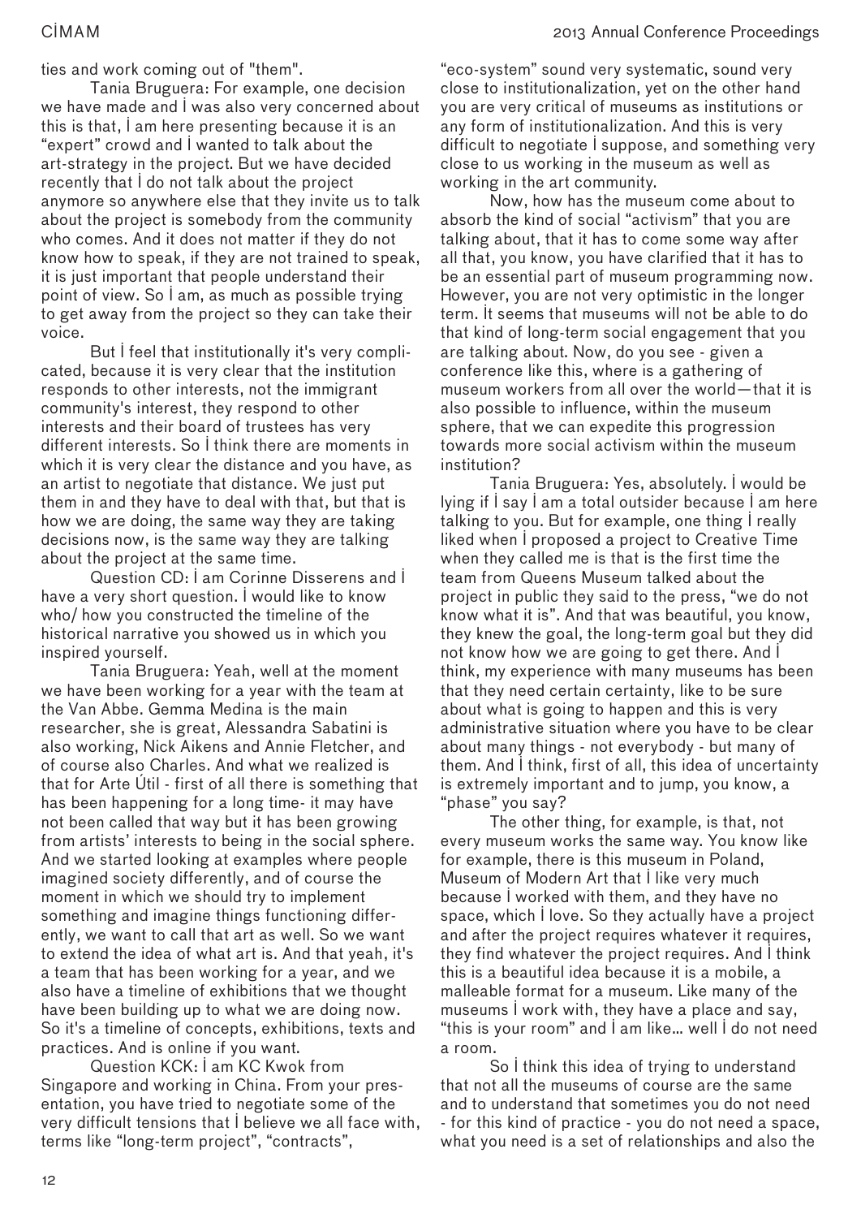ties and work coming out of "them".

Tania Bruguera: For example, one decision we have made and I was also very concerned about this is that, I am here presenting because it is an "expert" crowd and I wanted to talk about the art-strategy in the project. But we have decided recently that I do not talk about the project anymore so anywhere else that they invite us to talk about the project is somebody from the community who comes. And it does not matter if they do not know how to speak, if they are not trained to speak, it is just important that people understand their point of view. So I am, as much as possible trying to get away from the project so they can take their voice.

But I feel that institutionally it's very complicated, because it is very clear that the institution responds to other interests, not the immigrant community's interest, they respond to other interests and their board of trustees has very different interests. So I think there are moments in which it is very clear the distance and you have, as an artist to negotiate that distance. We just put them in and they have to deal with that, but that is how we are doing, the same way they are taking decisions now, is the same way they are talking about the project at the same time.

Question CD: I am Corinne Disserens and I have a very short question. I would like to know who/ how you constructed the timeline of the historical narrative you showed us in which you inspired yourself.

Tania Bruguera: Yeah, well at the moment we have been working for a year with the team at the Van Abbe. Gemma Medina is the main researcher, she is great, Alessandra Sabatini is also working, Nick Aikens and Annie Fletcher, and of course also Charles. And what we realized is that for Arte Útil - first of all there is something that has been happening for a long time- it may have not been called that way but it has been growing from artists' interests to being in the social sphere. And we started looking at examples where people imagined society differently, and of course the moment in which we should try to implement something and imagine things functioning differently, we want to call that art as well. So we want to extend the idea of what art is. And that yeah, it's a team that has been working for a year, and we also have a timeline of exhibitions that we thought have been building up to what we are doing now. So it's a timeline of concepts, exhibitions, texts and practices. And is online if you want.

Question KCK: I am KC Kwok from Singapore and working in China. From your presentation, you have tried to negotiate some of the very difficult tensions that I believe we all face with, terms like "long-term project", "contracts", "eco-system" sound very systematic, sound very close to institutionalization, yet on the other hand you are very critical of museums as institutions or any form of institutionalization. And this is very difficult to negotiate I suppose, and something very close to us working in the museum as well as working in the art community.

Now, how has the museum come about to absorb the kind of social "activism" that you are talking about, that it has to come some way after all that, you know, you have clarified that it has to be an essential part of museum programming now. However, you are not very optimistic in the longer term. It seems that museums will not be able to do that kind of long-term social engagement that you are talking about. Now, do you see - given a conference like this, where is a gathering of museum workers from all over the world—that it is also possible to influence, within the museum sphere, that we can expedite this progression towards more social activism within the museum institution?

Tania Bruguera: Yes, absolutely. I would be lying if I say I am a total outsider because I am here talking to you. But for example, one thing I really liked when I proposed a project to Creative Time when they called me is that is the first time the team from Queens Museum talked about the project in public they said to the press, "we do not know what it is". And that was beautiful, you know, they knew the goal, the long-term goal but they did not know how we are going to get there. And I think, my experience with many museums has been that they need certain certainty, like to be sure about what is going to happen and this is very administrative situation where you have to be clear about many things - not everybody - but many of them. And I think, first of all, this idea of uncertainty is extremely important and to jump, you know, a "phase" you say?

The other thing, for example, is that, not every museum works the same way. You know like for example, there is this museum in Poland, Museum of Modern Art that I like very much because I worked with them, and they have no space, which I love. So they actually have a project and after the project requires whatever it requires, they find whatever the project requires. And I think this is a beautiful idea because it is a mobile, a malleable format for a museum. Like many of the museums I work with, they have a place and say, "this is your room" and I am like… well I do not need a room.

So I think this idea of trying to understand that not all the museums of course are the same and to understand that sometimes you do not need - for this kind of practice - you do not need a space, what you need is a set of relationships and also the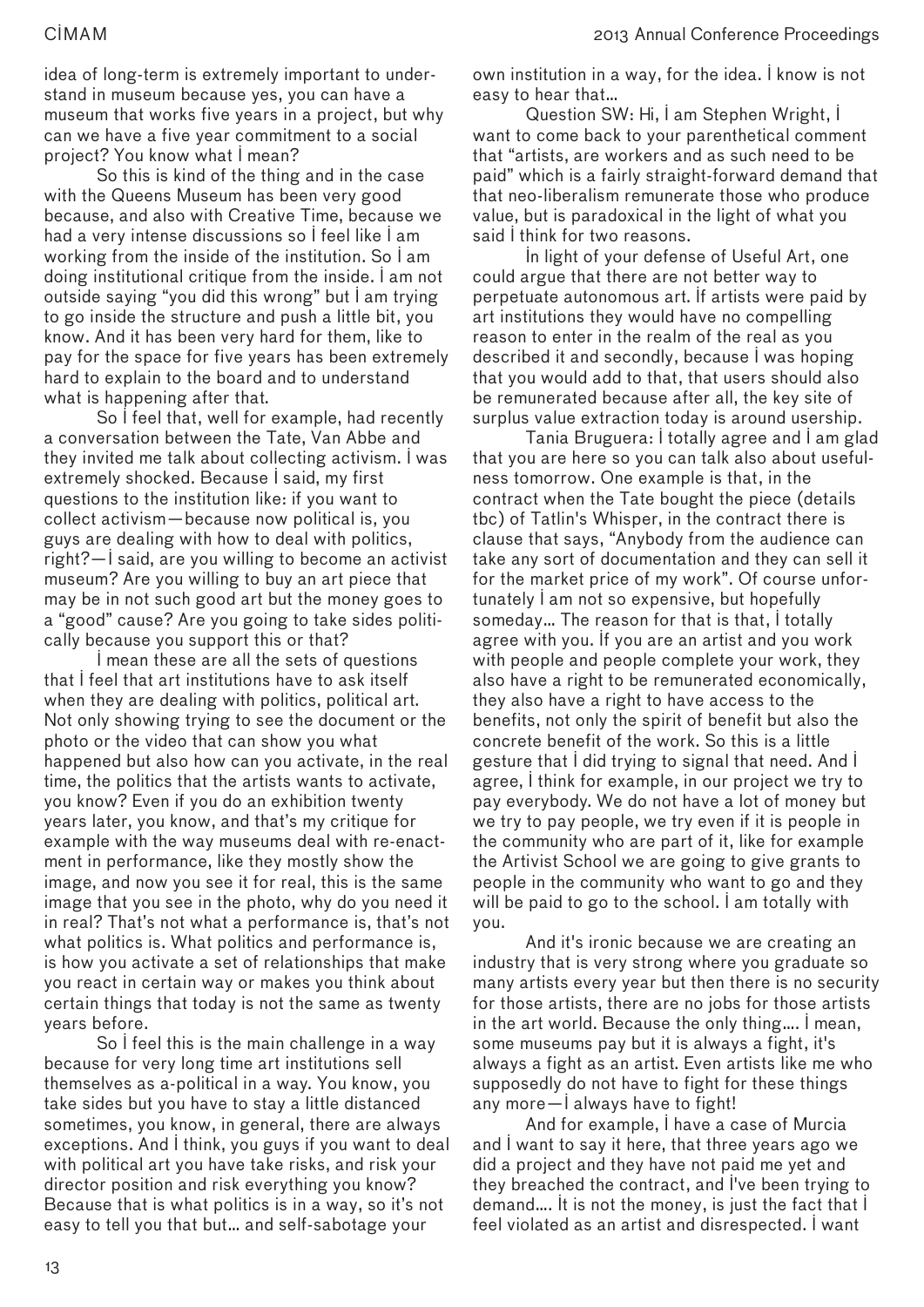idea of long-term is extremely important to understand in museum because yes, you can have a museum that works five years in a project, but why can we have a five year commitment to a social project? You know what I mean?

So this is kind of the thing and in the case with the Queens Museum has been very good because, and also with Creative Time, because we had a very intense discussions so I feel like I am working from the inside of the institution. So I am doing institutional critique from the inside. I am not outside saying "you did this wrong" but I am trying to go inside the structure and push a little bit, you know. And it has been very hard for them, like to pay for the space for five years has been extremely hard to explain to the board and to understand what is happening after that.

So I feel that, well for example, had recently a conversation between the Tate, Van Abbe and they invited me talk about collecting activism. I was extremely shocked. Because I said, my first questions to the institution like: if you want to collect activism—because now political is, you guys are dealing with how to deal with politics, right?—I said, are you willing to become an activist museum? Are you willing to buy an art piece that may be in not such good art but the money goes to a "good" cause? Are you going to take sides politically because you support this or that?

I mean these are all the sets of questions that I feel that art institutions have to ask itself when they are dealing with politics, political art. Not only showing trying to see the document or the photo or the video that can show you what happened but also how can you activate, in the real time, the politics that the artists wants to activate, you know? Even if you do an exhibition twenty years later, you know, and that's my critique for example with the way museums deal with re-enactment in performance, like they mostly show the image, and now you see it for real, this is the same image that you see in the photo, why do you need it in real? That's not what a performance is, that's not what politics is. What politics and performance is, is how you activate a set of relationships that make you react in certain way or makes you think about certain things that today is not the same as twenty years before.

So I feel this is the main challenge in a way because for very long time art institutions sell themselves as a-political in a way. You know, you take sides but you have to stay a little distanced sometimes, you know, in general, there are always exceptions. And I think, you guys if you want to deal with political art you have take risks, and risk your director position and risk everything you know? Because that is what politics is in a way, so it's not easy to tell you that but… and self-sabotage your own institution in a way, for the idea. I know is not easy to hear that…

Question SW: Hi, I am Stephen Wright, I want to come back to your parenthetical comment that "artists, are workers and as such need to be paid" which is a fairly straight-forward demand that that neo-liberalism remunerate those who produce value, but is paradoxical in the light of what you said I think for two reasons.

In light of your defense of Useful Art, one could argue that there are not better way to perpetuate autonomous art. If artists were paid by art institutions they would have no compelling reason to enter in the realm of the real as you described it and secondly, because I was hoping that you would add to that, that users should also be remunerated because after all, the key site of surplus value extraction today is around usership.

Tania Bruguera: I totally agree and I am glad that you are here so you can talk also about usefulness tomorrow. One example is that, in the contract when the Tate bought the piece (details tbc) of Tatlin's Whisper, in the contract there is clause that says, "Anybody from the audience can take any sort of documentation and they can sell it for the market price of my work". Of course unfortunately I am not so expensive, but hopefully someday… The reason for that is that, I totally agree with you. If you are an artist and you work with people and people complete your work, they also have a right to be remunerated economically, they also have a right to have access to the benefits, not only the spirit of benefit but also the concrete benefit of the work. So this is a little gesture that I did trying to signal that need. And I agree, I think for example, in our project we try to pay everybody. We do not have a lot of money but we try to pay people, we try even if it is people in the community who are part of it, like for example the Artivist School we are going to give grants to people in the community who want to go and they will be paid to go to the school. I am totally with you.

And it's ironic because we are creating an industry that is very strong where you graduate so many artists every year but then there is no security for those artists, there are no jobs for those artists in the art world. Because the only thing…. I mean, some museums pay but it is always a fight, it's always a fight as an artist. Even artists like me who supposedly do not have to fight for these things any more—I always have to fight!

And for example, I have a case of Murcia and I want to say it here, that three years ago we did a project and they have not paid me yet and they breached the contract, and I've been trying to demand…. It is not the money, is just the fact that I feel violated as an artist and disrespected. I want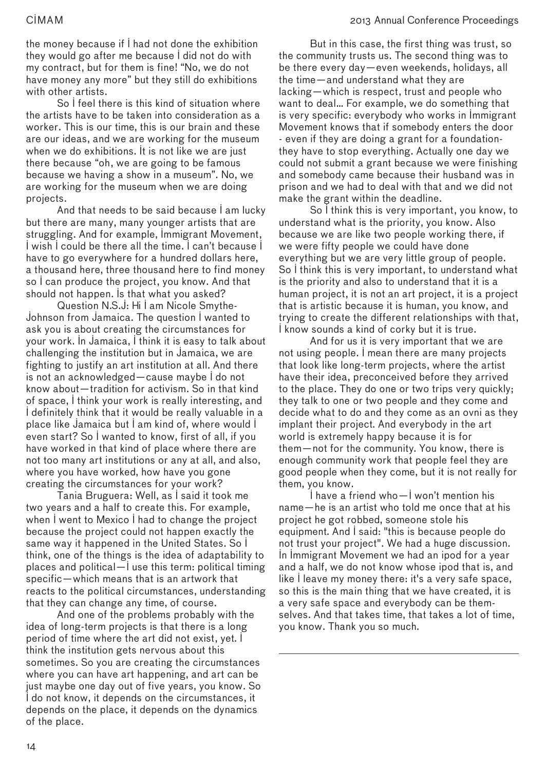the money because if I had not done the exhibition they would go after me because I did not do with my contract, but for them is fine! "No, we do not have money any more" but they still do exhibitions with other artists.

So I feel there is this kind of situation where the artists have to be taken into consideration as a worker. This is our time, this is our brain and these are our ideas, and we are working for the museum when we do exhibitions. It is not like we are just there because "oh, we are going to be famous because we having a show in a museum". No, we are working for the museum when we are doing projects.

And that needs to be said because I am lucky but there are many, many younger artists that are struggling. And for example, Immigrant Movement, I wish I could be there all the time. I can't because I have to go everywhere for a hundred dollars here, a thousand here, three thousand here to find money so I can produce the project, you know. And that should not happen. Is that what you asked?

Question N.S.J: Hi I am Nicole Smythe-Johnson from Jamaica. The question I wanted to ask you is about creating the circumstances for your work. In Jamaica, I think it is easy to talk about challenging the institution but in Jamaica, we are fighting to justify an art institution at all. And there is not an acknowledged—cause maybe I do not know about—tradition for activism. So in that kind of space, I think your work is really interesting, and I definitely think that it would be really valuable in a place like Jamaica but I am kind of, where would I even start? So I wanted to know, first of all, if you have worked in that kind of place where there are not too many art institutions or any at all, and also, where you have worked, how have you gone creating the circumstances for your work?

Tania Bruguera: Well, as I said it took me two years and a half to create this. For example, when I went to Mexico I had to change the project because the project could not happen exactly the same way it happened in the United States. So I think, one of the things is the idea of adaptability to places and political—I use this term: political timing specific—which means that is an artwork that reacts to the political circumstances, understanding that they can change any time, of course.

And one of the problems probably with the idea of long-term projects is that there is a long period of time where the art did not exist, yet. I think the institution gets nervous about this sometimes. So you are creating the circumstances where you can have art happening, and art can be just maybe one day out of five years, you know. So I do not know, it depends on the circumstances, it depends on the place, it depends on the dynamics of the place.

But in this case, the first thing was trust, so the community trusts us. The second thing was to be there every day—even weekends, holidays, all the time—and understand what they are lacking—which is respect, trust and people who want to deal... For example, we do something that is very specific: everybody who works in Immigrant Movement knows that if somebody enters the door - even if they are doing a grant for a foundation- they have to stop everything. Actually one day we could not submit a grant because we were finishing and somebody came because their husband was in prison and we had to deal with that and we did not make the grant within the deadline.

So I think this is very important, you know, to understand what is the priority, you know. Also because we are like two people working there, if we were fifty people we could have done everything but we are very little group of people. So I think this is very important, to understand what is the priority and also to understand that it is a human project, it is not an art project, it is a project that is artistic because it is human, you know, and trying to create the different relationships with that, I know sounds a kind of corky but it is true.

And for us it is very important that we are not using people. I mean there are many projects that look like long-term projects, where the artist have their idea, preconceived before they arrived to the place. They do one or two trips very quickly; they talk to one or two people and they come and decide what to do and they come as an ovni as they implant their project. And everybody in the art world is extremely happy because it is for them—not for the community. You know, there is enough community work that people feel they are good people when they come, but it is not really for them, you know.

I have a friend who—I won't mention his name—he is an artist who told me once that at his project he got robbed, someone stole his equipment. And I said: "this is because people do not trust your project". We had a huge discussion. In Immigrant Movement we had an ipod for a year and a half, we do not know whose ipod that is, and like I leave my money there: it's a very safe space, so this is the main thing that we have created, it is a very safe space and everybody can be themselves. And that takes time, that takes a lot of time, you know. Thank you so much.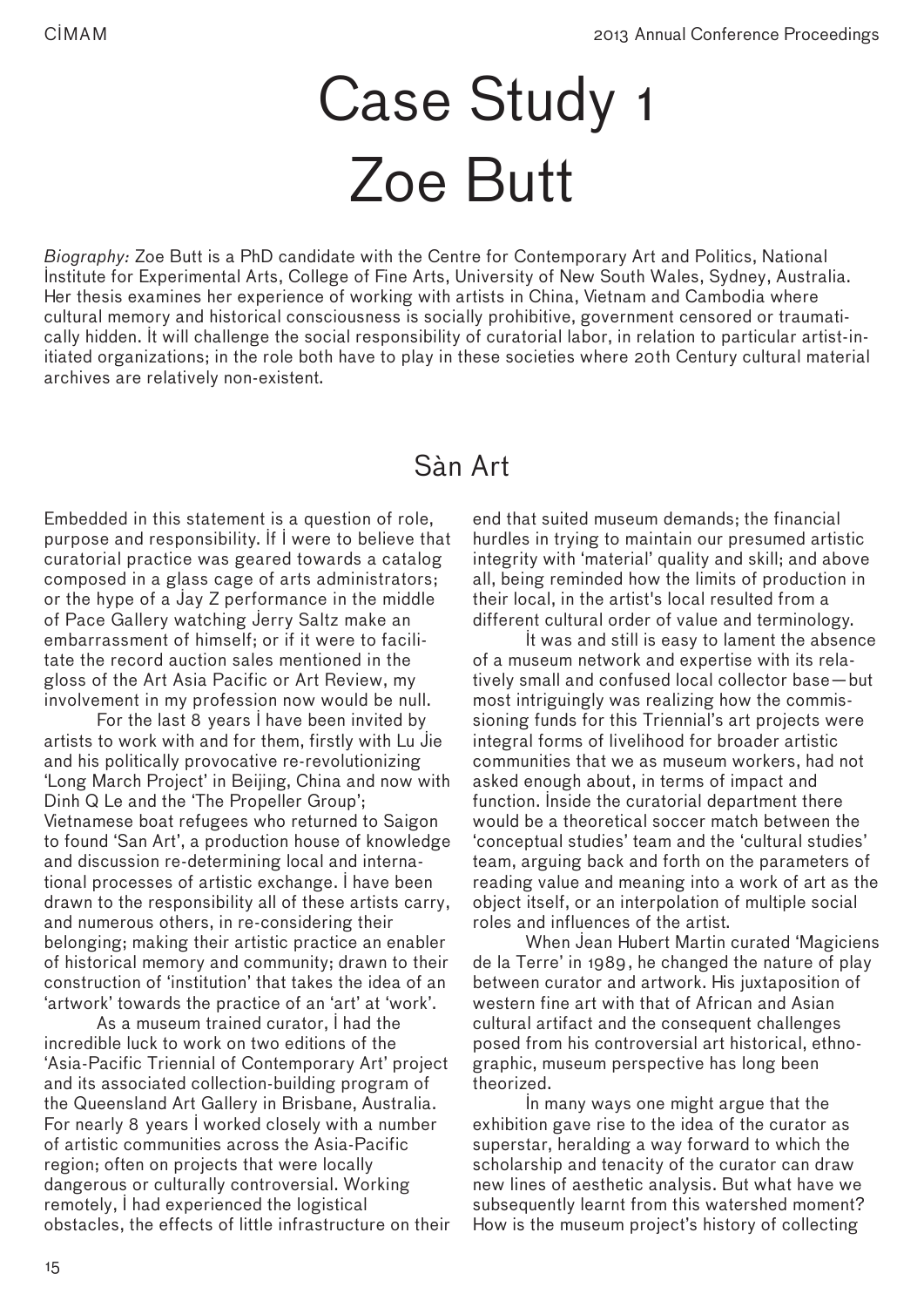# Case Study 1
# Zoe Butt

*Biography:* Zoe Butt is a PhD candidate with the Centre for Contemporary Art and Politics, National Institute for Experimental Arts, College of Fine Arts, University of New South Wales, Sydney, Australia. Her thesis examines her experience of working with artists in China, Vietnam and Cambodia where cultural memory and historical consciousness is socially prohibitive, government censored or traumatically hidden. It will challenge the social responsibility of curatorial labor, in relation to particular artist-initiated organizations; in the role both have to play in these societies where 20th Century cultural material archives are relatively non-existent.

## Sàn Art

Embedded in this statement is a question of role, purpose and responsibility. If I were to believe that curatorial practice was geared towards a catalog composed in a glass cage of arts administrators; or the hype of a Jay Z performance in the middle of Pace Gallery watching Jerry Saltz make an embarrassment of himself; or if it were to facilitate the record auction sales mentioned in the gloss of the Art Asia Pacific or Art Review, my involvement in my profession now would be null.

For the last 8 years I have been invited by artists to work with and for them, firstly with Lu Jie and his politically provocative re-revolutionizing 'Long March Project' in Beijing, China and now with Dinh Q Le and the 'The Propeller Group'; Vietnamese boat refugees who returned to Saigon to found 'San Art', a production house of knowledge and discussion re-determining local and international processes of artistic exchange. I have been drawn to the responsibility all of these artists carry, and numerous others, in re-considering their belonging; making their artistic practice an enabler of historical memory and community; drawn to their construction of 'institution' that takes the idea of an 'artwork' towards the practice of an 'art' at 'work'.

As a museum trained curator, I had the incredible luck to work on two editions of the 'Asia-Pacific Triennial of Contemporary Art' project and its associated collection-building program of the Queensland Art Gallery in Brisbane, Australia. For nearly 8 years I worked closely with a number of artistic communities across the Asia-Pacific region; often on projects that were locally dangerous or culturally controversial. Working remotely, I had experienced the logistical obstacles, the effects of little infrastructure on their end that suited museum demands; the financial hurdles in trying to maintain our presumed artistic integrity with 'material' quality and skill; and above all, being reminded how the limits of production in their local, in the artist's local resulted from a different cultural order of value and terminology.

It was and still is easy to lament the absence of a museum network and expertise with its relatively small and confused local collector base—but most intriguingly was realizing how the commissioning funds for this Triennial's art projects were integral forms of livelihood for broader artistic communities that we as museum workers, had not asked enough about, in terms of impact and function. Inside the curatorial department there would be a theoretical soccer match between the 'conceptual studies' team and the 'cultural studies' team, arguing back and forth on the parameters of reading value and meaning into a work of art as the object itself, or an interpolation of multiple social roles and influences of the artist.

When Jean Hubert Martin curated 'Magiciens de la Terre' in 1989, he changed the nature of play between curator and artwork. His juxtaposition of western fine art with that of African and Asian cultural artifact and the consequent challenges posed from his controversial art historical, ethnographic, museum perspective has long been theorized.

In many ways one might argue that the exhibition gave rise to the idea of the curator as superstar, heralding a way forward to which the scholarship and tenacity of the curator can draw new lines of aesthetic analysis. But what have we subsequently learnt from this watershed moment? How is the museum project's history of collecting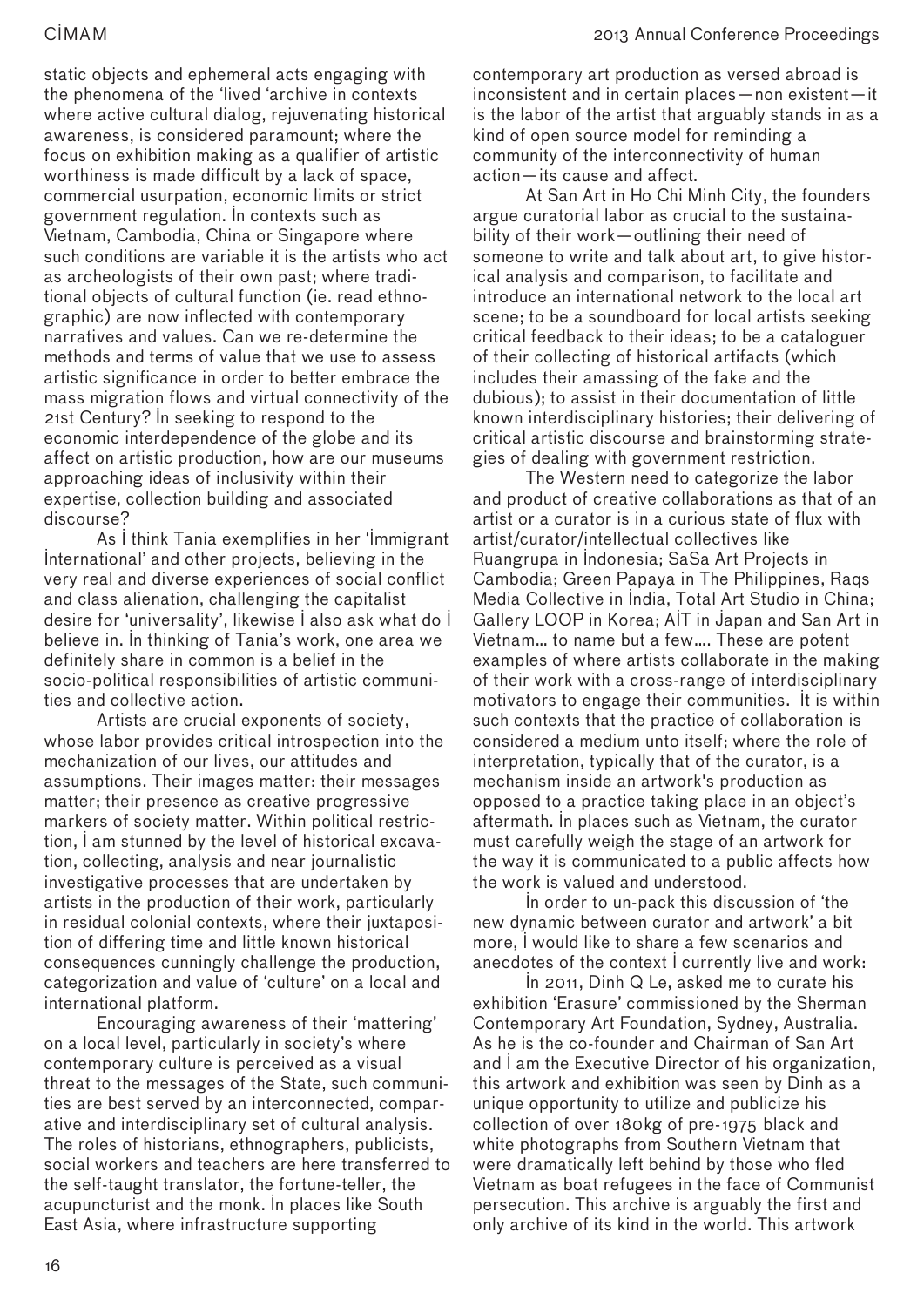static objects and ephemeral acts engaging with the phenomena of the 'lived 'archive in contexts where active cultural dialog, rejuvenating historical awareness, is considered paramount; where the focus on exhibition making as a qualifier of artistic worthiness is made difficult by a lack of space, commercial usurpation, economic limits or strict government regulation. In contexts such as Vietnam, Cambodia, China or Singapore where such conditions are variable it is the artists who act as archeologists of their own past; where traditional objects of cultural function (ie. read ethnographic) are now inflected with contemporary narratives and values. Can we re-determine the methods and terms of value that we use to assess artistic significance in order to better embrace the mass migration flows and virtual connectivity of the 21st Century? In seeking to respond to the economic interdependence of the globe and its affect on artistic production, how are our museums approaching ideas of inclusivity within their expertise, collection building and associated discourse?

As I think Tania exemplifies in her 'Immigrant International' and other projects, believing in the very real and diverse experiences of social conflict and class alienation, challenging the capitalist desire for 'universality', likewise I also ask what do I believe in. In thinking of Tania's work, one area we definitely share in common is a belief in the socio-political responsibilities of artistic communities and collective action.

Artists are crucial exponents of society, whose labor provides critical introspection into the mechanization of our lives, our attitudes and assumptions. Their images matter: their messages matter; their presence as creative progressive markers of society matter. Within political restriction, I am stunned by the level of historical excavation, collecting, analysis and near journalistic investigative processes that are undertaken by artists in the production of their work, particularly in residual colonial contexts, where their juxtaposition of differing time and little known historical consequences cunningly challenge the production, categorization and value of 'culture' on a local and international platform.

Encouraging awareness of their 'mattering' on a local level, particularly in society's where contemporary culture is perceived as a visual threat to the messages of the State, such communities are best served by an interconnected, comparative and interdisciplinary set of cultural analysis. The roles of historians, ethnographers, publicists, social workers and teachers are here transferred to the self-taught translator, the fortune-teller, the acupuncturist and the monk. In places like South East Asia, where infrastructure supporting contemporary art production as versed abroad is inconsistent and in certain places—non existent—it is the labor of the artist that arguably stands in as a kind of open source model for reminding a community of the interconnectivity of human action—its cause and affect.

At San Art in Ho Chi Minh City, the founders argue curatorial labor as crucial to the sustainability of their work—outlining their need of someone to write and talk about art, to give historical analysis and comparison, to facilitate and introduce an international network to the local art scene; to be a soundboard for local artists seeking critical feedback to their ideas; to be a cataloguer of their collecting of historical artifacts (which includes their amassing of the fake and the dubious); to assist in their documentation of little known interdisciplinary histories; their delivering of critical artistic discourse and brainstorming strategies of dealing with government restriction.

The Western need to categorize the labor and product of creative collaborations as that of an artist or a curator is in a curious state of flux with artist/curator/intellectual collectives like Ruangrupa in Indonesia; SaSa Art Projects in Cambodia; Green Papaya in The Philippines, Raqs Media Collective in India, Total Art Studio in China; Gallery LOOP in Korea; AIT in Japan and San Art in Vietnam… to name but a few…. These are potent examples of where artists collaborate in the making of their work with a cross-range of interdisciplinary motivators to engage their communities. It is within such contexts that the practice of collaboration is considered a medium unto itself; where the role of interpretation, typically that of the curator, is a mechanism inside an artwork's production as opposed to a practice taking place in an object's aftermath. In places such as Vietnam, the curator must carefully weigh the stage of an artwork for the way it is communicated to a public affects how the work is valued and understood.

In order to un-pack this discussion of 'the new dynamic between curator and artwork' a bit more, I would like to share a few scenarios and anecdotes of the context I currently live and work:

In 2011, Dinh Q Le, asked me to curate his exhibition 'Erasure' commissioned by the Sherman Contemporary Art Foundation, Sydney, Australia. As he is the co-founder and Chairman of San Art and I am the Executive Director of his organization, this artwork and exhibition was seen by Dinh as a unique opportunity to utilize and publicize his collection of over 180kg of pre-1975 black and white photographs from Southern Vietnam that were dramatically left behind by those who fled Vietnam as boat refugees in the face of Communist persecution. This archive is arguably the first and only archive of its kind in the world. This artwork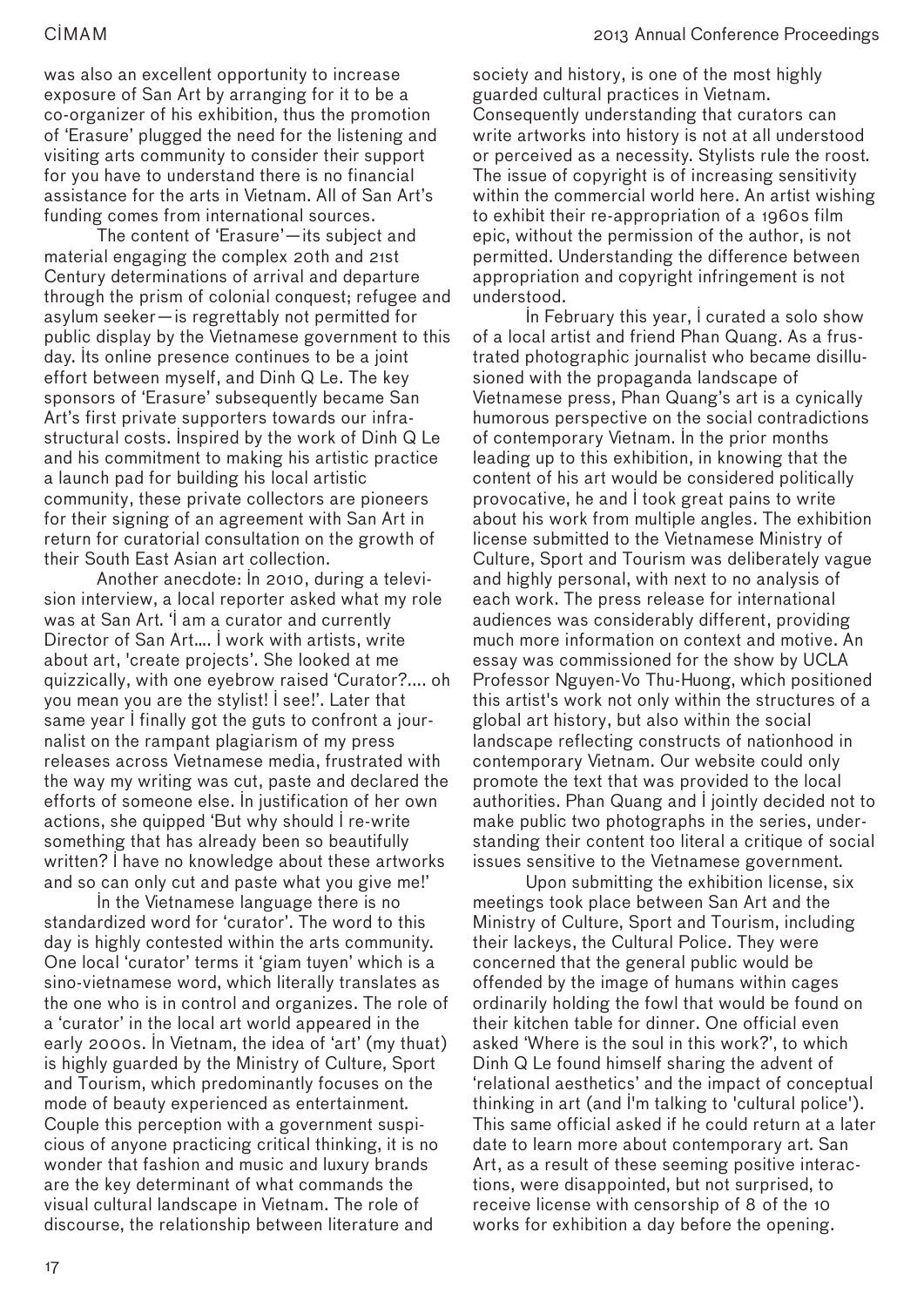was also an excellent opportunity to increase exposure of San Art by arranging for it to be a co-organizer of his exhibition, thus the promotion of 'Erasure' plugged the need for the listening and visiting arts community to consider their support for you have to understand there is no financial assistance for the arts in Vietnam. All of San Art's funding comes from international sources.

The content of 'Erasure'—its subject and material engaging the complex 20th and 21st Century determinations of arrival and departure through the prism of colonial conquest; refugee and asylum seeker—is regrettably not permitted for public display by the Vietnamese government to this day. Its online presence continues to be a joint effort between myself, and Dinh Q Le. The key sponsors of 'Erasure' subsequently became San Art's first private supporters towards our infrastructural costs. Inspired by the work of Dinh Q Le and his commitment to making his artistic practice a launch pad for building his local artistic community, these private collectors are pioneers for their signing of an agreement with San Art in return for curatorial consultation on the growth of their South East Asian art collection.

Another anecdote: In 2010, during a television interview, a local reporter asked what my role was at San Art. 'I am a curator and currently Director of San Art.... I work with artists, write about art, 'create projects'. She looked at me quizzically, with one eyebrow raised 'Curator?.... oh you mean you are the stylist! I see!'. Later that same year I finally got the guts to confront a journalist on the rampant plagiarism of my press releases across Vietnamese media, frustrated with the way my writing was cut, paste and declared the efforts of someone else. In justification of her own actions, she quipped 'But why should I re-write something that has already been so beautifully written? I have no knowledge about these artworks and so can only cut and paste what you give me!'

In the Vietnamese language there is no standardized word for 'curator'. The word to this day is highly contested within the arts community. One local 'curator' terms it 'giam tuyen' which is a sino-vietnamese word, which literally translates as the one who is in control and organizes. The role of a 'curator' in the local art world appeared in the early 2000s. In Vietnam, the idea of 'art' (my thuat) is highly guarded by the Ministry of Culture, Sport and Tourism, which predominantly focuses on the mode of beauty experienced as entertainment. Couple this perception with a government suspicious of anyone practicing critical thinking, it is no wonder that fashion and music and luxury brands are the key determinant of what commands the visual cultural landscape in Vietnam. The role of discourse, the relationship between literature and society and history, is one of the most highly guarded cultural practices in Vietnam. Consequently understanding that curators can write artworks into history is not at all understood or perceived as a necessity. Stylists rule the roost. The issue of copyright is of increasing sensitivity within the commercial world here. An artist wishing to exhibit their re-appropriation of a 1960s film epic, without the permission of the author, is not permitted. Understanding the difference between appropriation and copyright infringement is not understood.

In February this year, I curated a solo show of a local artist and friend Phan Quang. As a frustrated photographic journalist who became disillusioned with the propaganda landscape of Vietnamese press, Phan Quang's art is a cynically humorous perspective on the social contradictions of contemporary Vietnam. In the prior months leading up to this exhibition, in knowing that the content of his art would be considered politically provocative, he and I took great pains to write about his work from multiple angles. The exhibition license submitted to the Vietnamese Ministry of Culture, Sport and Tourism was deliberately vague and highly personal, with next to no analysis of each work. The press release for international audiences was considerably different, providing much more information on context and motive. An essay was commissioned for the show by UCLA Professor Nguyen-Vo Thu-Huong, which positioned this artist's work not only within the structures of a global art history, but also within the social landscape reflecting constructs of nationhood in contemporary Vietnam. Our website could only promote the text that was provided to the local authorities. Phan Quang and I jointly decided not to make public two photographs in the series, understanding their content too literal a critique of social issues sensitive to the Vietnamese government.

Upon submitting the exhibition license, six meetings took place between San Art and the Ministry of Culture, Sport and Tourism, including their lackeys, the Cultural Police. They were concerned that the general public would be offended by the image of humans within cages ordinarily holding the fowl that would be found on their kitchen table for dinner. One official even asked 'Where is the soul in this work?', to which Dinh Q Le found himself sharing the advent of 'relational aesthetics' and the impact of conceptual thinking in art (and I'm talking to 'cultural police'). This same official asked if he could return at a later date to learn more about contemporary art. San Art, as a result of these seeming positive interactions, were disappointed, but not surprised, to receive license with censorship of 8 of the 10 works for exhibition a day before the opening.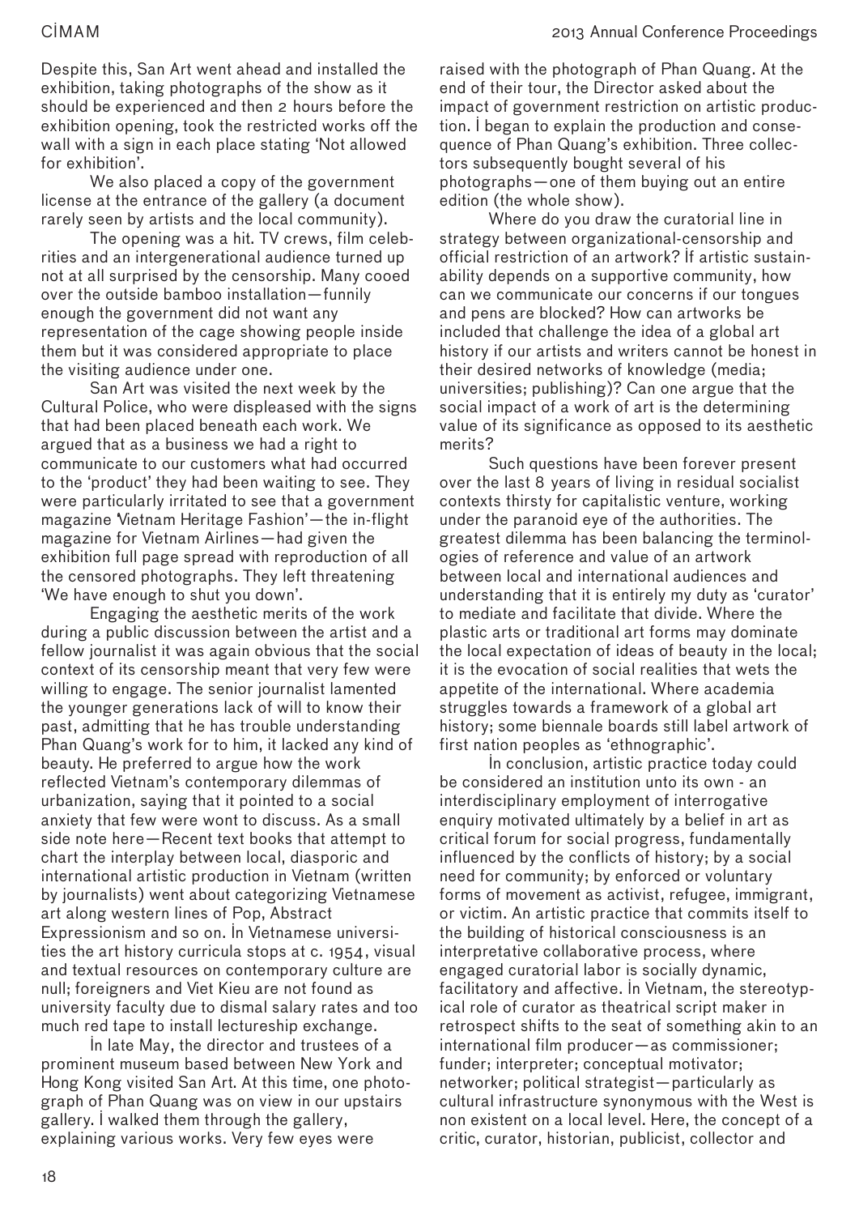Despite this, San Art went ahead and installed the exhibition, taking photographs of the show as it should be experienced and then 2 hours before the exhibition opening, took the restricted works off the wall with a sign in each place stating 'Not allowed for exhibition'.

We also placed a copy of the government license at the entrance of the gallery (a document rarely seen by artists and the local community).

The opening was a hit. TV crews, film celebrities and an intergenerational audience turned up not at all surprised by the censorship. Many cooed over the outside bamboo installation—funnily enough the government did not want any representation of the cage showing people inside them but it was considered appropriate to place the visiting audience under one.

San Art was visited the next week by the Cultural Police, who were displeased with the signs that had been placed beneath each work. We argued that as a business we had a right to communicate to our customers what had occurred to the 'product' they had been waiting to see. They were particularly irritated to see that a government magazine 'Vietnam Heritage Fashion'—the in-flight magazine for Vietnam Airlines—had given the exhibition full page spread with reproduction of all the censored photographs. They left threatening 'We have enough to shut you down'.

Engaging the aesthetic merits of the work during a public discussion between the artist and a fellow journalist it was again obvious that the social context of its censorship meant that very few were willing to engage. The senior journalist lamented the younger generations lack of will to know their past, admitting that he has trouble understanding Phan Quang's work for to him, it lacked any kind of beauty. He preferred to argue how the work reflected Vietnam's contemporary dilemmas of urbanization, saying that it pointed to a social anxiety that few were wont to discuss. As a small side note here—Recent text books that attempt to chart the interplay between local, diasporic and international artistic production in Vietnam (written by journalists) went about categorizing Vietnamese art along western lines of Pop, Abstract Expressionism and so on. In Vietnamese universities the art history curricula stops at c. 1954, visual and textual resources on contemporary culture are null; foreigners and Viet Kieu are not found as university faculty due to dismal salary rates and too much red tape to install lectureship exchange.

In late May, the director and trustees of a prominent museum based between New York and Hong Kong visited San Art. At this time, one photograph of Phan Quang was on view in our upstairs gallery. I walked them through the gallery, explaining various works. Very few eyes were raised with the photograph of Phan Quang. At the end of their tour, the Director asked about the impact of government restriction on artistic production. I began to explain the production and consequence of Phan Quang's exhibition. Three collectors subsequently bought several of his photographs—one of them buying out an entire edition (the whole show).

Where do you draw the curatorial line in strategy between organizational-censorship and official restriction of an artwork? If artistic sustainability depends on a supportive community, how can we communicate our concerns if our tongues and pens are blocked? How can artworks be included that challenge the idea of a global art history if our artists and writers cannot be honest in their desired networks of knowledge (media; universities; publishing)? Can one argue that the social impact of a work of art is the determining value of its significance as opposed to its aesthetic merits?

Such questions have been forever present over the last 8 years of living in residual socialist contexts thirsty for capitalistic venture, working under the paranoid eye of the authorities. The greatest dilemma has been balancing the terminologies of reference and value of an artwork between local and international audiences and understanding that it is entirely my duty as 'curator' to mediate and facilitate that divide. Where the plastic arts or traditional art forms may dominate the local expectation of ideas of beauty in the local; it is the evocation of social realities that wets the appetite of the international. Where academia struggles towards a framework of a global art history; some biennale boards still label artwork of first nation peoples as 'ethnographic'.

In conclusion, artistic practice today could be considered an institution unto its own - an interdisciplinary employment of interrogative enquiry motivated ultimately by a belief in art as critical forum for social progress, fundamentally influenced by the conflicts of history; by a social need for community; by enforced or voluntary forms of movement as activist, refugee, immigrant, or victim. An artistic practice that commits itself to the building of historical consciousness is an interpretative collaborative process, where engaged curatorial labor is socially dynamic, facilitatory and affective. In Vietnam, the stereotypical role of curator as theatrical script maker in retrospect shifts to the seat of something akin to an international film producer—as commissioner; funder; interpreter; conceptual motivator; networker; political strategist—particularly as cultural infrastructure synonymous with the West is non existent on a local level. Here, the concept of a critic, curator, historian, publicist, collector and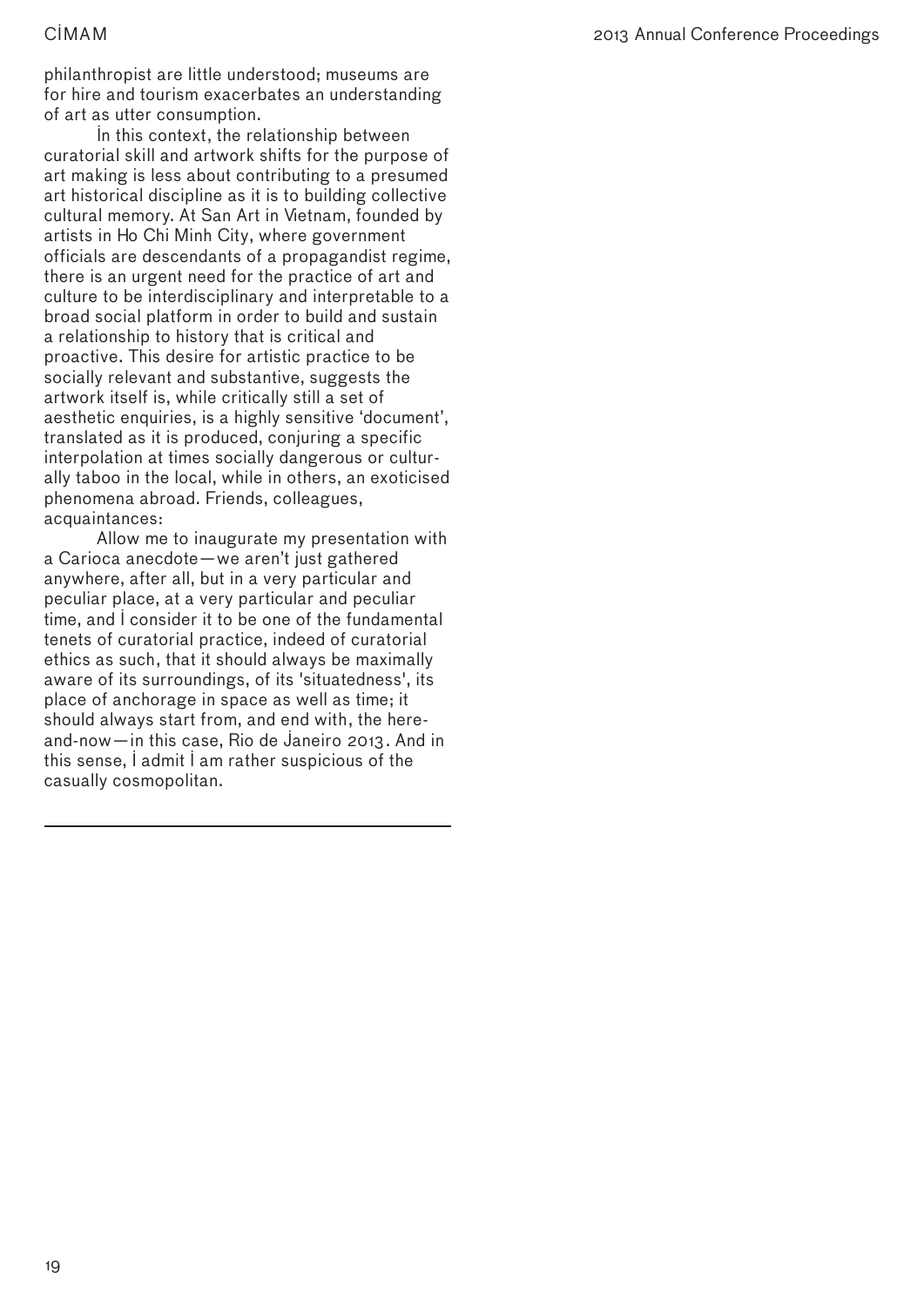philanthropist are little understood; museums are for hire and tourism exacerbates an understanding of art as utter consumption.

In this context, the relationship between curatorial skill and artwork shifts for the purpose of art making is less about contributing to a presumed art historical discipline as it is to building collective cultural memory. At San Art in Vietnam, founded by artists in Ho Chi Minh City, where government officials are descendants of a propagandist regime, there is an urgent need for the practice of art and culture to be interdisciplinary and interpretable to a broad social platform in order to build and sustain a relationship to history that is critical and proactive. This desire for artistic practice to be socially relevant and substantive, suggests the artwork itself is, while critically still a set of aesthetic enquiries, is a highly sensitive 'document', translated as it is produced, conjuring a specific interpolation at times socially dangerous or culturally taboo in the local, while in others, an exoticised phenomena abroad. Friends, colleagues, acquaintances:

Allow me to inaugurate my presentation with a Carioca anecdote—we aren't just gathered anywhere, after all, but in a very particular and peculiar place, at a very particular and peculiar time, and I consider it to be one of the fundamental tenets of curatorial practice, indeed of curatorial ethics as such, that it should always be maximally aware of its surroundings, of its 'situatedness', its place of anchorage in space as well as time; it should always start from, and end with, the here-and-now—in this case, Rio de Janeiro 2013. And in this sense, I admit I am rather suspicious of the casually cosmopolitan.

---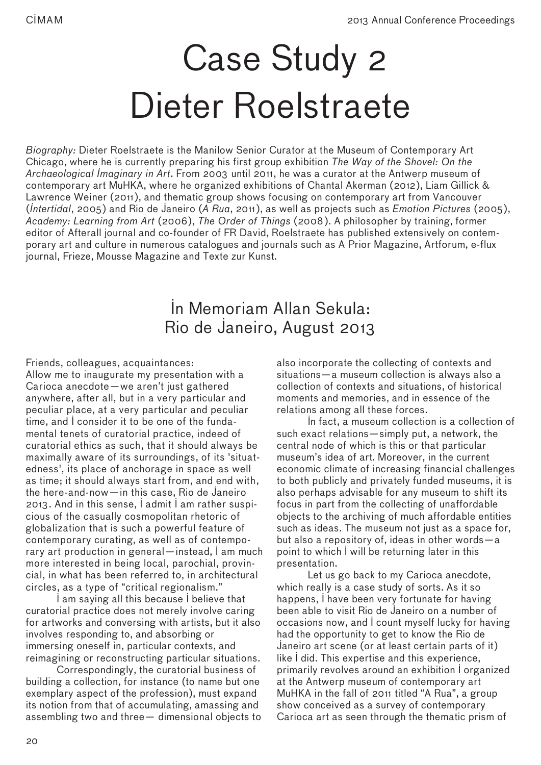# Case Study 2 Dieter Roelstraete

*Biography:* Dieter Roelstraete is the Manilow Senior Curator at the Museum of Contemporary Art Chicago, where he is currently preparing his first group exhibition *The Way of the Shovel: On the Archaeological Imaginary in Art*. From 2003 until 2011, he was a curator at the Antwerp museum of contemporary art MuHKA, where he organized exhibitions of Chantal Akerman (2012), Liam Gillick & Lawrence Weiner (2011), and thematic group shows focusing on contemporary art from Vancouver (*Intertidal*, 2005) and Rio de Janeiro (*A Rua*, 2011), as well as projects such as *Emotion Pictures* (2005), *Academy: Learning from Art* (2006), *The Order of Things* (2008). A philosopher by training, former editor of Afterall journal and co-founder of FR David, Roelstraete has published extensively on contemporary art and culture in numerous catalogues and journals such as A Prior Magazine, Artforum, e-flux journal, Frieze, Mousse Magazine and Texte zur Kunst.

## In Memoriam Allan Sekula: Rio de Janeiro, August 2013

Friends, colleagues, acquaintances:
Allow me to inaugurate my presentation with a Carioca anecdote—we aren't just gathered anywhere, after all, but in a very particular and peculiar place, at a very particular and peculiar time, and I consider it to be one of the fundamental tenets of curatorial practice, indeed of curatorial ethics as such, that it should always be maximally aware of its surroundings, of its 'situatedness', its place of anchorage in space as well as time; it should always start from, and end with, the here-and-now—in this case, Rio de Janeiro 2013. And in this sense, I admit I am rather suspicious of the casually cosmopolitan rhetoric of globalization that is such a powerful feature of contemporary curating, as well as of contemporary art production in general—instead, I am much more interested in being local, parochial, provincial, in what has been referred to, in architectural circles, as a type of "critical regionalism."

I am saying all this because I believe that curatorial practice does not merely involve caring for artworks and conversing with artists, but it also involves responding to, and absorbing or immersing oneself in, particular contexts, and reimagining or reconstructing particular situations.

Correspondingly, the curatorial business of building a collection, for instance (to name but one exemplary aspect of the profession), must expand its notion from that of accumulating, amassing and assembling two and three— dimensional objects to also incorporate the collecting of contexts and situations—a museum collection is always also a collection of contexts and situations, of historical moments and memories, and in essence of the relations among all these forces.

In fact, a museum collection is a collection of such exact relations—simply put, a network, the central node of which is this or that particular museum's idea of art. Moreover, in the current economic climate of increasing financial challenges to both publicly and privately funded museums, it is also perhaps advisable for any museum to shift its focus in part from the collecting of unaffordable objects to the archiving of much affordable entities such as ideas. The museum not just as a space for, but also a repository of, ideas in other words—a point to which I will be returning later in this presentation.

Let us go back to my Carioca anecdote, which really is a case study of sorts. As it so happens, I have been very fortunate for having been able to visit Rio de Janeiro on a number of occasions now, and I count myself lucky for having had the opportunity to get to know the Rio de Janeiro art scene (or at least certain parts of it) like I did. This expertise and this experience, primarily revolves around an exhibition I organized at the Antwerp museum of contemporary art MuHKA in the fall of 2011 titled "A Rua", a group show conceived as a survey of contemporary Carioca art as seen through the thematic prism of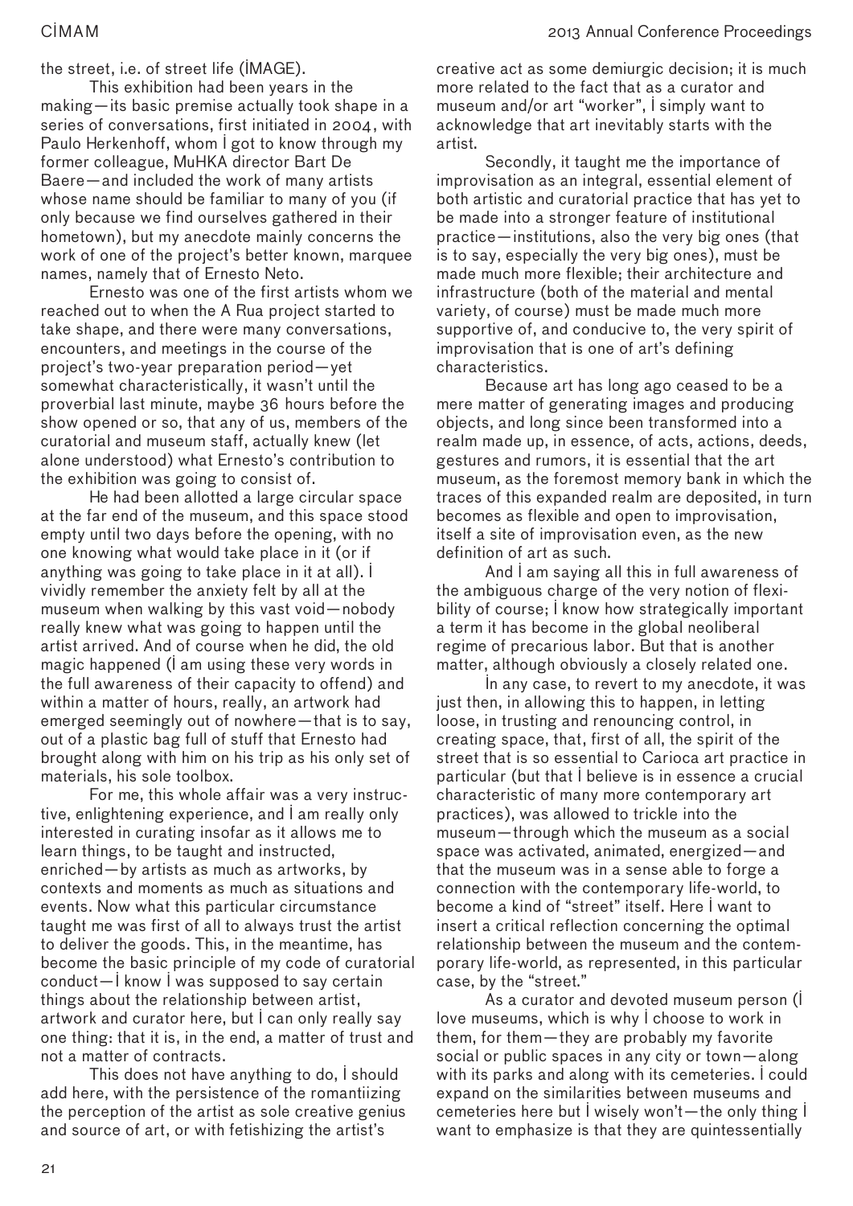the street, i.e. of street life (IMAGE).

This exhibition had been years in the making—its basic premise actually took shape in a series of conversations, first initiated in 2004, with Paulo Herkenhoff, whom I got to know through my former colleague, MuHKA director Bart De Baere—and included the work of many artists whose name should be familiar to many of you (if only because we find ourselves gathered in their hometown), but my anecdote mainly concerns the work of one of the project's better known, marquee names, namely that of Ernesto Neto.

Ernesto was one of the first artists whom we reached out to when the A Rua project started to take shape, and there were many conversations, encounters, and meetings in the course of the project's two-year preparation period—yet somewhat characteristically, it wasn't until the proverbial last minute, maybe 36 hours before the show opened or so, that any of us, members of the curatorial and museum staff, actually knew (let alone understood) what Ernesto's contribution to the exhibition was going to consist of.

He had been allotted a large circular space at the far end of the museum, and this space stood empty until two days before the opening, with no one knowing what would take place in it (or if anything was going to take place in it at all). I vividly remember the anxiety felt by all at the museum when walking by this vast void—nobody really knew what was going to happen until the artist arrived. And of course when he did, the old magic happened (I am using these very words in the full awareness of their capacity to offend) and within a matter of hours, really, an artwork had emerged seemingly out of nowhere—that is to say, out of a plastic bag full of stuff that Ernesto had brought along with him on his trip as his only set of materials, his sole toolbox.

For me, this whole affair was a very instructive, enlightening experience, and I am really only interested in curating insofar as it allows me to learn things, to be taught and instructed, enriched—by artists as much as artworks, by contexts and moments as much as situations and events. Now what this particular circumstance taught me was first of all to always trust the artist to deliver the goods. This, in the meantime, has become the basic principle of my code of curatorial conduct—I know I was supposed to say certain things about the relationship between artist, artwork and curator here, but I can only really say one thing: that it is, in the end, a matter of trust and not a matter of contracts.

This does not have anything to do, I should add here, with the persistence of the romantiizing the perception of the artist as sole creative genius and source of art, or with fetishizing the artist's creative act as some demiurgic decision; it is much more related to the fact that as a curator and museum and/or art "worker", I simply want to acknowledge that art inevitably starts with the artist.

Secondly, it taught me the importance of improvisation as an integral, essential element of both artistic and curatorial practice that has yet to be made into a stronger feature of institutional practice—institutions, also the very big ones (that is to say, especially the very big ones), must be made much more flexible; their architecture and infrastructure (both of the material and mental variety, of course) must be made much more supportive of, and conducive to, the very spirit of improvisation that is one of art's defining characteristics.

Because art has long ago ceased to be a mere matter of generating images and producing objects, and long since been transformed into a realm made up, in essence, of acts, actions, deeds, gestures and rumors, it is essential that the art museum, as the foremost memory bank in which the traces of this expanded realm are deposited, in turn becomes as flexible and open to improvisation, itself a site of improvisation even, as the new definition of art as such.

And I am saying all this in full awareness of the ambiguous charge of the very notion of flexibility of course; I know how strategically important a term it has become in the global neoliberal regime of precarious labor. But that is another matter, although obviously a closely related one.

In any case, to revert to my anecdote, it was just then, in allowing this to happen, in letting loose, in trusting and renouncing control, in creating space, that, first of all, the spirit of the street that is so essential to Carioca art practice in particular (but that I believe is in essence a crucial characteristic of many more contemporary art practices), was allowed to trickle into the museum—through which the museum as a social space was activated, animated, energized—and that the museum was in a sense able to forge a connection with the contemporary life-world, to become a kind of "street" itself. Here I want to insert a critical reflection concerning the optimal relationship between the museum and the contemporary life-world, as represented, in this particular case, by the "street."

As a curator and devoted museum person (I love museums, which is why I choose to work in them, for them—they are probably my favorite social or public spaces in any city or town—along with its parks and along with its cemeteries. I could expand on the similarities between museums and cemeteries here but I wisely won't—the only thing I want to emphasize is that they are quintessentially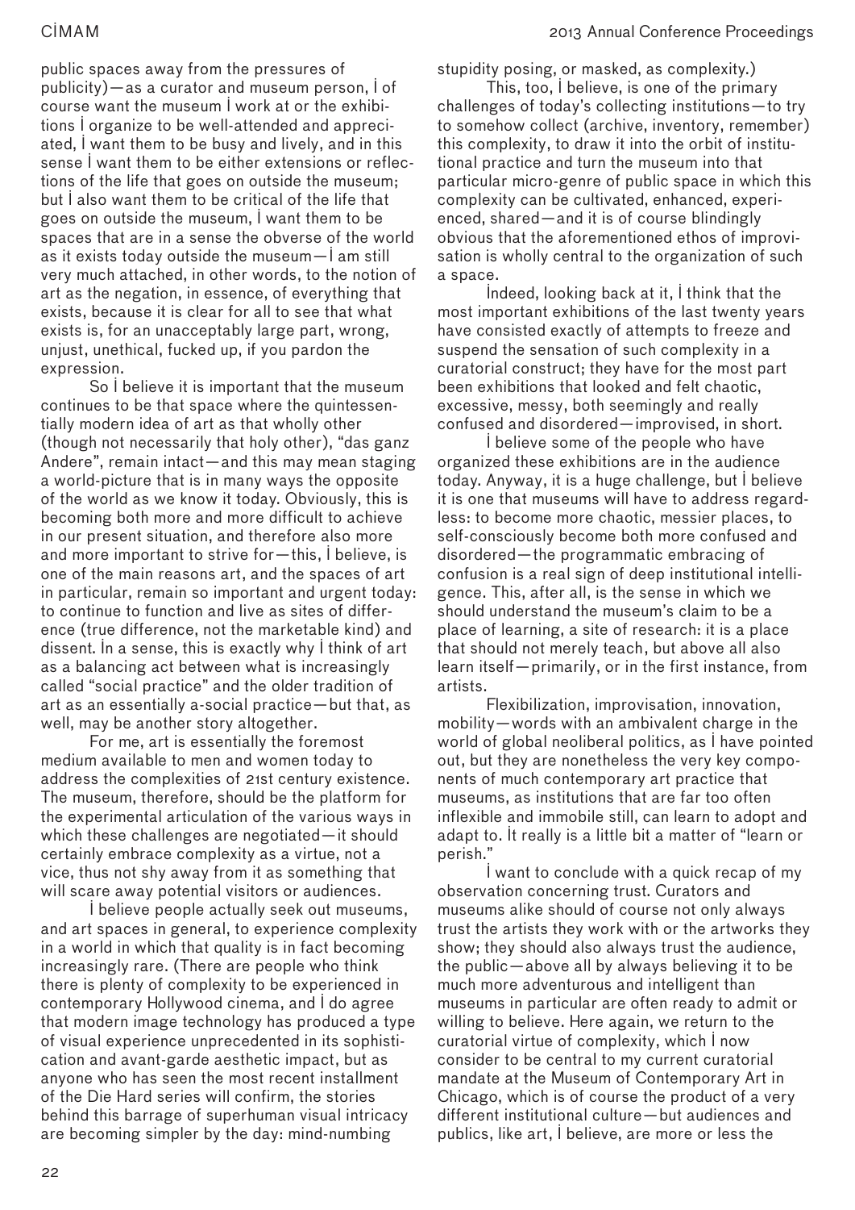public spaces away from the pressures of publicity)—as a curator and museum person, I of course want the museum I work at or the exhibitions I organize to be well-attended and appreciated, I want them to be busy and lively, and in this sense I want them to be either extensions or reflections of the life that goes on outside the museum; but I also want them to be critical of the life that goes on outside the museum, I want them to be spaces that are in a sense the obverse of the world as it exists today outside the museum—I am still very much attached, in other words, to the notion of art as the negation, in essence, of everything that exists, because it is clear for all to see that what exists is, for an unacceptably large part, wrong, unjust, unethical, fucked up, if you pardon the expression.

So I believe it is important that the museum continues to be that space where the quintessentially modern idea of art as that wholly other (though not necessarily that holy other), "das ganz Andere", remain intact—and this may mean staging a world-picture that is in many ways the opposite of the world as we know it today. Obviously, this is becoming both more and more difficult to achieve in our present situation, and therefore also more and more important to strive for—this, I believe, is one of the main reasons art, and the spaces of art in particular, remain so important and urgent today: to continue to function and live as sites of difference (true difference, not the marketable kind) and dissent. In a sense, this is exactly why I think of art as a balancing act between what is increasingly called "social practice" and the older tradition of art as an essentially a-social practice—but that, as well, may be another story altogether.

For me, art is essentially the foremost medium available to men and women today to address the complexities of 21st century existence. The museum, therefore, should be the platform for the experimental articulation of the various ways in which these challenges are negotiated—it should certainly embrace complexity as a virtue, not a vice, thus not shy away from it as something that will scare away potential visitors or audiences.

I believe people actually seek out museums, and art spaces in general, to experience complexity in a world in which that quality is in fact becoming increasingly rare. (There are people who think there is plenty of complexity to be experienced in contemporary Hollywood cinema, and I do agree that modern image technology has produced a type of visual experience unprecedented in its sophistication and avant-garde aesthetic impact, but as anyone who has seen the most recent installment of the Die Hard series will confirm, the stories behind this barrage of superhuman visual intricacy are becoming simpler by the day: mind-numbing stupidity posing, or masked, as complexity.)

This, too, I believe, is one of the primary challenges of today's collecting institutions—to try to somehow collect (archive, inventory, remember) this complexity, to draw it into the orbit of institutional practice and turn the museum into that particular micro-genre of public space in which this complexity can be cultivated, enhanced, experienced, shared—and it is of course blindingly obvious that the aforementioned ethos of improvisation is wholly central to the organization of such a space.

Indeed, looking back at it, I think that the most important exhibitions of the last twenty years have consisted exactly of attempts to freeze and suspend the sensation of such complexity in a curatorial construct; they have for the most part been exhibitions that looked and felt chaotic, excessive, messy, both seemingly and really confused and disordered—improvised, in short.

I believe some of the people who have organized these exhibitions are in the audience today. Anyway, it is a huge challenge, but I believe it is one that museums will have to address regardless: to become more chaotic, messier places, to self-consciously become both more confused and disordered—the programmatic embracing of confusion is a real sign of deep institutional intelligence. This, after all, is the sense in which we should understand the museum's claim to be a place of learning, a site of research: it is a place that should not merely teach, but above all also learn itself—primarily, or in the first instance, from artists.

Flexibilization, improvisation, innovation, mobility—words with an ambivalent charge in the world of global neoliberal politics, as I have pointed out, but they are nonetheless the very key components of much contemporary art practice that museums, as institutions that are far too often inflexible and immobile still, can learn to adopt and adapt to. It really is a little bit a matter of "learn or perish."

I want to conclude with a quick recap of my observation concerning trust. Curators and museums alike should of course not only always trust the artists they work with or the artworks they show; they should also always trust the audience, the public—above all by always believing it to be much more adventurous and intelligent than museums in particular are often ready to admit or willing to believe. Here again, we return to the curatorial virtue of complexity, which I now consider to be central to my current curatorial mandate at the Museum of Contemporary Art in Chicago, which is of course the product of a very different institutional culture—but audiences and publics, like art, I believe, are more or less the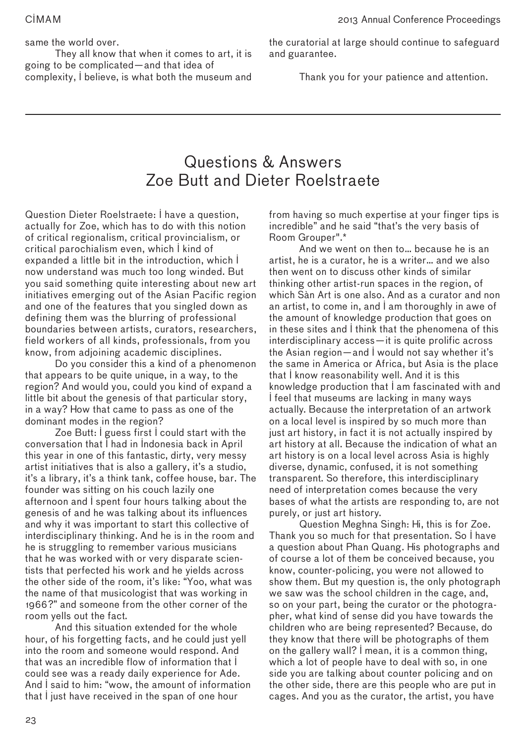same the world over.

They all know that when it comes to art, it is going to be complicated—and that idea of complexity, I believe, is what both the museum and the curatorial at large should continue to safeguard and guarantee.

Thank you for your patience and attention.

## Questions & Answers Zoe Butt and Dieter Roelstraete

Question Dieter Roelstraete: I have a question, actually for Zoe, which has to do with this notion of critical regionalism, critical provincialism, or critical parochialism even, which I kind of expanded a little bit in the introduction, which I now understand was much too long winded. But you said something quite interesting about new art initiatives emerging out of the Asian Pacific region and one of the features that you singled down as defining them was the blurring of professional boundaries between artists, curators, researchers, field workers of all kinds, professionals, from you know, from adjoining academic disciplines.

Do you consider this a kind of a phenomenon that appears to be quite unique, in a way, to the region? And would you, could you kind of expand a little bit about the genesis of that particular story, in a way? How that came to pass as one of the dominant modes in the region?

Zoe Butt: I guess first I could start with the conversation that I had in Indonesia back in April this year in one of this fantastic, dirty, very messy artist initiatives that is also a gallery, it's a studio, it's a library, it's a think tank, coffee house, bar. The founder was sitting on his couch lazily one afternoon and I spent four hours talking about the genesis of and he was talking about its influences and why it was important to start this collective of interdisciplinary thinking. And he is in the room and he is struggling to remember various musicians that he was worked with or very disparate scientists that perfected his work and he yields across the other side of the room, it's like: "Yoo, what was the name of that musicologist that was working in 1966?" and someone from the other corner of the room yells out the fact.

And this situation extended for the whole hour, of his forgetting facts, and he could just yell into the room and someone would respond. And that was an incredible flow of information that I could see was a ready daily experience for Ade. And I said to him: "wow, the amount of information that I just have received in the span of one hour from having so much expertise at your finger tips is incredible" and he said "that's the very basis of Room Grouper".*

And we went on then to… because he is an artist, he is a curator, he is a writer… and we also then went on to discuss other kinds of similar thinking other artist-run spaces in the region, of which Sàn Art is one also. And as a curator and non an artist, to come in, and I am thoroughly in awe of the amount of knowledge production that goes on in these sites and I think that the phenomena of this interdisciplinary access—it is quite prolific across the Asian region—and I would not say whether it's the same in America or Africa, but Asia is the place that I know reasonability well. And it is this knowledge production that I am fascinated with and I feel that museums are lacking in many ways actually. Because the interpretation of an artwork on a local level is inspired by so much more than just art history, in fact it is not actually inspired by art history at all. Because the indication of what an art history is on a local level across Asia is highly diverse, dynamic, confused, it is not something transparent. So therefore, this interdisciplinary need of interpretation comes because the very bases of what the artists are responding to, are not purely, or just art history.

Question Meghna Singh: Hi, this is for Zoe. Thank you so much for that presentation. So I have a question about Phan Quang. His photographs and of course a lot of them be conceived because, you know, counter-policing, you were not allowed to show them. But my question is, the only photograph we saw was the school children in the cage, and, so on your part, being the curator or the photographer, what kind of sense did you have towards the children who are being represented? Because, do they know that there will be photographs of them on the gallery wall? I mean, it is a common thing, which a lot of people have to deal with so, in one side you are talking about counter policing and on the other side, there are this people who are put in cages. And you as the curator, the artist, you have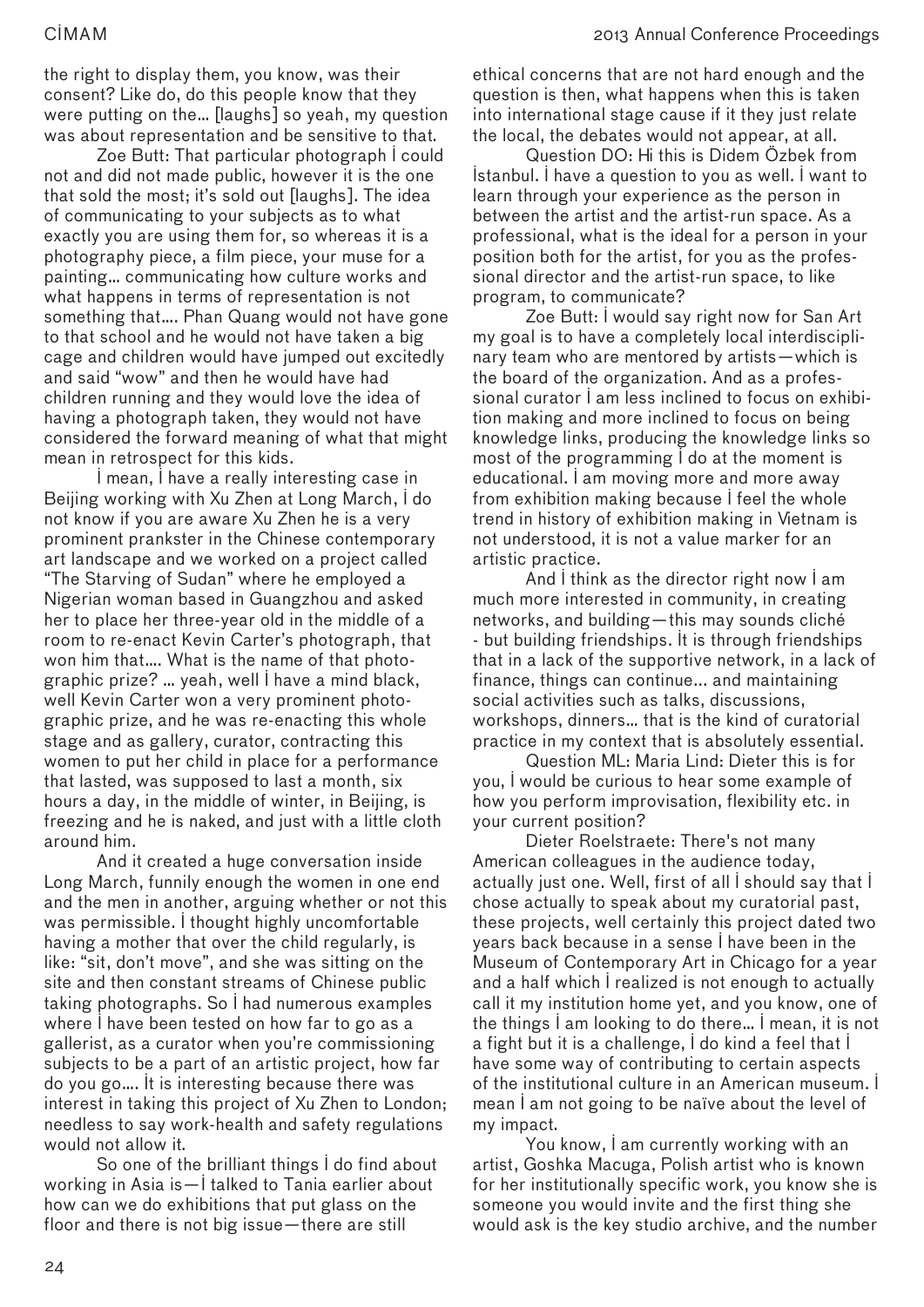the right to display them, you know, was their consent? Like do, do this people know that they were putting on the... [laughs] so yeah, my question was about representation and be sensitive to that.

Zoe Butt: That particular photograph I could not and did not made public, however it is the one that sold the most; it's sold out [laughs]. The idea of communicating to your subjects as to what exactly you are using them for, so whereas it is a photography piece, a film piece, your muse for a painting... communicating how culture works and what happens in terms of representation is not something that.... Phan Quang would not have gone to that school and he would not have taken a big cage and children would have jumped out excitedly and said "wow" and then he would have had children running and they would love the idea of having a photograph taken, they would not have considered the forward meaning of what that might mean in retrospect for this kids.

I mean, I have a really interesting case in Beijing working with Xu Zhen at Long March, I do not know if you are aware Xu Zhen he is a very prominent prankster in the Chinese contemporary art landscape and we worked on a project called "The Starving of Sudan" where he employed a Nigerian woman based in Guangzhou and asked her to place her three-year old in the middle of a room to re-enact Kevin Carter's photograph, that won him that.... What is the name of that photographic prize? ... yeah, well I have a mind black, well Kevin Carter won a very prominent photographic prize, and he was re-enacting this whole stage and as gallery, curator, contracting this women to put her child in place for a performance that lasted, was supposed to last a month, six hours a day, in the middle of winter, in Beijing, is freezing and he is naked, and just with a little cloth around him.

And it created a huge conversation inside Long March, funnily enough the women in one end and the men in another, arguing whether or not this was permissible. I thought highly uncomfortable having a mother that over the child regularly, is like: "sit, don't move", and she was sitting on the site and then constant streams of Chinese public taking photographs. So I had numerous examples where I have been tested on how far to go as a gallerist, as a curator when you're commissioning subjects to be a part of an artistic project, how far do you go.... It is interesting because there was interest in taking this project of Xu Zhen to London; needless to say work-health and safety regulations would not allow it.

So one of the brilliant things I do find about working in Asia is—I talked to Tania earlier about how can we do exhibitions that put glass on the floor and there is not big issue—there are still ethical concerns that are not hard enough and the question is then, what happens when this is taken into international stage cause if it they just relate the local, the debates would not appear, at all.

Question DO: Hi this is Didem Özbek from Istanbul. I have a question to you as well. I want to learn through your experience as the person in between the artist and the artist-run space. As a professional, what is the ideal for a person in your position both for the artist, for you as the professional director and the artist-run space, to like program, to communicate?

Zoe Butt: I would say right now for San Art my goal is to have a completely local interdisciplinary team who are mentored by artists—which is the board of the organization. And as a professional curator I am less inclined to focus on exhibition making and more inclined to focus on being knowledge links, producing the knowledge links so most of the programming I do at the moment is educational. I am moving more and more away from exhibition making because I feel the whole trend in history of exhibition making in Vietnam is not understood, it is not a value marker for an artistic practice.

And I think as the director right now I am much more interested in community, in creating networks, and building—this may sounds cliché - but building friendships. It is through friendships that in a lack of the supportive network, in a lack of finance, things can continue... and maintaining social activities such as talks, discussions, workshops, dinners... that is the kind of curatorial practice in my context that is absolutely essential.

Question ML: Maria Lind: Dieter this is for you, I would be curious to hear some example of how you perform improvisation, flexibility etc. in your current position?

Dieter Roelstraete: There's not many American colleagues in the audience today, actually just one. Well, first of all I should say that I chose actually to speak about my curatorial past, these projects, well certainly this project dated two years back because in a sense I have been in the Museum of Contemporary Art in Chicago for a year and a half which I realized is not enough to actually call it my institution home yet, and you know, one of the things I am looking to do there... I mean, it is not a fight but it is a challenge, I do kind a feel that I have some way of contributing to certain aspects of the institutional culture in an American museum. I mean I am not going to be naïve about the level of my impact.

You know, I am currently working with an artist, Goshka Macuga, Polish artist who is known for her institutionally specific work, you know she is someone you would invite and the first thing she would ask is the key studio archive, and the number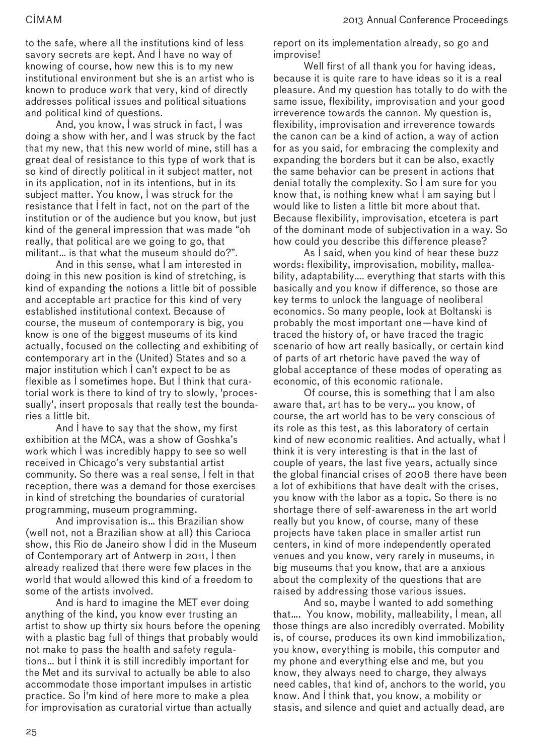to the safe, where all the institutions kind of less savory secrets are kept. And I have no way of knowing of course, how new this is to my new institutional environment but she is an artist who is known to produce work that very, kind of directly addresses political issues and political situations and political kind of questions.

And, you know, I was struck in fact, I was doing a show with her, and I was struck by the fact that my new, that this new world of mine, still has a great deal of resistance to this type of work that is so kind of directly political in it subject matter, not in its application, not in its intentions, but in its subject matter. You know, I was struck for the resistance that I felt in fact, not on the part of the institution or of the audience but you know, but just kind of the general impression that was made "oh really, that political are we going to go, that militant… is that what the museum should do?".

And in this sense, what I am interested in doing in this new position is kind of stretching, is kind of expanding the notions a little bit of possible and acceptable art practice for this kind of very established institutional context. Because of course, the museum of contemporary is big, you know is one of the biggest museums of its kind actually, focused on the collecting and exhibiting of contemporary art in the (United) States and so a major institution which I can't expect to be as flexible as I sometimes hope. But I think that curatorial work is there to kind of try to slowly, 'processually', insert proposals that really test the boundaries a little bit.

And I have to say that the show, my first exhibition at the MCA, was a show of Goshka's work which I was incredibly happy to see so well received in Chicago's very substantial artist community. So there was a real sense, I felt in that reception, there was a demand for those exercises in kind of stretching the boundaries of curatorial programming, museum programming.

And improvisation is… this Brazilian show (well not, not a Brazilian show at all) this Carioca show, this Rio de Janeiro show I did in the Museum of Contemporary art of Antwerp in 2011, I then already realized that there were few places in the world that would allowed this kind of a freedom to some of the artists involved.

And is hard to imagine the MET ever doing anything of the kind, you know ever trusting an artist to show up thirty six hours before the opening with a plastic bag full of things that probably would not make to pass the health and safety regulations… but I think it is still incredibly important for the Met and its survival to actually be able to also accommodate those important impulses in artistic practice. So I'm kind of here more to make a plea for improvisation as curatorial virtue than actually report on its implementation already, so go and improvise!

Well first of all thank you for having ideas, because it is quite rare to have ideas so it is a real pleasure. And my question has totally to do with the same issue, flexibility, improvisation and your good irreverence towards the cannon. My question is, flexibility, improvisation and irreverence towards the canon can be a kind of action, a way of action for as you said, for embracing the complexity and expanding the borders but it can be also, exactly the same behavior can be present in actions that denial totally the complexity. So I am sure for you know that, is nothing knew what I am saying but I would like to listen a little bit more about that. Because flexibility, improvisation, etcetera is part of the dominant mode of subjectivation in a way. So how could you describe this difference please?

As I said, when you kind of hear these buzz words: flexibility, improvisation, mobility, malleability, adaptability…. everything that starts with this basically and you know if difference, so those are key terms to unlock the language of neoliberal economics. So many people, look at Boltanski is probably the most important one—have kind of traced the history of, or have traced the tragic scenario of how art really basically, or certain kind of parts of art rhetoric have paved the way of global acceptance of these modes of operating as economic, of this economic rationale.

Of course, this is something that I am also aware that, art has to be very… you know, of course, the art world has to be very conscious of its role as this test, as this laboratory of certain kind of new economic realities. And actually, what I think it is very interesting is that in the last of couple of years, the last five years, actually since the global financial crises of 2008 there have been a lot of exhibitions that have dealt with the crises, you know with the labor as a topic. So there is no shortage there of self-awareness in the art world really but you know, of course, many of these projects have taken place in smaller artist run centers, in kind of more independently operated venues and you know, very rarely in museums, in big museums that you know, that are a anxious about the complexity of the questions that are raised by addressing those various issues.

And so, maybe I wanted to add something that…. You know, mobility, malleability, I mean, all those things are also incredibly overrated. Mobility is, of course, produces its own kind immobilization, you know, everything is mobile, this computer and my phone and everything else and me, but you know, they always need to charge, they always need cables, that kind of, anchors to the world, you know. And I think that, you know, a mobility or stasis, and silence and quiet and actually dead, are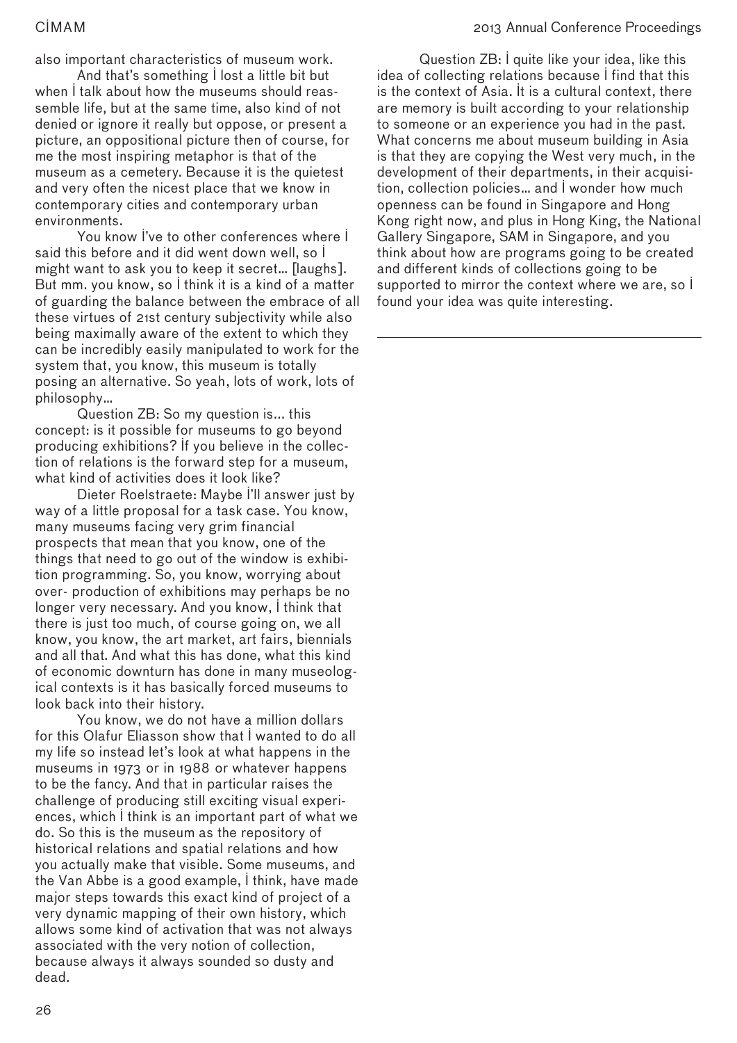also important characteristics of museum work.

And that's something I lost a little bit but when I talk about how the museums should reassemble life, but at the same time, also kind of not denied or ignore it really but oppose, or present a picture, an oppositional picture then of course, for me the most inspiring metaphor is that of the museum as a cemetery. Because it is the quietest and very often the nicest place that we know in contemporary cities and contemporary urban environments.

You know I've to other conferences where I said this before and it did went down well, so I might want to ask you to keep it secret... [laughs]. But mm. you know, so I think it is a kind of a matter of guarding the balance between the embrace of all these virtues of 21st century subjectivity while also being maximally aware of the extent to which they can be incredibly easily manipulated to work for the system that, you know, this museum is totally posing an alternative. So yeah, lots of work, lots of philosophy...

Question ZB: So my question is... this concept: is it possible for museums to go beyond producing exhibitions? If you believe in the collection of relations is the forward step for a museum, what kind of activities does it look like?

Dieter Roelstraete: Maybe I'll answer just by way of a little proposal for a task case. You know, many museums facing very grim financial prospects that mean that you know, one of the things that need to go out of the window is exhibition programming. So, you know, worrying about over- production of exhibitions may perhaps be no longer very necessary. And you know, I think that there is just too much, of course going on, we all know, you know, the art market, art fairs, biennials and all that. And what this has done, what this kind of economic downturn has done in many museological contexts is it has basically forced museums to look back into their history.

You know, we do not have a million dollars for this Olafur Eliasson show that I wanted to do all my life so instead let's look at what happens in the museums in 1973 or in 1988 or whatever happens to be the fancy. And that in particular raises the challenge of producing still exciting visual experiences, which I think is an important part of what we do. So this is the museum as the repository of historical relations and spatial relations and how you actually make that visible. Some museums, and the Van Abbe is a good example, I think, have made major steps towards this exact kind of project of a very dynamic mapping of their own history, which allows some kind of activation that was not always associated with the very notion of collection, because always it always sounded so dusty and dead.

Question ZB: I quite like your idea, like this idea of collecting relations because I find that this is the context of Asia. It is a cultural context, there are memory is built according to your relationship to someone or an experience you had in the past. What concerns me about museum building in Asia is that they are copying the West very much, in the development of their departments, in their acquisition, collection policies... and I wonder how much openness can be found in Singapore and Hong Kong right now, and plus in Hong King, the National Gallery Singapore, SAM in Singapore, and you think about how are programs going to be created and different kinds of collections going to be supported to mirror the context where we are, so I found your idea was quite interesting.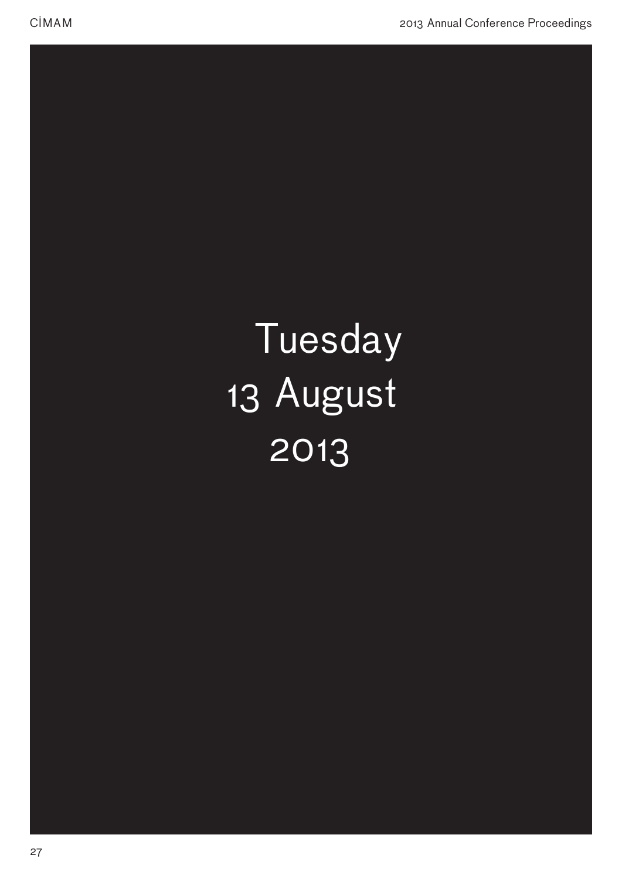# Tuesday 13 August 2013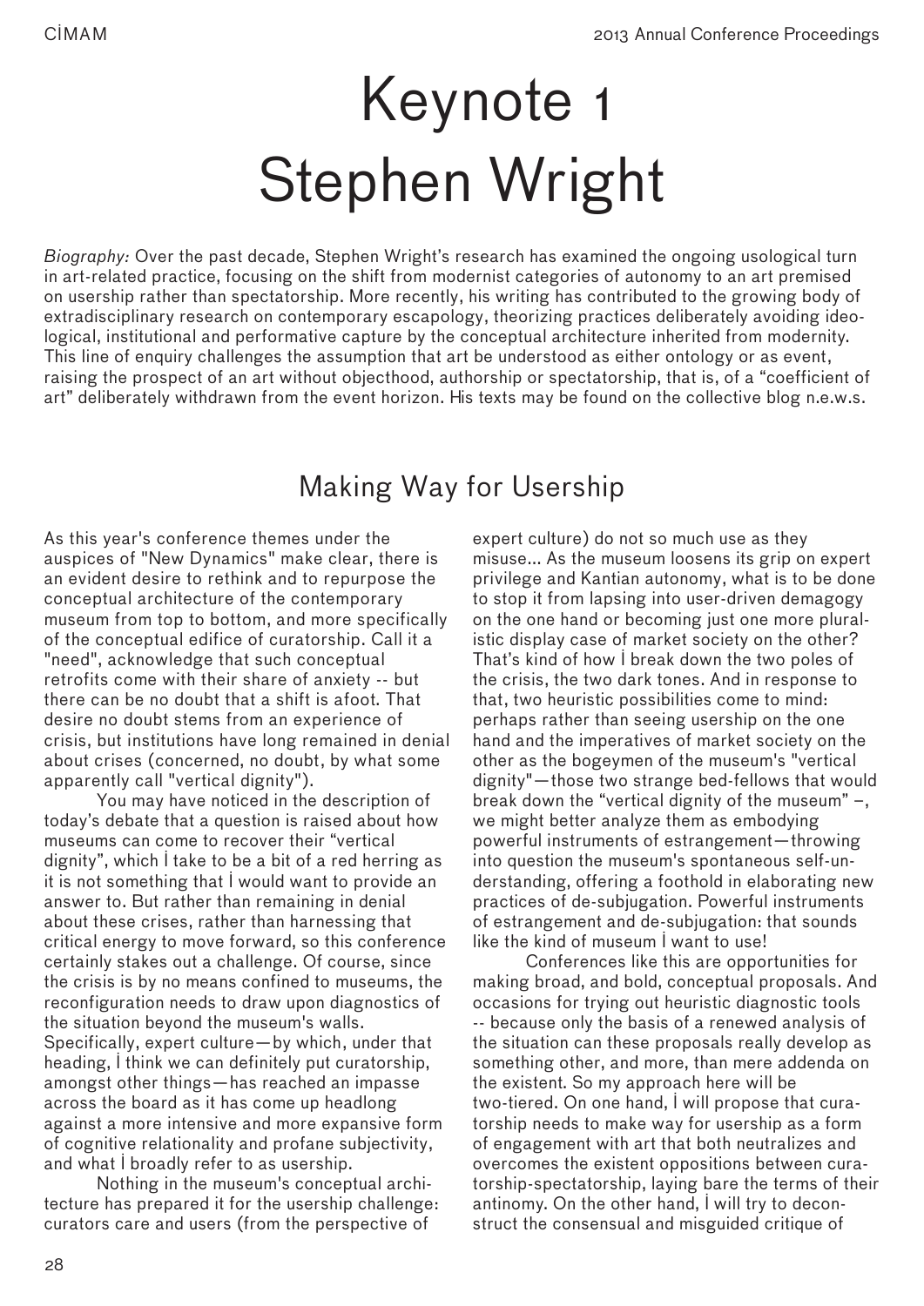# Keynote 1
# Stephen Wright

*Biography:* Over the past decade, Stephen Wright's research has examined the ongoing usological turn in art-related practice, focusing on the shift from modernist categories of autonomy to an art premised on usership rather than spectatorship. More recently, his writing has contributed to the growing body of extradisciplinary research on contemporary escapology, theorizing practices deliberately avoiding ideological, institutional and performative capture by the conceptual architecture inherited from modernity. This line of enquiry challenges the assumption that art be understood as either ontology or as event, raising the prospect of an art without objecthood, authorship or spectatorship, that is, of a "coefficient of art" deliberately withdrawn from the event horizon. His texts may be found on the collective blog n.e.w.s.

## Making Way for Usership

As this year's conference themes under the auspices of "New Dynamics" make clear, there is an evident desire to rethink and to repurpose the conceptual architecture of the contemporary museum from top to bottom, and more specifically of the conceptual edifice of curatorship. Call it a "need", acknowledge that such conceptual retrofits come with their share of anxiety -- but there can be no doubt that a shift is afoot. That desire no doubt stems from an experience of crisis, but institutions have long remained in denial about crises (concerned, no doubt, by what some apparently call "vertical dignity").

You may have noticed in the description of today's debate that a question is raised about how museums can come to recover their "vertical dignity", which I take to be a bit of a red herring as it is not something that I would want to provide an answer to. But rather than remaining in denial about these crises, rather than harnessing that critical energy to move forward, so this conference certainly stakes out a challenge. Of course, since the crisis is by no means confined to museums, the reconfiguration needs to draw upon diagnostics of the situation beyond the museum's walls. Specifically, expert culture—by which, under that heading, I think we can definitely put curatorship, amongst other things—has reached an impasse across the board as it has come up headlong against a more intensive and more expansive form of cognitive relationality and profane subjectivity, and what I broadly refer to as usership.

Nothing in the museum's conceptual architecture has prepared it for the usership challenge: curators care and users (from the perspective of expert culture) do not so much use as they misuse... As the museum loosens its grip on expert privilege and Kantian autonomy, what is to be done to stop it from lapsing into user-driven demagogy on the one hand or becoming just one more pluralistic display case of market society on the other? That's kind of how I break down the two poles of the crisis, the two dark tones. And in response to that, two heuristic possibilities come to mind: perhaps rather than seeing usership on the one hand and the imperatives of market society on the other as the bogeymen of the museum's "vertical dignity"—those two strange bed-fellows that would break down the "vertical dignity of the museum" –, we might better analyze them as embodying powerful instruments of estrangement—throwing into question the museum's spontaneous self-understanding, offering a foothold in elaborating new practices of de-subjugation. Powerful instruments of estrangement and de-subjugation: that sounds like the kind of museum I want to use!

Conferences like this are opportunities for making broad, and bold, conceptual proposals. And occasions for trying out heuristic diagnostic tools -- because only the basis of a renewed analysis of the situation can these proposals really develop as something other, and more, than mere addenda on the existent. So my approach here will be two-tiered. On one hand, I will propose that curatorship needs to make way for usership as a form of engagement with art that both neutralizes and overcomes the existent oppositions between curatorship-spectatorship, laying bare the terms of their antinomy. On the other hand, I will try to deconstruct the consensual and misguided critique of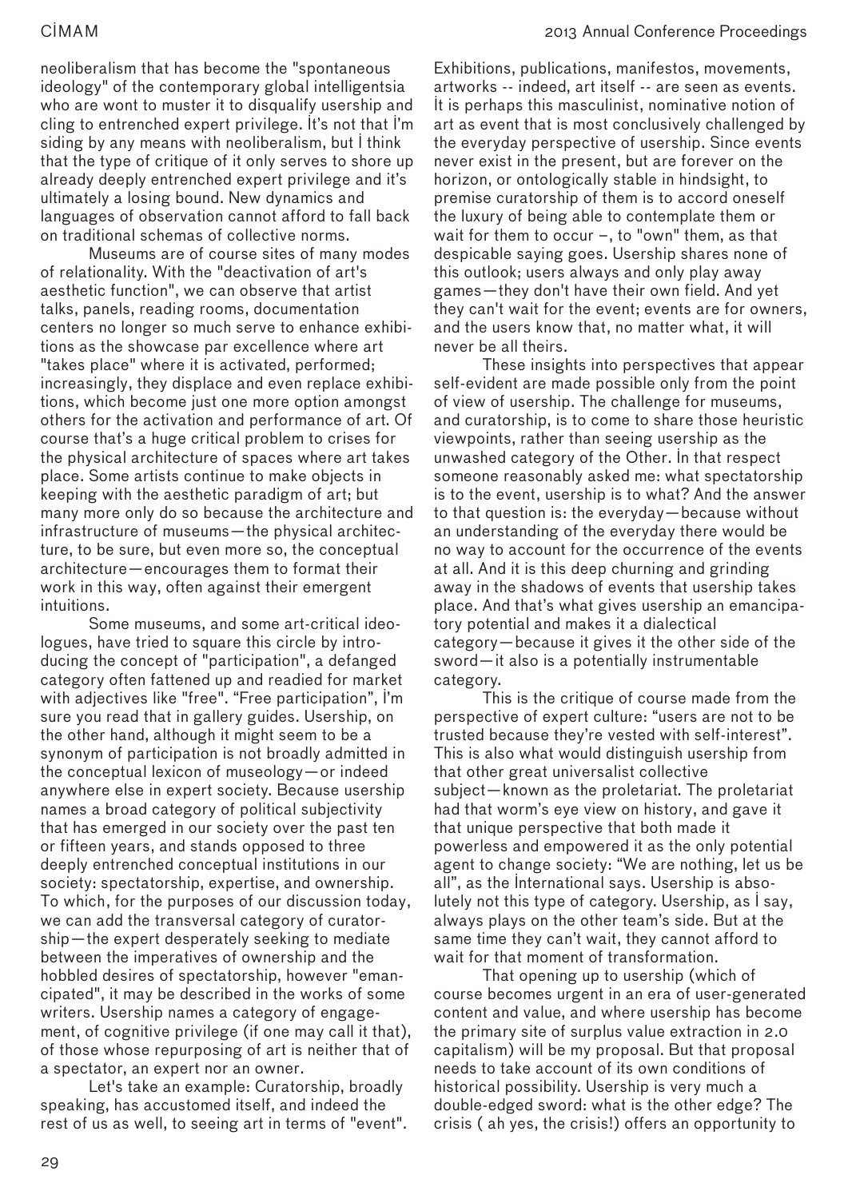neoliberalism that has become the "spontaneous ideology" of the contemporary global intelligentsia who are wont to muster it to disqualify usership and cling to entrenched expert privilege. İt's not that İ'm siding by any means with neoliberalism, but İ think that the type of critique of it only serves to shore up already deeply entrenched expert privilege and it's ultimately a losing bound. New dynamics and languages of observation cannot afford to fall back on traditional schemas of collective norms.

Museums are of course sites of many modes of relationality. With the "deactivation of art's aesthetic function", we can observe that artist talks, panels, reading rooms, documentation centers no longer so much serve to enhance exhibitions as the showcase par excellence where art "takes place" where it is activated, performed; increasingly, they displace and even replace exhibitions, which become just one more option amongst others for the activation and performance of art. Of course that's a huge critical problem to crises for the physical architecture of spaces where art takes place. Some artists continue to make objects in keeping with the aesthetic paradigm of art; but many more only do so because the architecture and infrastructure of museums—the physical architecture, to be sure, but even more so, the conceptual architecture—encourages them to format their work in this way, often against their emergent intuitions.

Some museums, and some art-critical ideologues, have tried to square this circle by introducing the concept of "participation", a defanged category often fattened up and readied for market with adjectives like "free". "Free participation", İ'm sure you read that in gallery guides. Usership, on the other hand, although it might seem to be a synonym of participation is not broadly admitted in the conceptual lexicon of museology—or indeed anywhere else in expert society. Because usership names a broad category of political subjectivity that has emerged in our society over the past ten or fifteen years, and stands opposed to three deeply entrenched conceptual institutions in our society: spectatorship, expertise, and ownership. To which, for the purposes of our discussion today, we can add the transversal category of curatorship—the expert desperately seeking to mediate between the imperatives of ownership and the hobbled desires of spectatorship, however "emancipated", it may be described in the works of some writers. Usership names a category of engagement, of cognitive privilege (if one may call it that), of those whose repurposing of art is neither that of a spectator, an expert nor an owner.

Let's take an example: Curatorship, broadly speaking, has accustomed itself, and indeed the rest of us as well, to seeing art in terms of "event". Exhibitions, publications, manifestos, movements, artworks -- indeed, art itself -- are seen as events. İt is perhaps this masculinist, nominative notion of art as event that is most conclusively challenged by the everyday perspective of usership. Since events never exist in the present, but are forever on the horizon, or ontologically stable in hindsight, to premise curatorship of them is to accord oneself the luxury of being able to contemplate them or wait for them to occur –, to "own" them, as that despicable saying goes. Usership shares none of this outlook; users always and only play away games—they don't have their own field. And yet they can't wait for the event; events are for owners, and the users know that, no matter what, it will never be all theirs.

These insights into perspectives that appear self-evident are made possible only from the point of view of usership. The challenge for museums, and curatorship, is to come to share those heuristic viewpoints, rather than seeing usership as the unwashed category of the Other. İn that respect someone reasonably asked me: what spectatorship is to the event, usership is to what? And the answer to that question is: the everyday—because without an understanding of the everyday there would be no way to account for the occurrence of the events at all. And it is this deep churning and grinding away in the shadows of events that usership takes place. And that's what gives usership an emancipatory potential and makes it a dialectical category—because it gives it the other side of the sword—it also is a potentially instrumentable category.

This is the critique of course made from the perspective of expert culture: "users are not to be trusted because they're vested with self-interest". This is also what would distinguish usership from that other great universalist collective subject—known as the proletariat. The proletariat had that worm's eye view on history, and gave it that unique perspective that both made it powerless and empowered it as the only potential agent to change society: "We are nothing, let us be all", as the İnternational says. Usership is absolutely not this type of category. Usership, as İ say, always plays on the other team's side. But at the same time they can't wait, they cannot afford to wait for that moment of transformation.

That opening up to usership (which of course becomes urgent in an era of user-generated content and value, and where usership has become the primary site of surplus value extraction in 2.0 capitalism) will be my proposal. But that proposal needs to take account of its own conditions of historical possibility. Usership is very much a double-edged sword: what is the other edge? The crisis ( ah yes, the crisis!) offers an opportunity to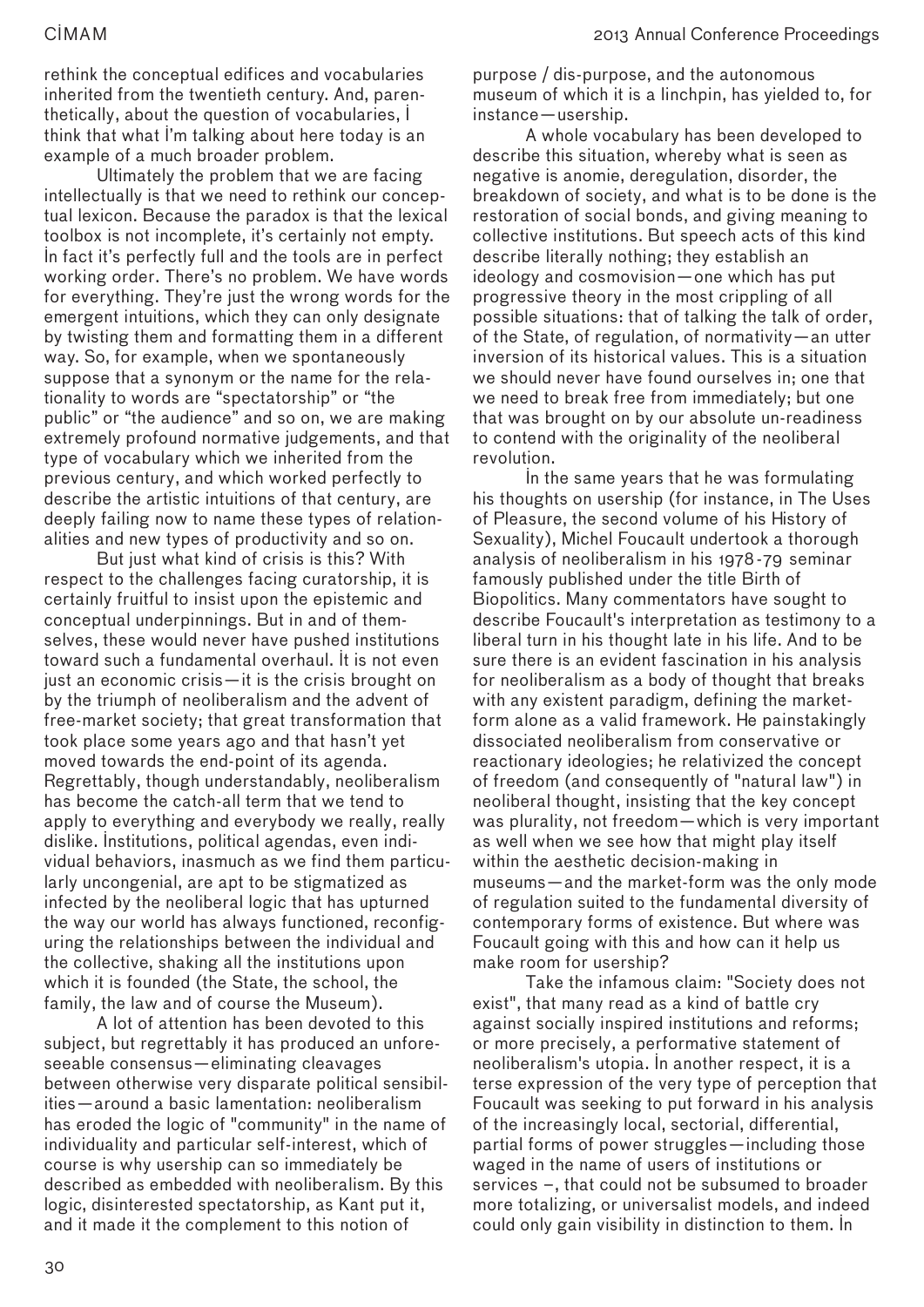rethink the conceptual edifices and vocabularies inherited from the twentieth century. And, parenthetically, about the question of vocabularies, I think that what I'm talking about here today is an example of a much broader problem.

Ultimately the problem that we are facing intellectually is that we need to rethink our conceptual lexicon. Because the paradox is that the lexical toolbox is not incomplete, it's certainly not empty. In fact it's perfectly full and the tools are in perfect working order. There's no problem. We have words for everything. They're just the wrong words for the emergent intuitions, which they can only designate by twisting them and formatting them in a different way. So, for example, when we spontaneously suppose that a synonym or the name for the relationality to words are "spectatorship" or "the public" or "the audience" and so on, we are making extremely profound normative judgements, and that type of vocabulary which we inherited from the previous century, and which worked perfectly to describe the artistic intuitions of that century, are deeply failing now to name these types of relationalities and new types of productivity and so on.

But just what kind of crisis is this? With respect to the challenges facing curatorship, it is certainly fruitful to insist upon the epistemic and conceptual underpinnings. But in and of themselves, these would never have pushed institutions toward such a fundamental overhaul. It is not even just an economic crisis—it is the crisis brought on by the triumph of neoliberalism and the advent of free-market society; that great transformation that took place some years ago and that hasn't yet moved towards the end-point of its agenda. Regrettably, though understandably, neoliberalism has become the catch-all term that we tend to apply to everything and everybody we really, really dislike. Institutions, political agendas, even individual behaviors, inasmuch as we find them particularly uncongenial, are apt to be stigmatized as infected by the neoliberal logic that has upturned the way our world has always functioned, reconfiguring the relationships between the individual and the collective, shaking all the institutions upon which it is founded (the State, the school, the family, the law and of course the Museum).

A lot of attention has been devoted to this subject, but regrettably it has produced an unforeseeable consensus—eliminating cleavages between otherwise very disparate political sensibilities—around a basic lamentation: neoliberalism has eroded the logic of "community" in the name of individuality and particular self-interest, which of course is why usership can so immediately be described as embedded with neoliberalism. By this logic, disinterested spectatorship, as Kant put it, and it made it the complement to this notion of purpose / dis-purpose, and the autonomous museum of which it is a linchpin, has yielded to, for instance—usership.

A whole vocabulary has been developed to describe this situation, whereby what is seen as negative is anomie, deregulation, disorder, the breakdown of society, and what is to be done is the restoration of social bonds, and giving meaning to collective institutions. But speech acts of this kind describe literally nothing; they establish an ideology and cosmovision—one which has put progressive theory in the most crippling of all possible situations: that of talking the talk of order, of the State, of regulation, of normativity—an utter inversion of its historical values. This is a situation we should never have found ourselves in; one that we need to break free from immediately; but one that was brought on by our absolute un-readiness to contend with the originality of the neoliberal revolution.

In the same years that he was formulating his thoughts on usership (for instance, in The Uses of Pleasure, the second volume of his History of Sexuality), Michel Foucault undertook a thorough analysis of neoliberalism in his 1978-79 seminar famously published under the title Birth of Biopolitics. Many commentators have sought to describe Foucault's interpretation as testimony to a liberal turn in his thought late in his life. And to be sure there is an evident fascination in his analysis for neoliberalism as a body of thought that breaks with any existent paradigm, defining the market-form alone as a valid framework. He painstakingly dissociated neoliberalism from conservative or reactionary ideologies; he relativized the concept of freedom (and consequently of "natural law") in neoliberal thought, insisting that the key concept was plurality, not freedom—which is very important as well when we see how that might play itself within the aesthetic decision-making in museums—and the market-form was the only mode of regulation suited to the fundamental diversity of contemporary forms of existence. But where was Foucault going with this and how can it help us make room for usership?

Take the infamous claim: "Society does not exist", that many read as a kind of battle cry against socially inspired institutions and reforms; or more precisely, a performative statement of neoliberalism's utopia. In another respect, it is a terse expression of the very type of perception that Foucault was seeking to put forward in his analysis of the increasingly local, sectorial, differential, partial forms of power struggles—including those waged in the name of users of institutions or services –, that could not be subsumed to broader more totalizing, or universalist models, and indeed could only gain visibility in distinction to them. In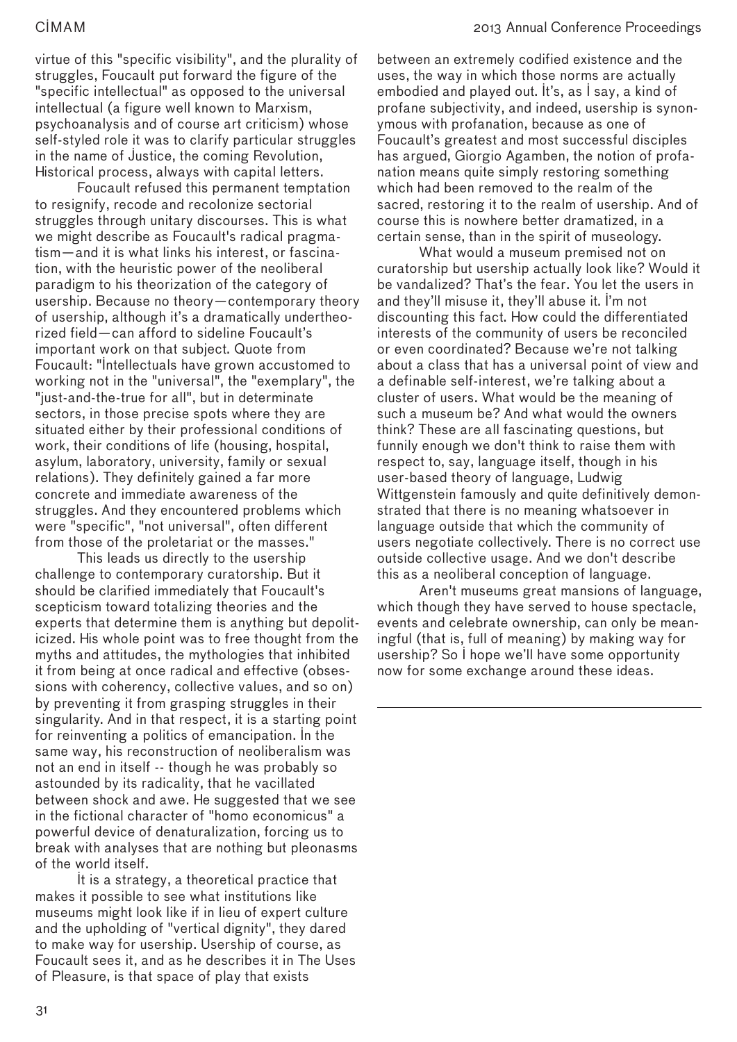virtue of this "specific visibility", and the plurality of struggles, Foucault put forward the figure of the "specific intellectual" as opposed to the universal intellectual (a figure well known to Marxism, psychoanalysis and of course art criticism) whose self-styled role it was to clarify particular struggles in the name of Justice, the coming Revolution, Historical process, always with capital letters.

Foucault refused this permanent temptation to resignify, recode and recolonize sectorial struggles through unitary discourses. This is what we might describe as Foucault's radical pragmatism—and it is what links his interest, or fascination, with the heuristic power of the neoliberal paradigm to his theorization of the category of usership. Because no theory—contemporary theory of usership, although it's a dramatically undertheorized field—can afford to sideline Foucault's important work on that subject. Quote from Foucault: "Intellectuals have grown accustomed to working not in the "universal", the "exemplary", the "just-and-the-true for all", but in determinate sectors, in those precise spots where they are situated either by their professional conditions of work, their conditions of life (housing, hospital, asylum, laboratory, university, family or sexual relations). They definitely gained a far more concrete and immediate awareness of the struggles. And they encountered problems which were "specific", "not universal", often different from those of the proletariat or the masses."

This leads us directly to the usership challenge to contemporary curatorship. But it should be clarified immediately that Foucault's scepticism toward totalizing theories and the experts that determine them is anything but depoliticized. His whole point was to free thought from the myths and attitudes, the mythologies that inhibited it from being at once radical and effective (obsessions with coherency, collective values, and so on) by preventing it from grasping struggles in their singularity. And in that respect, it is a starting point for reinventing a politics of emancipation. In the same way, his reconstruction of neoliberalism was not an end in itself -- though he was probably so astounded by its radicality, that he vacillated between shock and awe. He suggested that we see in the fictional character of "homo economicus" a powerful device of denaturalization, forcing us to break with analyses that are nothing but pleonasms of the world itself.

It is a strategy, a theoretical practice that makes it possible to see what institutions like museums might look like if in lieu of expert culture and the upholding of "vertical dignity", they dared to make way for usership. Usership of course, as Foucault sees it, and as he describes it in The Uses of Pleasure, is that space of play that exists between an extremely codified existence and the uses, the way in which those norms are actually embodied and played out. It's, as I say, a kind of profane subjectivity, and indeed, usership is synonymous with profanation, because as one of Foucault's greatest and most successful disciples has argued, Giorgio Agamben, the notion of profanation means quite simply restoring something which had been removed to the realm of the sacred, restoring it to the realm of usership. And of course this is nowhere better dramatized, in a certain sense, than in the spirit of museology.

What would a museum premised not on curatorship but usership actually look like? Would it be vandalized? That's the fear. You let the users in and they'll misuse it, they'll abuse it. I'm not discounting this fact. How could the differentiated interests of the community of users be reconciled or even coordinated? Because we're not talking about a class that has a universal point of view and a definable self-interest, we're talking about a cluster of users. What would be the meaning of such a museum be? And what would the owners think? These are all fascinating questions, but funnily enough we don't think to raise them with respect to, say, language itself, though in his user-based theory of language, Ludwig Wittgenstein famously and quite definitively demonstrated that there is no meaning whatsoever in language outside that which the community of users negotiate collectively. There is no correct use outside collective usage. And we don't describe this as a neoliberal conception of language.

Aren't museums great mansions of language, which though they have served to house spectacle, events and celebrate ownership, can only be meaningful (that is, full of meaning) by making way for usership? So I hope we'll have some opportunity now for some exchange around these ideas.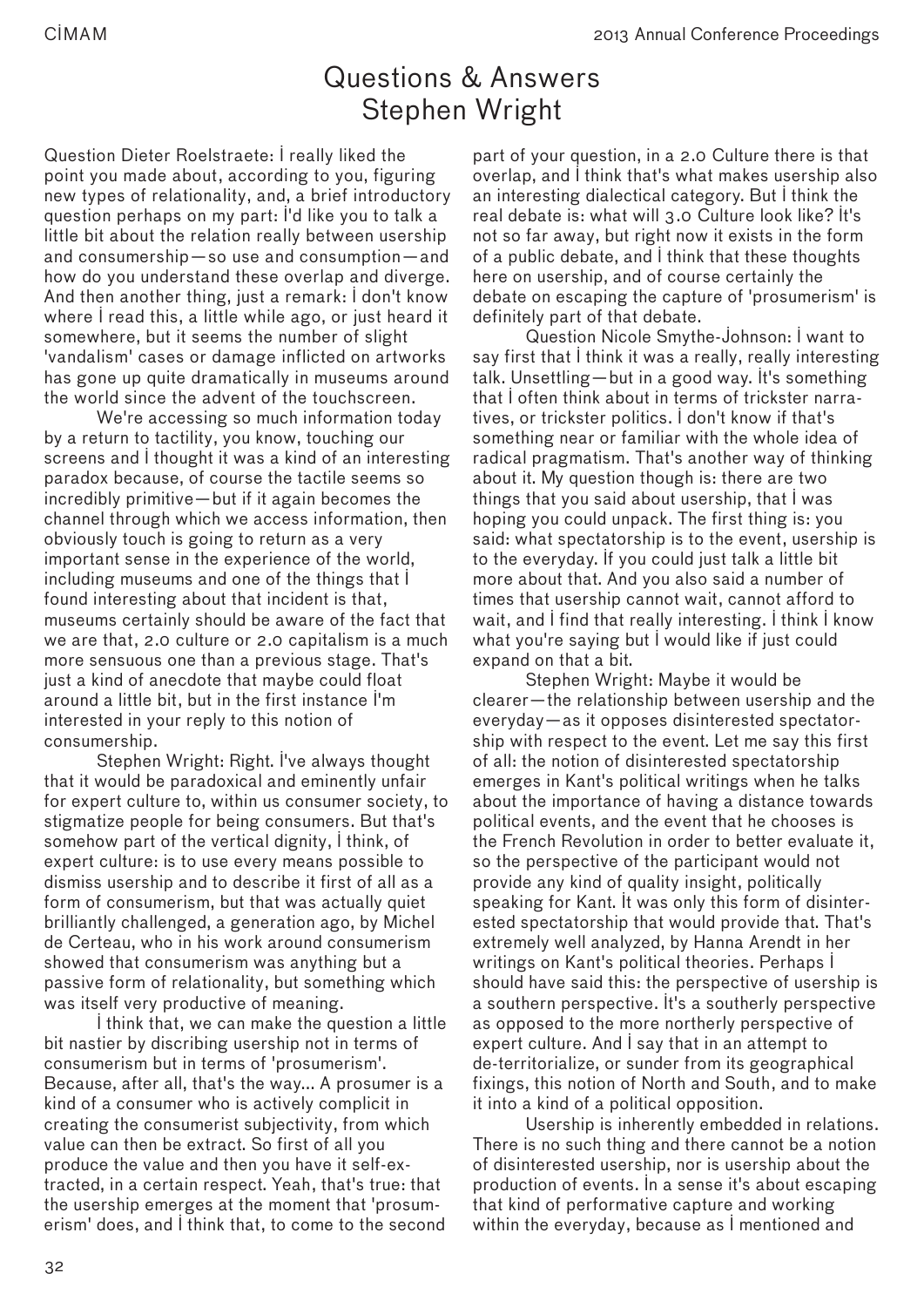# Questions & Answers Stephen Wright

Question Dieter Roelstraete: I really liked the point you made about, according to you, figuring new types of relationality, and, a brief introductory question perhaps on my part: I'd like you to talk a little bit about the relation really between usership and consumership—so use and consumption—and how do you understand these overlap and diverge. And then another thing, just a remark: I don't know where I read this, a little while ago, or just heard it somewhere, but it seems the number of slight 'vandalism' cases or damage inflicted on artworks has gone up quite dramatically in museums around the world since the advent of the touchscreen.

We're accessing so much information today by a return to tactility, you know, touching our screens and I thought it was a kind of an interesting paradox because, of course the tactile seems so incredibly primitive—but if it again becomes the channel through which we access information, then obviously touch is going to return as a very important sense in the experience of the world, including museums and one of the things that I found interesting about that incident is that, museums certainly should be aware of the fact that we are that, 2.0 culture or 2.0 capitalism is a much more sensuous one than a previous stage. That's just a kind of anecdote that maybe could float around a little bit, but in the first instance I'm interested in your reply to this notion of consumership.

Stephen Wright: Right. I've always thought that it would be paradoxical and eminently unfair for expert culture to, within us consumer society, to stigmatize people for being consumers. But that's somehow part of the vertical dignity, I think, of expert culture: is to use every means possible to dismiss usership and to describe it first of all as a form of consumerism, but that was actually quiet brilliantly challenged, a generation ago, by Michel de Certeau, who in his work around consumerism showed that consumerism was anything but a passive form of relationality, but something which was itself very productive of meaning.

I think that, we can make the question a little bit nastier by discribing usership not in terms of consumerism but in terms of 'prosumerism'. Because, after all, that's the way... A prosumer is a kind of a consumer who is actively complicit in creating the consumerist subjectivity, from which value can then be extract. So first of all you produce the value and then you have it self-extracted, in a certain respect. Yeah, that's true: that the usership emerges at the moment that 'prosumerism' does, and I think that, to come to the second part of your question, in a 2.0 Culture there is that overlap, and I think that's what makes usership also an interesting dialectical category. But I think the real debate is: what will 3.0 Culture look like? It's not so far away, but right now it exists in the form of a public debate, and I think that these thoughts here on usership, and of course certainly the debate on escaping the capture of 'prosumerism' is definitely part of that debate.

Question Nicole Smythe-Johnson: I want to say first that I think it was a really, really interesting talk. Unsettling—but in a good way. It's something that I often think about in terms of trickster narratives, or trickster politics. I don't know if that's something near or familiar with the whole idea of radical pragmatism. That's another way of thinking about it. My question though is: there are two things that you said about usership, that I was hoping you could unpack. The first thing is: you said: what spectatorship is to the event, usership is to the everyday. If you could just talk a little bit more about that. And you also said a number of times that usership cannot wait, cannot afford to wait, and I find that really interesting. I think I know what you're saying but I would like if just could expand on that a bit.

Stephen Wright: Maybe it would be clearer—the relationship between usership and the everyday—as it opposes disinterested spectatorship with respect to the event. Let me say this first of all: the notion of disinterested spectatorship emerges in Kant's political writings when he talks about the importance of having a distance towards political events, and the event that he chooses is the French Revolution in order to better evaluate it, so the perspective of the participant would not provide any kind of quality insight, politically speaking for Kant. It was only this form of disinterested spectatorship that would provide that. That's extremely well analyzed, by Hanna Arendt in her writings on Kant's political theories. Perhaps I should have said this: the perspective of usership is a southern perspective. It's a southerly perspective as opposed to the more northerly perspective of expert culture. And I say that in an attempt to de-territorialize, or sunder from its geographical fixings, this notion of North and South, and to make it into a kind of a political opposition.

Usership is inherently embedded in relations. There is no such thing and there cannot be a notion of disinterested usership, nor is usership about the production of events. In a sense it's about escaping that kind of performative capture and working within the everyday, because as I mentioned and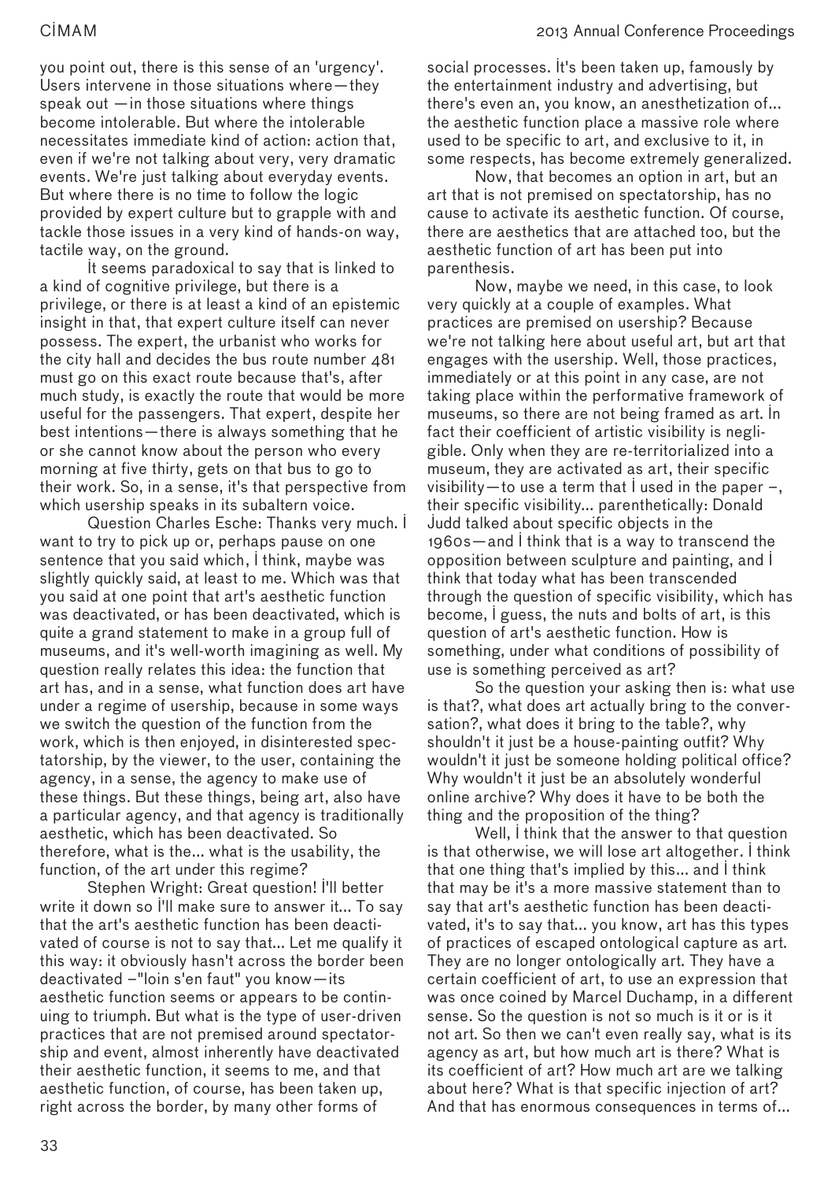you point out, there is this sense of an 'urgency'. Users intervene in those situations where—they speak out —in those situations where things become intolerable. But where the intolerable necessitates immediate kind of action: action that, even if we're not talking about very, very dramatic events. We're just talking about everyday events. But where there is no time to follow the logic provided by expert culture but to grapple with and tackle those issues in a very kind of hands-on way, tactile way, on the ground.

It seems paradoxical to say that is linked to a kind of cognitive privilege, but there is a privilege, or there is at least a kind of an epistemic insight in that, that expert culture itself can never possess. The expert, the urbanist who works for the city hall and decides the bus route number 481 must go on this exact route because that's, after much study, is exactly the route that would be more useful for the passengers. That expert, despite her best intentions—there is always something that he or she cannot know about the person who every morning at five thirty, gets on that bus to go to their work. So, in a sense, it's that perspective from which usership speaks in its subaltern voice.

Question Charles Esche: Thanks very much. I want to try to pick up or, perhaps pause on one sentence that you said which, I think, maybe was slightly quickly said, at least to me. Which was that you said at one point that art's aesthetic function was deactivated, or has been deactivated, which is quite a grand statement to make in a group full of museums, and it's well-worth imagining as well. My question really relates this idea: the function that art has, and in a sense, what function does art have under a regime of usership, because in some ways we switch the question of the function from the work, which is then enjoyed, in disinterested spectatorship, by the viewer, to the user, containing the agency, in a sense, the agency to make use of these things. But these things, being art, also have a particular agency, and that agency is traditionally aesthetic, which has been deactivated. So therefore, what is the... what is the usability, the function, of the art under this regime?

Stephen Wright: Great question! I'll better write it down so I'll make sure to answer it... To say that the art's aesthetic function has been deactivated of course is not to say that... Let me qualify it this way: it obviously hasn't across the border been deactivated –"loin s'en faut" you know—its aesthetic function seems or appears to be continuing to triumph. But what is the type of user-driven practices that are not premised around spectatorship and event, almost inherently have deactivated their aesthetic function, it seems to me, and that aesthetic function, of course, has been taken up, right across the border, by many other forms of social processes. It's been taken up, famously by the entertainment industry and advertising, but there's even an, you know, an anesthetization of... the aesthetic function place a massive role where used to be specific to art, and exclusive to it, in some respects, has become extremely generalized.

Now, that becomes an option in art, but an art that is not premised on spectatorship, has no cause to activate its aesthetic function. Of course, there are aesthetics that are attached too, but the aesthetic function of art has been put into parenthesis.

Now, maybe we need, in this case, to look very quickly at a couple of examples. What practices are premised on usership? Because we're not talking here about useful art, but art that engages with the usership. Well, those practices, immediately or at this point in any case, are not taking place within the performative framework of museums, so there are not being framed as art. In fact their coefficient of artistic visibility is negligible. Only when they are re-territorialized into a museum, they are activated as art, their specific visibility—to use a term that I used in the paper –, their specific visibility... parenthetically: Donald Judd talked about specific objects in the 1960s—and I think that is a way to transcend the opposition between sculpture and painting, and I think that today what has been transcended through the question of specific visibility, which has become, I guess, the nuts and bolts of art, is this question of art's aesthetic function. How is something, under what conditions of possibility of use is something perceived as art?

So the question your asking then is: what use is that?, what does art actually bring to the conversation?, what does it bring to the table?, why shouldn't it just be a house-painting outfit? Why wouldn't it just be someone holding political office? Why wouldn't it just be an absolutely wonderful online archive? Why does it have to be both the thing and the proposition of the thing?

Well, I think that the answer to that question is that otherwise, we will lose art altogether. I think that one thing that's implied by this... and I think that may be it's a more massive statement than to say that art's aesthetic function has been deactivated, it's to say that... you know, art has this types of practices of escaped ontological capture as art. They are no longer ontologically art. They have a certain coefficient of art, to use an expression that was once coined by Marcel Duchamp, in a different sense. So the question is not so much is it or is it not art. So then we can't even really say, what is its agency as art, but how much art is there? What is its coefficient of art? How much art are we talking about here? What is that specific injection of art? And that has enormous consequences in terms of...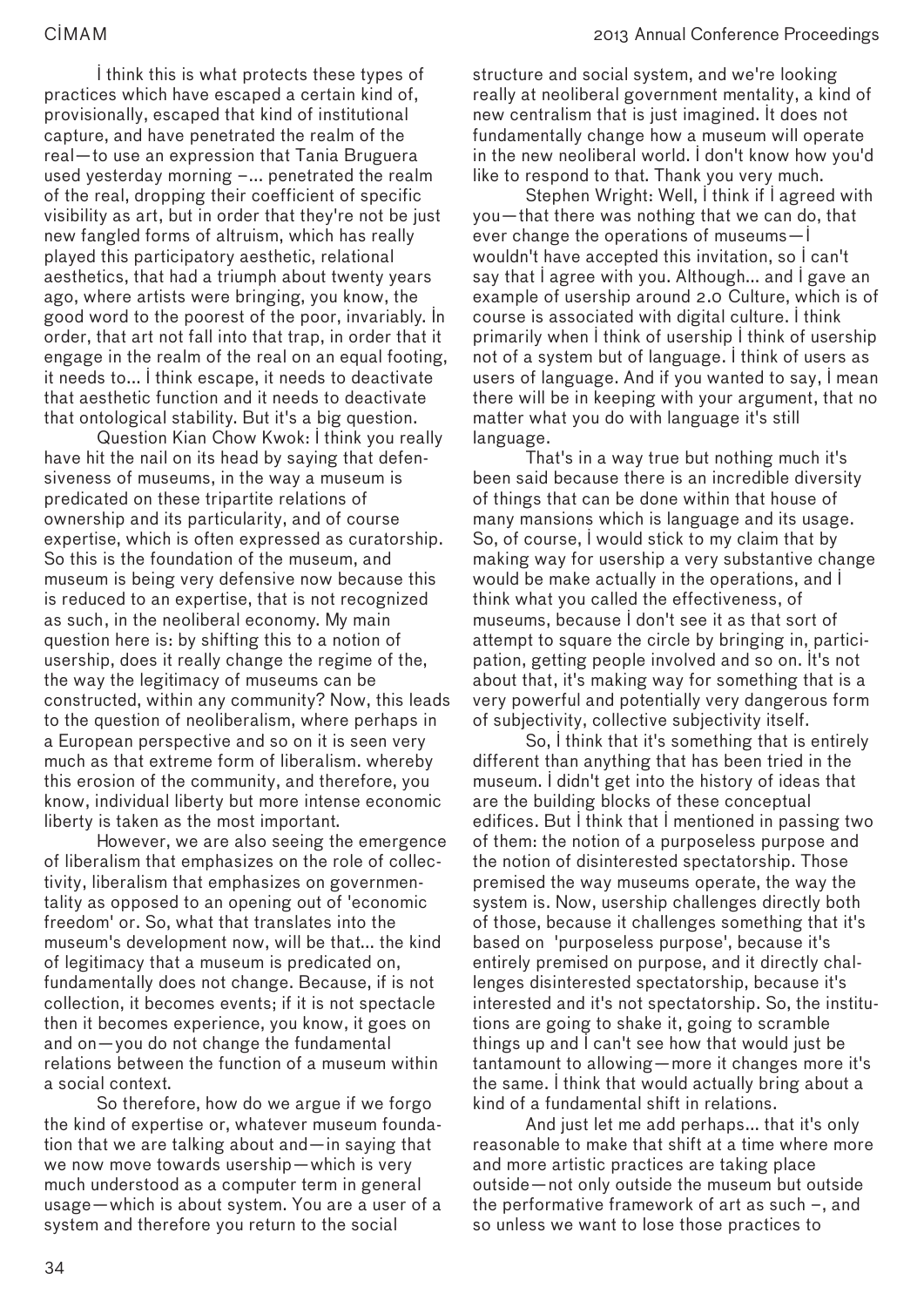I think this is what protects these types of practices which have escaped a certain kind of, provisionally, escaped that kind of institutional capture, and have penetrated the realm of the real—to use an expression that Tania Bruguera used yesterday morning –... penetrated the realm of the real, dropping their coefficient of specific visibility as art, but in order that they're not be just new fangled forms of altruism, which has really played this participatory aesthetic, relational aesthetics, that had a triumph about twenty years ago, where artists were bringing, you know, the good word to the poorest of the poor, invariably. In order, that art not fall into that trap, in order that it engage in the realm of the real on an equal footing, it needs to... I think escape, it needs to deactivate that aesthetic function and it needs to deactivate that ontological stability. But it's a big question.

Question Kian Chow Kwok: I think you really have hit the nail on its head by saying that defensiveness of museums, in the way a museum is predicated on these tripartite relations of ownership and its particularity, and of course expertise, which is often expressed as curatorship. So this is the foundation of the museum, and museum is being very defensive now because this is reduced to an expertise, that is not recognized as such, in the neoliberal economy. My main question here is: by shifting this to a notion of usership, does it really change the regime of the, the way the legitimacy of museums can be constructed, within any community? Now, this leads to the question of neoliberalism, where perhaps in a European perspective and so on it is seen very much as that extreme form of liberalism. whereby this erosion of the community, and therefore, you know, individual liberty but more intense economic liberty is taken as the most important.

However, we are also seeing the emergence of liberalism that emphasizes on the role of collectivity, liberalism that emphasizes on governmentality as opposed to an opening out of 'economic freedom' or. So, what that translates into the museum's development now, will be that... the kind of legitimacy that a museum is predicated on, fundamentally does not change. Because, if is not collection, it becomes events; if it is not spectacle then it becomes experience, you know, it goes on and on—you do not change the fundamental relations between the function of a museum within a social context.

So therefore, how do we argue if we forgo the kind of expertise or, whatever museum foundation that we are talking about and—in saying that we now move towards usership—which is very much understood as a computer term in general usage—which is about system. You are a user of a system and therefore you return to the social structure and social system, and we're looking really at neoliberal government mentality, a kind of new centralism that is just imagined. It does not fundamentally change how a museum will operate in the new neoliberal world. I don't know how you'd like to respond to that. Thank you very much.

Stephen Wright: Well, I think if I agreed with you—that there was nothing that we can do, that ever change the operations of museums—I wouldn't have accepted this invitation, so I can't say that I agree with you. Although... and I gave an example of usership around 2.0 Culture, which is of course is associated with digital culture. I think primarily when I think of usership I think of usership not of a system but of language. I think of users as users of language. And if you wanted to say, I mean there will be in keeping with your argument, that no matter what you do with language it's still language.

That's in a way true but nothing much it's been said because there is an incredible diversity of things that can be done within that house of many mansions which is language and its usage. So, of course, I would stick to my claim that by making way for usership a very substantive change would be make actually in the operations, and I think what you called the effectiveness, of museums, because I don't see it as that sort of attempt to square the circle by bringing in, participation, getting people involved and so on. It's not about that, it's making way for something that is a very powerful and potentially very dangerous form of subjectivity, collective subjectivity itself.

So, I think that it's something that is entirely different than anything that has been tried in the museum. I didn't get into the history of ideas that are the building blocks of these conceptual edifices. But I think that I mentioned in passing two of them: the notion of a purposeless purpose and the notion of disinterested spectatorship. Those premised the way museums operate, the way the system is. Now, usership challenges directly both of those, because it challenges something that it's based on 'purposeless purpose', because it's entirely premised on purpose, and it directly challenges disinterested spectatorship, because it's interested and it's not spectatorship. So, the institutions are going to shake it, going to scramble things up and I can't see how that would just be tantamount to allowing—more it changes more it's the same. I think that would actually bring about a kind of a fundamental shift in relations.

And just let me add perhaps... that it's only reasonable to make that shift at a time where more and more artistic practices are taking place outside—not only outside the museum but outside the performative framework of art as such –, and so unless we want to lose those practices to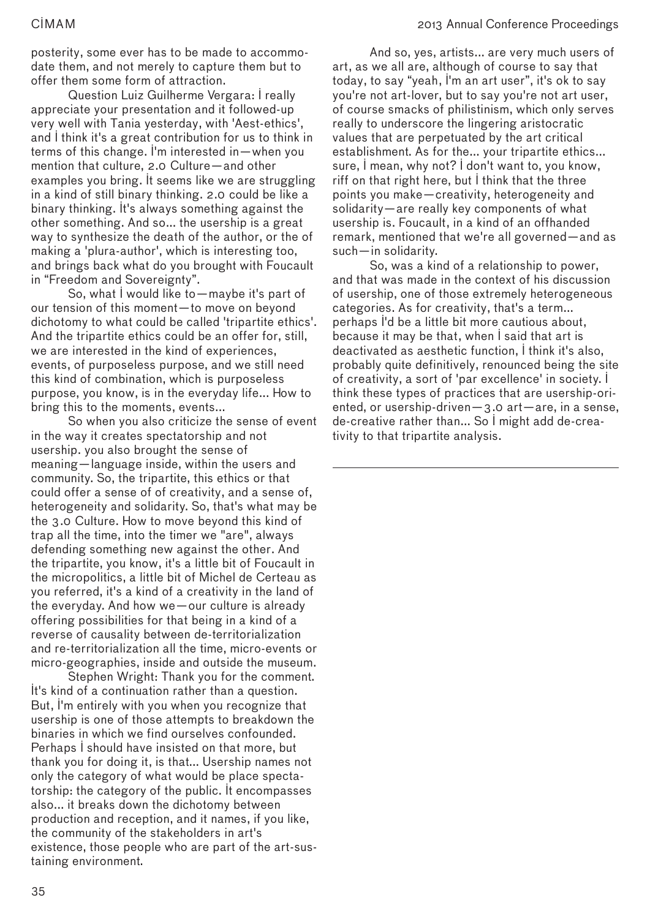posterity, some ever has to be made to accommodate them, and not merely to capture them but to offer them some form of attraction.

Question Luiz Guilherme Vergara: I really appreciate your presentation and it followed-up very well with Tania yesterday, with 'Aest-ethics', and I think it's a great contribution for us to think in terms of this change. I'm interested in—when you mention that culture, 2.0 Culture—and other examples you bring. It seems like we are struggling in a kind of still binary thinking. 2.0 could be like a binary thinking. It's always something against the other something. And so... the usership is a great way to synthesize the death of the author, or the of making a 'plura-author', which is interesting too, and brings back what do you brought with Foucault in "Freedom and Sovereignty".

So, what I would like to—maybe it's part of our tension of this moment—to move on beyond dichotomy to what could be called 'tripartite ethics'. And the tripartite ethics could be an offer for, still, we are interested in the kind of experiences, events, of purposeless purpose, and we still need this kind of combination, which is purposeless purpose, you know, is in the everyday life... How to bring this to the moments, events...

So when you also criticize the sense of event in the way it creates spectatorship and not usership. you also brought the sense of meaning—language inside, within the users and community. So, the tripartite, this ethics or that could offer a sense of of creativity, and a sense of, heterogeneity and solidarity. So, that's what may be the 3.0 Culture. How to move beyond this kind of trap all the time, into the timer we "are", always defending something new against the other. And the tripartite, you know, it's a little bit of Foucault in the micropolitics, a little bit of Michel de Certeau as you referred, it's a kind of a creativity in the land of the everyday. And how we—our culture is already offering possibilities for that being in a kind of a reverse of causality between de-territorialization and re-territorialization all the time, micro-events or micro-geographies, inside and outside the museum.

Stephen Wright: Thank you for the comment. It's kind of a continuation rather than a question. But, I'm entirely with you when you recognize that usership is one of those attempts to breakdown the binaries in which we find ourselves confounded. Perhaps I should have insisted on that more, but thank you for doing it, is that... Usership names not only the category of what would be place spectatorship: the category of the public. It encompasses also... it breaks down the dichotomy between production and reception, and it names, if you like, the community of the stakeholders in art's existence, those people who are part of the art-sustaining environment.

And so, yes, artists... are very much users of art, as we all are, although of course to say that today, to say "yeah, I'm an art user", it's ok to say you're not art-lover, but to say you're not art user, of course smacks of philistinism, which only serves really to underscore the lingering aristocratic values that are perpetuated by the art critical establishment. As for the... your tripartite ethics... sure, I mean, why not? I don't want to, you know, riff on that right here, but I think that the three points you make—creativity, heterogeneity and solidarity—are really key components of what usership is. Foucault, in a kind of an offhanded remark, mentioned that we're all governed—and as such—in solidarity.

So, was a kind of a relationship to power, and that was made in the context of his discussion of usership, one of those extremely heterogeneous categories. As for creativity, that's a term... perhaps I'd be a little bit more cautious about, because it may be that, when I said that art is deactivated as aesthetic function, I think it's also, probably quite definitively, renounced being the site of creativity, a sort of 'par excellence' in society. I think these types of practices that are usership-oriented, or usership-driven—3.0 art—are, in a sense, de-creative rather than... So I might add de-creativity to that tripartite analysis.

---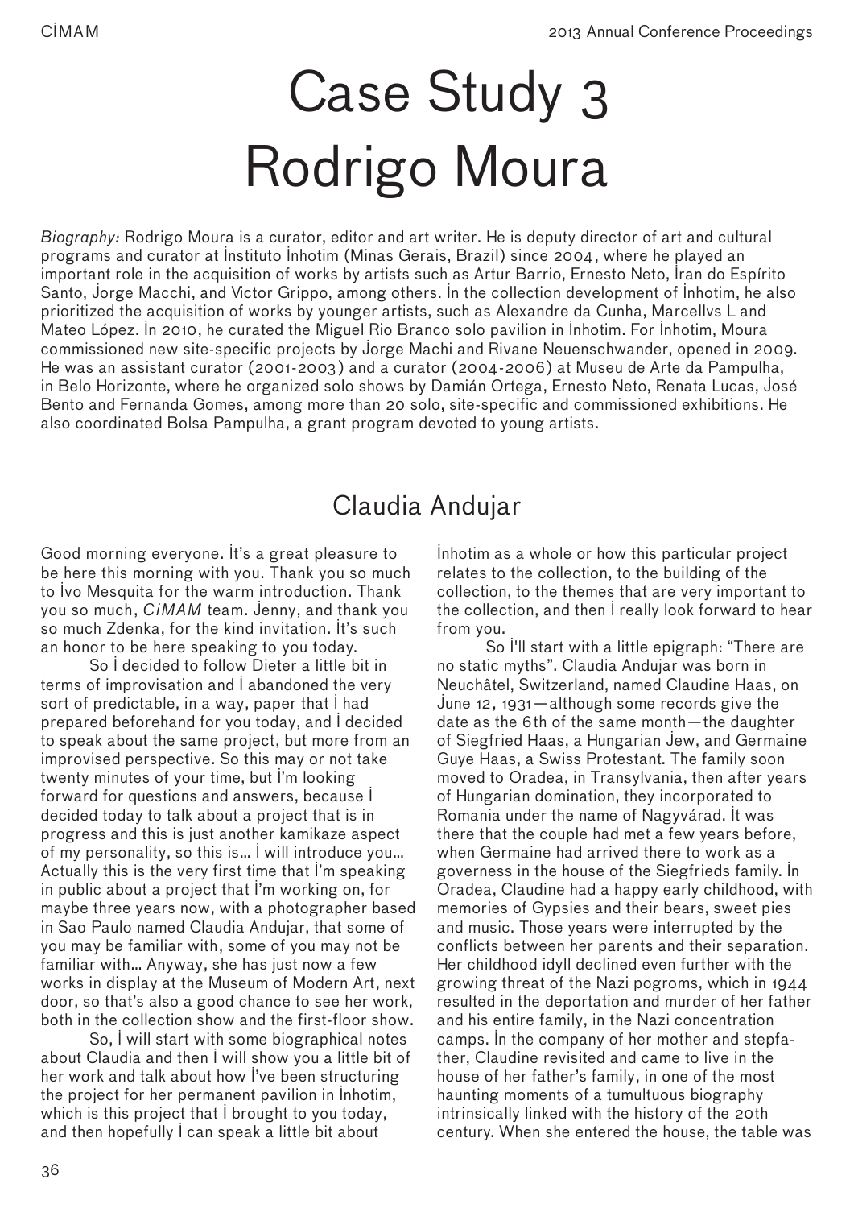# Case Study 3
# Rodrigo Moura

*Biography:* Rodrigo Moura is a curator, editor and art writer. He is deputy director of art and cultural programs and curator at Instituto Inhotim (Minas Gerais, Brazil) since 2004, where he played an important role in the acquisition of works by artists such as Artur Barrio, Ernesto Neto, Iran do Espírito Santo, Jorge Macchi, and Victor Grippo, among others. In the collection development of Inhotim, he also prioritized the acquisition of works by younger artists, such as Alexandre da Cunha, Marcellvs L and Mateo López. In 2010, he curated the Miguel Rio Branco solo pavilion in Inhotim. For Inhotim, Moura commissioned new site-specific projects by Jorge Machi and Rivane Neuenschwander, opened in 2009. He was an assistant curator (2001-2003) and a curator (2004-2006) at Museu de Arte da Pampulha, in Belo Horizonte, where he organized solo shows by Damián Ortega, Ernesto Neto, Renata Lucas, José Bento and Fernanda Gomes, among more than 20 solo, site-specific and commissioned exhibitions. He also coordinated Bolsa Pampulha, a grant program devoted to young artists.

## Claudia Andujar

Good morning everyone. It's a great pleasure to be here this morning with you. Thank you so much to Ivo Mesquita for the warm introduction. Thank you so much, *CiMAM* team. Jenny, and thank you so much Zdenka, for the kind invitation. It's such an honor to be here speaking to you today.

So I decided to follow Dieter a little bit in terms of improvisation and I abandoned the very sort of predictable, in a way, paper that I had prepared beforehand for you today, and I decided to speak about the same project, but more from an improvised perspective. So this may or not take twenty minutes of your time, but I'm looking forward for questions and answers, because I decided today to talk about a project that is in progress and this is just another kamikaze aspect of my personality, so this is… I will introduce you… Actually this is the very first time that I'm speaking in public about a project that I'm working on, for maybe three years now, with a photographer based in Sao Paulo named Claudia Andujar, that some of you may be familiar with, some of you may not be familiar with… Anyway, she has just now a few works in display at the Museum of Modern Art, next door, so that's also a good chance to see her work, both in the collection show and the first-floor show.

So, I will start with some biographical notes about Claudia and then I will show you a little bit of her work and talk about how I've been structuring the project for her permanent pavilion in Inhotim, which is this project that I brought to you today, and then hopefully I can speak a little bit about Inhotim as a whole or how this particular project relates to the collection, to the building of the collection, to the themes that are very important to the collection, and then I really look forward to hear from you.

So I'll start with a little epigraph: "There are no static myths". Claudia Andujar was born in Neuchâtel, Switzerland, named Claudine Haas, on June 12, 1931—although some records give the date as the 6th of the same month—the daughter of Siegfried Haas, a Hungarian Jew, and Germaine Guye Haas, a Swiss Protestant. The family soon moved to Oradea, in Transylvania, then after years of Hungarian domination, they incorporated to Romania under the name of Nagyvárad. It was there that the couple had met a few years before, when Germaine had arrived there to work as a governess in the house of the Siegfrieds family. In Oradea, Claudine had a happy early childhood, with memories of Gypsies and their bears, sweet pies and music. Those years were interrupted by the conflicts between her parents and their separation. Her childhood idyll declined even further with the growing threat of the Nazi pogroms, which in 1944 resulted in the deportation and murder of her father and his entire family, in the Nazi concentration camps. In the company of her mother and stepfather, Claudine revisited and came to live in the house of her father's family, in one of the most haunting moments of a tumultuous biography intrinsically linked with the history of the 20th century. When she entered the house, the table was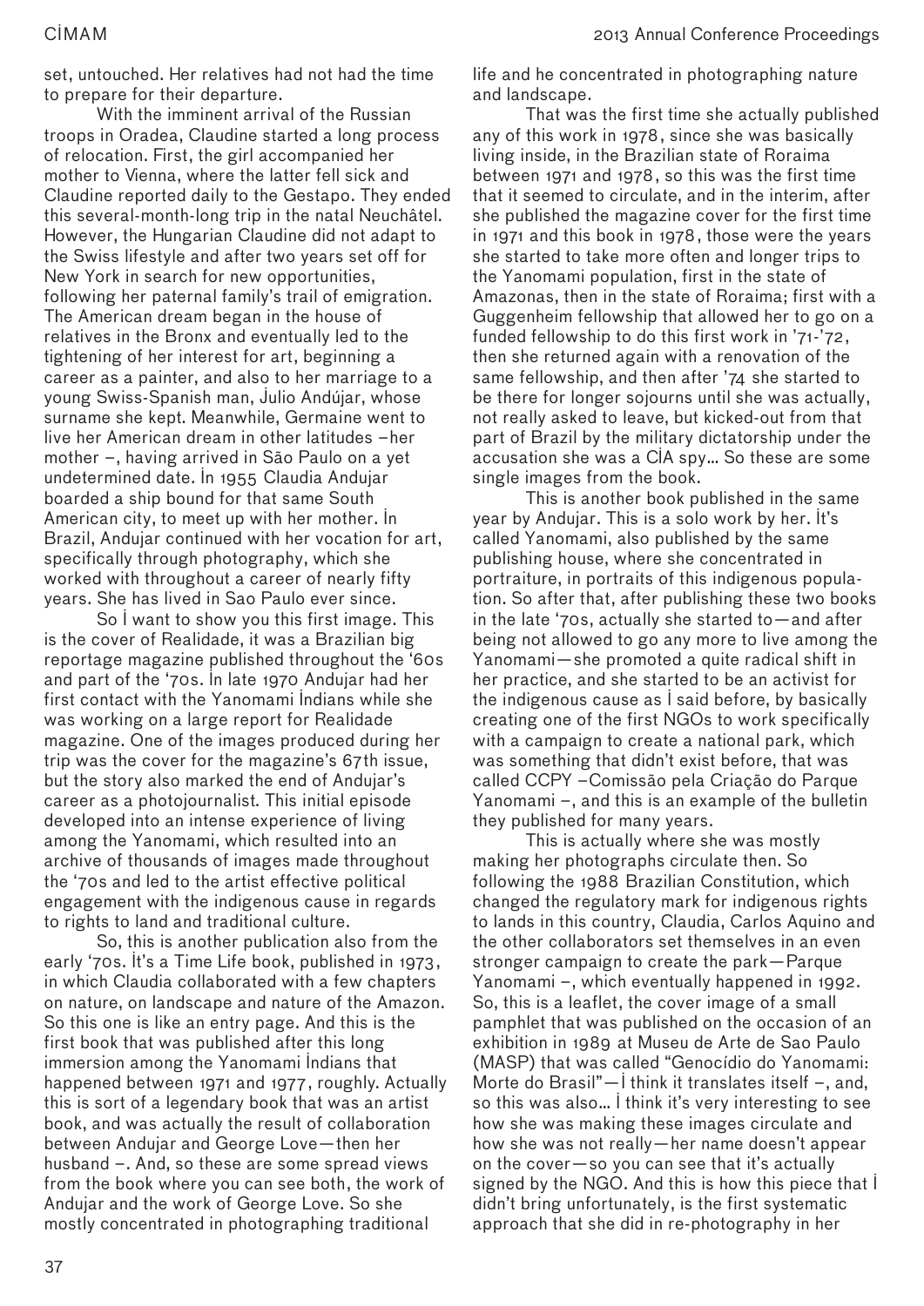set, untouched. Her relatives had not had the time to prepare for their departure.

With the imminent arrival of the Russian troops in Oradea, Claudine started a long process of relocation. First, the girl accompanied her mother to Vienna, where the latter fell sick and Claudine reported daily to the Gestapo. They ended this several-month-long trip in the natal Neuchâtel. However, the Hungarian Claudine did not adapt to the Swiss lifestyle and after two years set off for New York in search for new opportunities, following her paternal family's trail of emigration. The American dream began in the house of relatives in the Bronx and eventually led to the tightening of her interest for art, beginning a career as a painter, and also to her marriage to a young Swiss-Spanish man, Julio Andújar, whose surname she kept. Meanwhile, Germaine went to live her American dream in other latitudes –her mother –, having arrived in São Paulo on a yet undetermined date. In 1955 Claudia Andujar boarded a ship bound for that same South American city, to meet up with her mother. In Brazil, Andujar continued with her vocation for art, specifically through photography, which she worked with throughout a career of nearly fifty years. She has lived in Sao Paulo ever since.

So I want to show you this first image. This is the cover of Realidade, it was a Brazilian big reportage magazine published throughout the '60s and part of the '70s. In late 1970 Andujar had her first contact with the Yanomami Indians while she was working on a large report for Realidade magazine. One of the images produced during her trip was the cover for the magazine's 67th issue, but the story also marked the end of Andujar's career as a photojournalist. This initial episode developed into an intense experience of living among the Yanomami, which resulted into an archive of thousands of images made throughout the '70s and led to the artist effective political engagement with the indigenous cause in regards to rights to land and traditional culture.

So, this is another publication also from the early '70s. It's a Time Life book, published in 1973, in which Claudia collaborated with a few chapters on nature, on landscape and nature of the Amazon. So this one is like an entry page. And this is the first book that was published after this long immersion among the Yanomami Indians that happened between 1971 and 1977, roughly. Actually this is sort of a legendary book that was an artist book, and was actually the result of collaboration between Andujar and George Love—then her husband –. And, so these are some spread views from the book where you can see both, the work of Andujar and the work of George Love. So she mostly concentrated in photographing traditional life and he concentrated in photographing nature and landscape.

That was the first time she actually published any of this work in 1978, since she was basically living inside, in the Brazilian state of Roraima between 1971 and 1978, so this was the first time that it seemed to circulate, and in the interim, after she published the magazine cover for the first time in 1971 and this book in 1978, those were the years she started to take more often and longer trips to the Yanomami population, first in the state of Amazonas, then in the state of Roraima; first with a Guggenheim fellowship that allowed her to go on a funded fellowship to do this first work in '71-'72, then she returned again with a renovation of the same fellowship, and then after '74 she started to be there for longer sojourns until she was actually, not really asked to leave, but kicked-out from that part of Brazil by the military dictatorship under the accusation she was a CIA spy… So these are some single images from the book.

This is another book published in the same year by Andujar. This is a solo work by her. It's called Yanomami, also published by the same publishing house, where she concentrated in portraiture, in portraits of this indigenous population. So after that, after publishing these two books in the late '70s, actually she started to—and after being not allowed to go any more to live among the Yanomami—she promoted a quite radical shift in her practice, and she started to be an activist for the indigenous cause as I said before, by basically creating one of the first NGOs to work specifically with a campaign to create a national park, which was something that didn't exist before, that was called CCPY –Comissão pela Criação do Parque Yanomami –, and this is an example of the bulletin they published for many years.

This is actually where she was mostly making her photographs circulate then. So following the 1988 Brazilian Constitution, which changed the regulatory mark for indigenous rights to lands in this country, Claudia, Carlos Aquino and the other collaborators set themselves in an even stronger campaign to create the park—Parque Yanomami –, which eventually happened in 1992. So, this is a leaflet, the cover image of a small pamphlet that was published on the occasion of an exhibition in 1989 at Museu de Arte de Sao Paulo (MASP) that was called "Genocídio do Yanomami: Morte do Brasil"—I think it translates itself –, and, so this was also… I think it's very interesting to see how she was making these images circulate and how she was not really—her name doesn't appear on the cover—so you can see that it's actually signed by the NGO. And this is how this piece that I didn't bring unfortunately, is the first systematic approach that she did in re-photography in her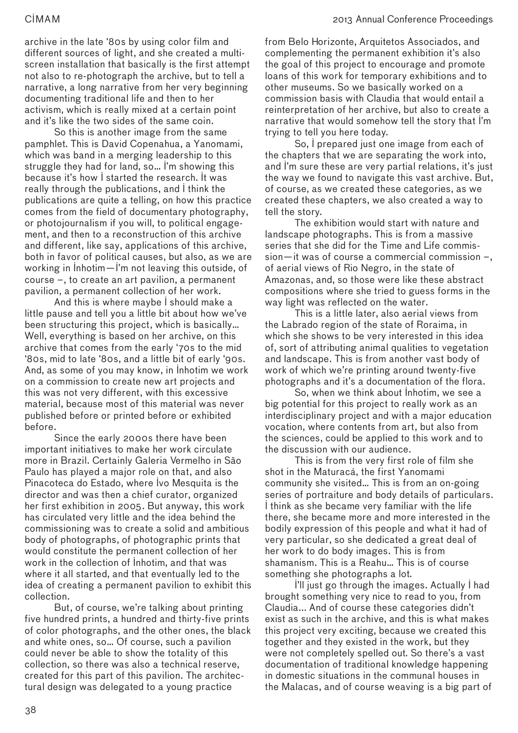archive in the late '80s by using color film and different sources of light, and she created a multi-screen installation that basically is the first attempt not also to re-photograph the archive, but to tell a narrative, a long narrative from her very beginning documenting traditional life and then to her activism, which is really mixed at a certain point and it's like the two sides of the same coin.

So this is another image from the same pamphlet. This is David Copenahua, a Yanomami, which was band in a merging leadership to this struggle they had for land, so… I'm showing this because it's how I started the research. It was really through the publications, and I think the publications are quite a telling, on how this practice comes from the field of documentary photography, or photojournalism if you will, to political engagement, and then to a reconstruction of this archive and different, like say, applications of this archive, both in favor of political causes, but also, as we are working in Inhotim—I'm not leaving this outside, of course –, to create an art pavilion, a permanent pavilion, a permanent collection of her work.

And this is where maybe I should make a little pause and tell you a little bit about how we've been structuring this project, which is basically… Well, everything is based on her archive, on this archive that comes from the early '70s to the mid '80s, mid to late '80s, and a little bit of early '90s. And, as some of you may know, in Inhotim we work on a commission to create new art projects and this was not very different, with this excessive material, because most of this material was never published before or printed before or exhibited before.

Since the early 2000s there have been important initiatives to make her work circulate more in Brazil. Certainly Galeria Vermelho in São Paulo has played a major role on that, and also Pinacoteca do Estado, where Ivo Mesquita is the director and was then a chief curator, organized her first exhibition in 2005. But anyway, this work has circulated very little and the idea behind the commissioning was to create a solid and ambitious body of photographs, of photographic prints that would constitute the permanent collection of her work in the collection of Inhotim, and that was where it all started, and that eventually led to the idea of creating a permanent pavilion to exhibit this collection.

But, of course, we're talking about printing five hundred prints, a hundred and thirty-five prints of color photographs, and the other ones, the black and white ones, so… Of course, such a pavilion could never be able to show the totality of this collection, so there was also a technical reserve, created for this part of this pavilion. The architectural design was delegated to a young practice from Belo Horizonte, Arquitetos Associados, and complementing the permanent exhibition it's also the goal of this project to encourage and promote loans of this work for temporary exhibitions and to other museums. So we basically worked on a commission basis with Claudia that would entail a reinterpretation of her archive, but also to create a narrative that would somehow tell the story that I'm trying to tell you here today.

So, I prepared just one image from each of the chapters that we are separating the work into, and I'm sure these are very partial relations, it's just the way we found to navigate this vast archive. But, of course, as we created these categories, as we created these chapters, we also created a way to tell the story.

The exhibition would start with nature and landscape photographs. This is from a massive series that she did for the Time and Life commission—it was of course a commercial commission –, of aerial views of Rio Negro, in the state of Amazonas, and, so those were like these abstract compositions where she tried to guess forms in the way light was reflected on the water.

This is a little later, also aerial views from the Labrado region of the state of Roraima, in which she shows to be very interested in this idea of, sort of attributing animal qualities to vegetation and landscape. This is from another vast body of work of which we're printing around twenty-five photographs and it's a documentation of the flora.

So, when we think about Inhotim, we see a big potential for this project to really work as an interdisciplinary project and with a major education vocation, where contents from art, but also from the sciences, could be applied to this work and to the discussion with our audience.

This is from the very first role of film she shot in the Maturacá, the first Yanomami community she visited… This is from an on-going series of portraiture and body details of particulars. I think as she became very familiar with the life there, she became more and more interested in the bodily expression of this people and what it had of very particular, so she dedicated a great deal of her work to do body images. This is from shamanism. This is a Reahu… This is of course something she photographs a lot.

I'll just go through the images. Actually I had brought something very nice to read to you, from Claudia… And of course these categories didn't exist as such in the archive, and this is what makes this project very exciting, because we created this together and they existed in the work, but they were not completely spelled out. So there's a vast documentation of traditional knowledge happening in domestic situations in the communal houses in the Malacas, and of course weaving is a big part of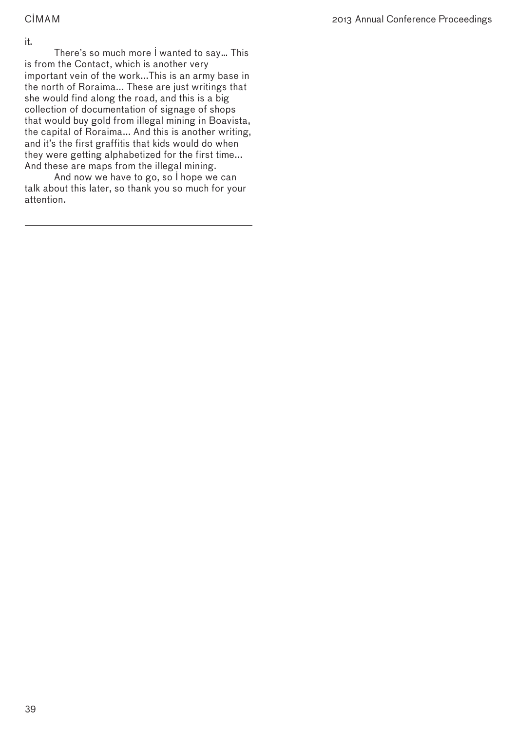it.

There's so much more İ wanted to say... This is from the Contact, which is another very important vein of the work...This is an army base in the north of Roraima... These are just writings that she would find along the road, and this is a big collection of documentation of signage of shops that would buy gold from illegal mining in Boavista, the capital of Roraima... And this is another writing, and it's the first graffitis that kids would do when they were getting alphabetized for the first time... And these are maps from the illegal mining.

And now we have to go, so İ hope we can talk about this later, so thank you so much for your attention.

---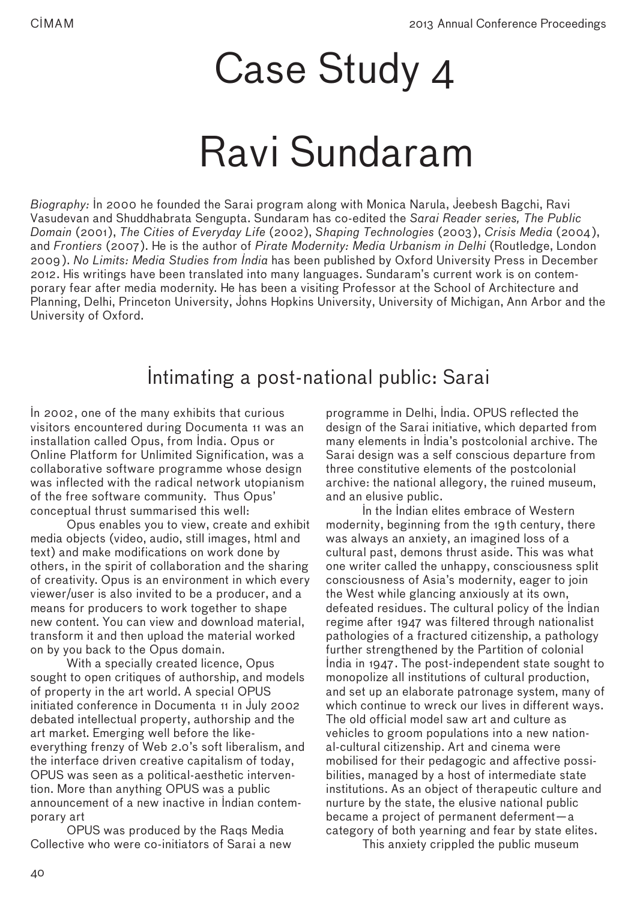# Case Study 4

# Ravi Sundaram

*Biography:* In 2000 he founded the Sarai program along with Monica Narula, Jeebesh Bagchi, Ravi Vasudevan and Shuddhabrata Sengupta. Sundaram has co-edited the *Sarai Reader series, The Public Domain* (2001), *The Cities of Everyday Life* (2002), *Shaping Technologies* (2003), *Crisis Media* (2004), and *Frontiers* (2007). He is the author of *Pirate Modernity: Media Urbanism in Delhi* (Routledge, London 2009). *No Limits: Media Studies from India* has been published by Oxford University Press in December 2012. His writings have been translated into many languages. Sundaram's current work is on contemporary fear after media modernity. He has been a visiting Professor at the School of Architecture and Planning, Delhi, Princeton University, Johns Hopkins University, University of Michigan, Ann Arbor and the University of Oxford.

## Intimating a post-national public: Sarai

In 2002, one of the many exhibits that curious visitors encountered during Documenta 11 was an installation called Opus, from India. Opus or Online Platform for Unlimited Signification, was a collaborative software programme whose design was inflected with the radical network utopianism of the free software community. Thus Opus' conceptual thrust summarised this well:

Opus enables you to view, create and exhibit media objects (video, audio, still images, html and text) and make modifications on work done by others, in the spirit of collaboration and the sharing of creativity. Opus is an environment in which every viewer/user is also invited to be a producer, and a means for producers to work together to shape new content. You can view and download material, transform it and then upload the material worked on by you back to the Opus domain.

With a specially created licence, Opus sought to open critiques of authorship, and models of property in the art world. A special OPUS initiated conference in Documenta 11 in July 2002 debated intellectual property, authorship and the art market. Emerging well before the like-everything frenzy of Web 2.0's soft liberalism, and the interface driven creative capitalism of today, OPUS was seen as a political-aesthetic intervention. More than anything OPUS was a public announcement of a new inactive in Indian contemporary art

OPUS was produced by the Raqs Media Collective who were co-initiators of Sarai a new programme in Delhi, India. OPUS reflected the design of the Sarai initiative, which departed from many elements in India's postcolonial archive. The Sarai design was a self conscious departure from three constitutive elements of the postcolonial archive: the national allegory, the ruined museum, and an elusive public.

In the Indian elites embrace of Western modernity, beginning from the 19th century, there was always an anxiety, an imagined loss of a cultural past, demons thrust aside. This was what one writer called the unhappy, consciousness split consciousness of Asia's modernity, eager to join the West while glancing anxiously at its own, defeated residues. The cultural policy of the Indian regime after 1947 was filtered through nationalist pathologies of a fractured citizenship, a pathology further strengthened by the Partition of colonial India in 1947. The post-independent state sought to monopolize all institutions of cultural production, and set up an elaborate patronage system, many of which continue to wreck our lives in different ways. The old official model saw art and culture as vehicles to groom populations into a new national-cultural citizenship. Art and cinema were mobilised for their pedagogic and affective possibilities, managed by a host of intermediate state institutions. As an object of therapeutic culture and nurture by the state, the elusive national public became a project of permanent deferment—a category of both yearning and fear by state elites.

This anxiety crippled the public museum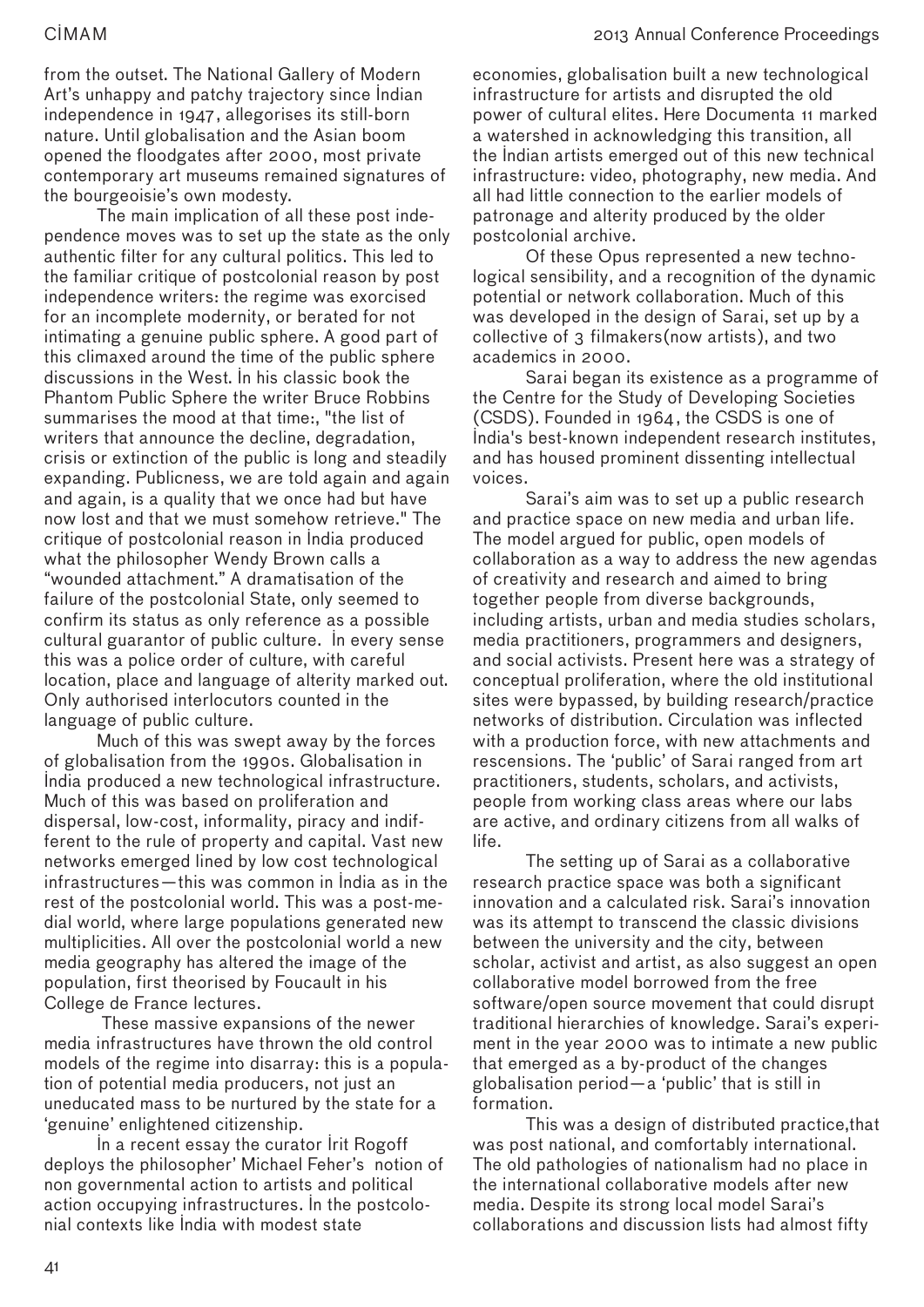from the outset. The National Gallery of Modern Art's unhappy and patchy trajectory since Indian independence in 1947, allegorises its still-born nature. Until globalisation and the Asian boom opened the floodgates after 2000, most private contemporary art museums remained signatures of the bourgeoisie's own modesty.

The main implication of all these post independence moves was to set up the state as the only authentic filter for any cultural politics. This led to the familiar critique of postcolonial reason by post independence writers: the regime was exorcised for an incomplete modernity, or berated for not intimating a genuine public sphere. A good part of this climaxed around the time of the public sphere discussions in the West. In his classic book the Phantom Public Sphere the writer Bruce Robbins summarises the mood at that time:, "the list of writers that announce the decline, degradation, crisis or extinction of the public is long and steadily expanding. Publicness, we are told again and again and again, is a quality that we once had but have now lost and that we must somehow retrieve." The critique of postcolonial reason in India produced what the philosopher Wendy Brown calls a "wounded attachment." A dramatisation of the failure of the postcolonial State, only seemed to confirm its status as only reference as a possible cultural guarantor of public culture. In every sense this was a police order of culture, with careful location, place and language of alterity marked out. Only authorised interlocutors counted in the language of public culture.

Much of this was swept away by the forces of globalisation from the 1990s. Globalisation in India produced a new technological infrastructure. Much of this was based on proliferation and dispersal, low-cost, informality, piracy and indifferent to the rule of property and capital. Vast new networks emerged lined by low cost technological infrastructures—this was common in India as in the rest of the postcolonial world. This was a post-medial world, where large populations generated new multiplicities. All over the postcolonial world a new media geography has altered the image of the population, first theorised by Foucault in his College de France lectures.

These massive expansions of the newer media infrastructures have thrown the old control models of the regime into disarray: this is a population of potential media producers, not just an uneducated mass to be nurtured by the state for a 'genuine' enlightened citizenship.

In a recent essay the curator Irit Rogoff deploys the philosopher' Michael Feher's notion of non governmental action to artists and political action occupying infrastructures. In the postcolonial contexts like India with modest state economies, globalisation built a new technological infrastructure for artists and disrupted the old power of cultural elites. Here Documenta 11 marked a watershed in acknowledging this transition, all the Indian artists emerged out of this new technical infrastructure: video, photography, new media. And all had little connection to the earlier models of patronage and alterity produced by the older postcolonial archive.

Of these Opus represented a new technological sensibility, and a recognition of the dynamic potential or network collaboration. Much of this was developed in the design of Sarai, set up by a collective of 3 filmakers(now artists), and two academics in 2000.

Sarai began its existence as a programme of the Centre for the Study of Developing Societies (CSDS). Founded in 1964, the CSDS is one of India's best-known independent research institutes, and has housed prominent dissenting intellectual voices.

Sarai's aim was to set up a public research and practice space on new media and urban life. The model argued for public, open models of collaboration as a way to address the new agendas of creativity and research and aimed to bring together people from diverse backgrounds, including artists, urban and media studies scholars, media practitioners, programmers and designers, and social activists. Present here was a strategy of conceptual proliferation, where the old institutional sites were bypassed, by building research/practice networks of distribution. Circulation was inflected with a production force, with new attachments and rescensions. The 'public' of Sarai ranged from art practitioners, students, scholars, and activists, people from working class areas where our labs are active, and ordinary citizens from all walks of life.

The setting up of Sarai as a collaborative research practice space was both a significant innovation and a calculated risk. Sarai's innovation was its attempt to transcend the classic divisions between the university and the city, between scholar, activist and artist, as also suggest an open collaborative model borrowed from the free software/open source movement that could disrupt traditional hierarchies of knowledge. Sarai's experiment in the year 2000 was to intimate a new public that emerged as a by-product of the changes globalisation period—a 'public' that is still in formation.

This was a design of distributed practice,that was post national, and comfortably international. The old pathologies of nationalism had no place in the international collaborative models after new media. Despite its strong local model Sarai's collaborations and discussion lists had almost fifty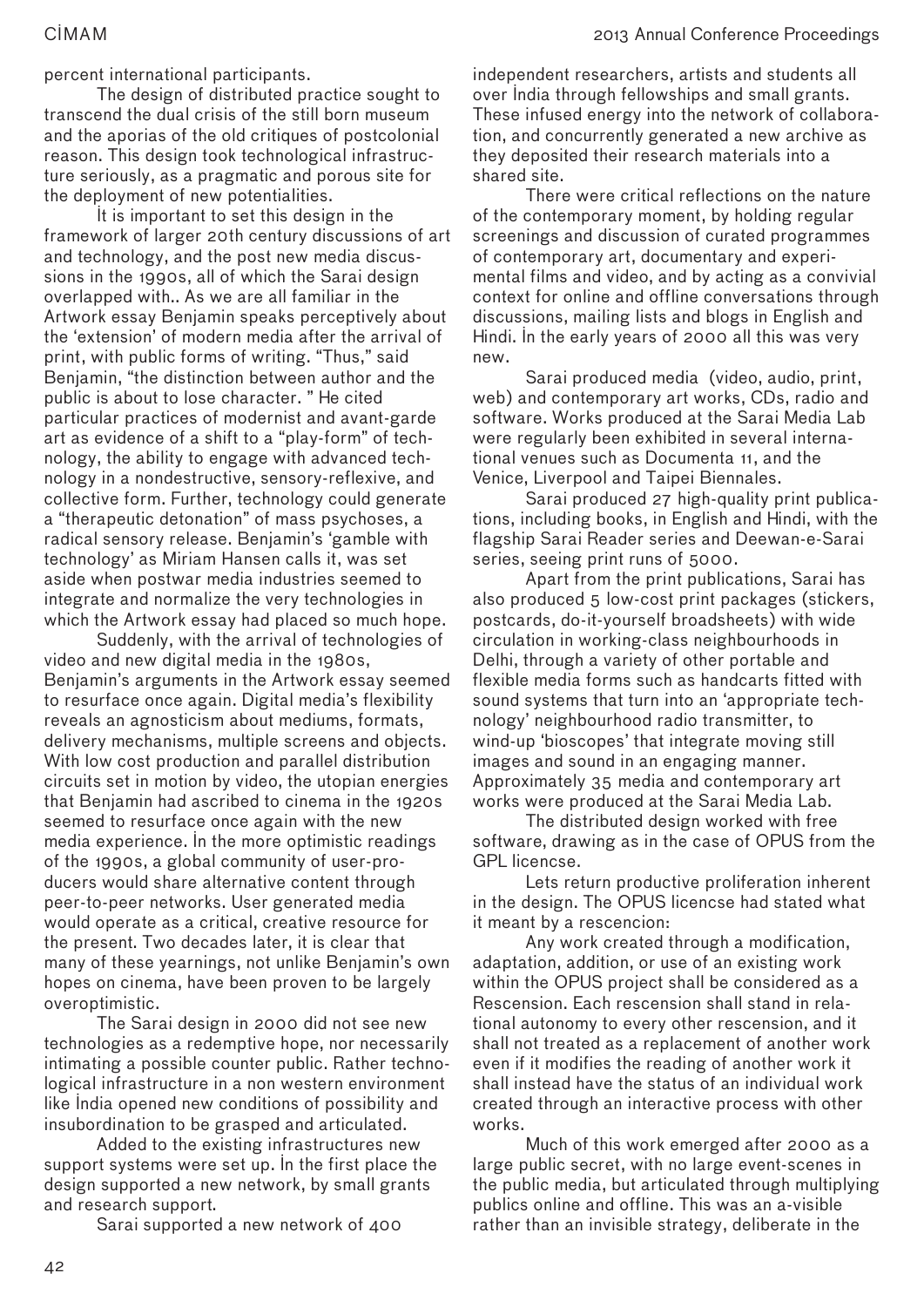percent international participants.

The design of distributed practice sought to transcend the dual crisis of the still born museum and the aporias of the old critiques of postcolonial reason. This design took technological infrastructure seriously, as a pragmatic and porous site for the deployment of new potentialities.

It is important to set this design in the framework of larger 20th century discussions of art and technology, and the post new media discussions in the 1990s, all of which the Sarai design overlapped with.. As we are all familiar in the Artwork essay Benjamin speaks perceptively about the 'extension' of modern media after the arrival of print, with public forms of writing. "Thus," said Benjamin, "the distinction between author and the public is about to lose character. " He cited particular practices of modernist and avant-garde art as evidence of a shift to a "play-form" of technology, the ability to engage with advanced technology in a nondestructive, sensory-reflexive, and collective form. Further, technology could generate a "therapeutic detonation" of mass psychoses, a radical sensory release. Benjamin's 'gamble with technology' as Miriam Hansen calls it, was set aside when postwar media industries seemed to integrate and normalize the very technologies in which the Artwork essay had placed so much hope.

Suddenly, with the arrival of technologies of video and new digital media in the 1980s, Benjamin's arguments in the Artwork essay seemed to resurface once again. Digital media's flexibility reveals an agnosticism about mediums, formats, delivery mechanisms, multiple screens and objects. With low cost production and parallel distribution circuits set in motion by video, the utopian energies that Benjamin had ascribed to cinema in the 1920s seemed to resurface once again with the new media experience. In the more optimistic readings of the 1990s, a global community of user-producers would share alternative content through peer-to-peer networks. User generated media would operate as a critical, creative resource for the present. Two decades later, it is clear that many of these yearnings, not unlike Benjamin's own hopes on cinema, have been proven to be largely overoptimistic.

The Sarai design in 2000 did not see new technologies as a redemptive hope, nor necessarily intimating a possible counter public. Rather technological infrastructure in a non western environment like India opened new conditions of possibility and insubordination to be grasped and articulated.

Added to the existing infrastructures new support systems were set up. In the first place the design supported a new network, by small grants and research support.

Sarai supported a new network of 400 independent researchers, artists and students all over India through fellowships and small grants. These infused energy into the network of collaboration, and concurrently generated a new archive as they deposited their research materials into a shared site.

There were critical reflections on the nature of the contemporary moment, by holding regular screenings and discussion of curated programmes of contemporary art, documentary and experimental films and video, and by acting as a convivial context for online and offline conversations through discussions, mailing lists and blogs in English and Hindi. In the early years of 2000 all this was very new.

Sarai produced media (video, audio, print, web) and contemporary art works, CDs, radio and software. Works produced at the Sarai Media Lab were regularly been exhibited in several international venues such as Documenta 11, and the Venice, Liverpool and Taipei Biennales.

Sarai produced 27 high-quality print publications, including books, in English and Hindi, with the flagship Sarai Reader series and Deewan-e-Sarai series, seeing print runs of 5000.

Apart from the print publications, Sarai has also produced 5 low-cost print packages (stickers, postcards, do-it-yourself broadsheets) with wide circulation in working-class neighbourhoods in Delhi, through a variety of other portable and flexible media forms such as handcarts fitted with sound systems that turn into an 'appropriate technology' neighbourhood radio transmitter, to wind-up 'bioscopes' that integrate moving still images and sound in an engaging manner. Approximately 35 media and contemporary art works were produced at the Sarai Media Lab.

The distributed design worked with free software, drawing as in the case of OPUS from the GPL licencse.

Lets return productive proliferation inherent in the design. The OPUS licencse had stated what it meant by a rescencion:

Any work created through a modification, adaptation, addition, or use of an existing work within the OPUS project shall be considered as a Rescension. Each rescension shall stand in relational autonomy to every other rescension, and it shall not treated as a replacement of another work even if it modifies the reading of another work it shall instead have the status of an individual work created through an interactive process with other works.

Much of this work emerged after 2000 as a large public secret, with no large event-scenes in the public media, but articulated through multiplying publics online and offline. This was an a-visible rather than an invisible strategy, deliberate in the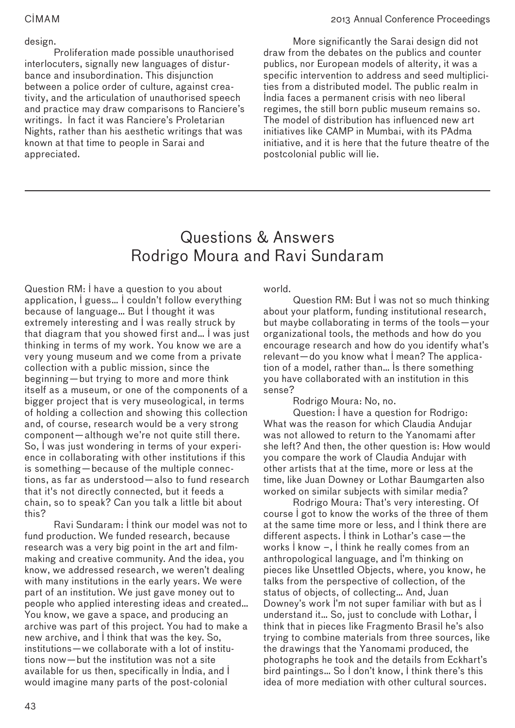design.

Proliferation made possible unauthorised interlocuters, signally new languages of disturbance and insubordination. This disjunction between a police order of culture, against creativity, and the articulation of unauthorised speech and practice may draw comparisons to Ranciere's writings. In fact it was Ranciere's Proletarian Nights, rather than his aesthetic writings that was known at that time to people in Sarai and appreciated.

More significantly the Sarai design did not draw from the debates on the publics and counter publics, nor European models of alterity, it was a specific intervention to address and seed multiplicities from a distributed model. The public realm in India faces a permanent crisis with neo liberal regimes, the still born public museum remains so. The model of distribution has influenced new art initiatives like CAMP in Mumbai, with its PAdma initiative, and it is here that the future theatre of the postcolonial public will lie.

---

# Questions & Answers
## Rodrigo Moura and Ravi Sundaram

Question RM: I have a question to you about application, I guess… I couldn't follow everything because of language… But I thought it was extremely interesting and I was really struck by that diagram that you showed first and… I was just thinking in terms of my work. You know we are a very young museum and we come from a private collection with a public mission, since the beginning—but trying to more and more think itself as a museum, or one of the components of a bigger project that is very museological, in terms of holding a collection and showing this collection and, of course, research would be a very strong component—although we're not quite still there. So, I was just wondering in terms of your experience in collaborating with other institutions if this is something—because of the multiple connections, as far as understood—also to fund research that it's not directly connected, but it feeds a chain, so to speak? Can you talk a little bit about this?

Ravi Sundaram: I think our model was not to fund production. We funded research, because research was a very big point in the art and filmmaking and creative community. And the idea, you know, we addressed research, we weren't dealing with many institutions in the early years. We were part of an institution. We just gave money out to people who applied interesting ideas and created… You know, we gave a space, and producing an archive was part of this project. You had to make a new archive, and I think that was the key. So, institutions—we collaborate with a lot of institutions now—but the institution was not a site available for us then, specifically in India, and I would imagine many parts of the post-colonial world.

Question RM: But I was not so much thinking about your platform, funding institutional research, but maybe collaborating in terms of the tools—your organizational tools, the methods and how do you encourage research and how do you identify what's relevant—do you know what I mean? The application of a model, rather than… Is there something you have collaborated with an institution in this sense?

Rodrigo Moura: No, no.

Question: I have a question for Rodrigo: What was the reason for which Claudia Andujar was not allowed to return to the Yanomami after she left? And then, the other question is: How would you compare the work of Claudia Andujar with other artists that at the time, more or less at the time, like Juan Downey or Lothar Baumgarten also worked on similar subjects with similar media?

Rodrigo Moura: That's very interesting. Of course I got to know the works of the three of them at the same time more or less, and I think there are different aspects. I think in Lothar's case—the works I know –, I think he really comes from an anthropological language, and I'm thinking on pieces like Unsettled Objects, where, you know, he talks from the perspective of collection, of the status of objects, of collecting… And, Juan Downey's work I'm not super familiar with but as I understand it… So, just to conclude with Lothar, I think that in pieces like Fragmento Brasil he's also trying to combine materials from three sources, like the drawings that the Yanomami produced, the photographs he took and the details from Eckhart's bird paintings… So I don't know, I think there's this idea of more mediation with other cultural sources.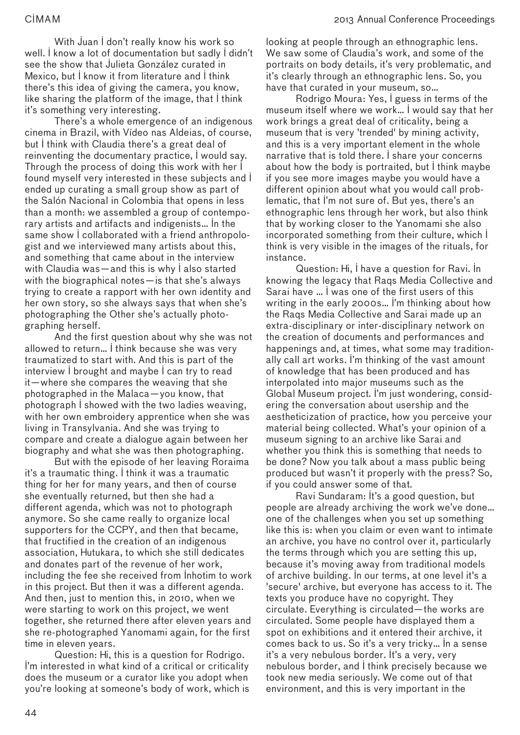With Juan I don't really know his work so well. I know a lot of documentation but sadly I didn't see the show that Julieta González curated in Mexico, but I know it from literature and I think there's this idea of giving the camera, you know, like sharing the platform of the image, that I think it's something very interesting.

There's a whole emergence of an indigenous cinema in Brazil, with Vídeo nas Aldeias, of course, but I think with Claudia there's a great deal of reinventing the documentary practice, I would say. Through the process of doing this work with her I found myself very interested in these subjects and I ended up curating a small group show as part of the Salón Nacional in Colombia that opens in less than a month: we assembled a group of contemporary artists and artifacts and indigenists… In the same show I collaborated with a friend anthropologist and we interviewed many artists about this, and something that came about in the interview with Claudia was—and this is why I also started with the biographical notes—is that she's always trying to create a rapport with her own identity and her own story, so she always says that when she's photographing the Other she's actually photographing herself.

And the first question about why she was not allowed to return… I think because she was very traumatized to start with. And this is part of the interview I brought and maybe I can try to read it—where she compares the weaving that she photographed in the Malaca—you know, that photograph I showed with the two ladies weaving, with her own embroidery apprentice when she was living in Transylvania. And she was trying to compare and create a dialogue again between her biography and what she was then photographing.

But with the episode of her leaving Roraima it's a traumatic thing. I think it was a traumatic thing for her for many years, and then of course she eventually returned, but then she had a different agenda, which was not to photograph anymore. So she came really to organize local supporters for the CCPY, and then that became, that fructified in the creation of an indigenous association, Hutukara, to which she still dedicates and donates part of the revenue of her work, including the fee she received from Inhotim to work in this project. But then it was a different agenda. And then, just to mention this, in 2010, when we were starting to work on this project, we went together, she returned there after eleven years and she re-photographed Yanomami again, for the first time in eleven years.

Question: Hi, this is a question for Rodrigo. I'm interested in what kind of a critical or criticality does the museum or a curator like you adopt when you're looking at someone's body of work, which is looking at people through an ethnographic lens. We saw some of Claudia's work, and some of the portraits on body details, it's very problematic, and it's clearly through an ethnographic lens. So, you have that curated in your museum, so…

Rodrigo Moura: Yes, I guess in terms of the museum itself where we work… I would say that her work brings a great deal of criticality, being a museum that is very 'trended' by mining activity, and this is a very important element in the whole narrative that is told there. I share your concerns about how the body is portraited, but I think maybe if you see more images maybe you would have a different opinion about what you would call problematic, that I'm not sure of. But yes, there's an ethnographic lens through her work, but also think that by working closer to the Yanomami she also incorporated something from their culture, which I think is very visible in the images of the rituals, for instance.

Question: Hi, I have a question for Ravi. In knowing the legacy that Raqs Media Collective and Sarai have … I was one of the first users of this writing in the early 2000s… I'm thinking about how the Raqs Media Collective and Sarai made up an extra-disciplinary or inter-disciplinary network on the creation of documents and performances and happenings and, at times, what some may traditionally call art works. I'm thinking of the vast amount of knowledge that has been produced and has interpolated into major museums such as the Global Museum project. I'm just wondering, considering the conversation about usership and the aestheticization of practice, how you perceive your material being collected. What's your opinion of a museum signing to an archive like Sarai and whether you think this is something that needs to be done? Now you talk about a mass public being produced but wasn't it properly with the press? So, if you could answer some of that.

Ravi Sundaram: It's a good question, but people are already archiving the work we've done… one of the challenges when you set up something like this is: when you claim or even want to intimate an archive, you have no control over it, particularly the terms through which you are setting this up, because it's moving away from traditional models of archive building. In our terms, at one level it's a 'secure' archive, but everyone has access to it. The texts you produce have no copyright. They circulate. Everything is circulated—the works are circulated. Some people have displayed them a spot on exhibitions and it entered their archive, it comes back to us. So it's a very tricky… In a sense it's a very nebulous border. It's a very, very nebulous border, and I think precisely because we took new media seriously. We come out of that environment, and this is very important in the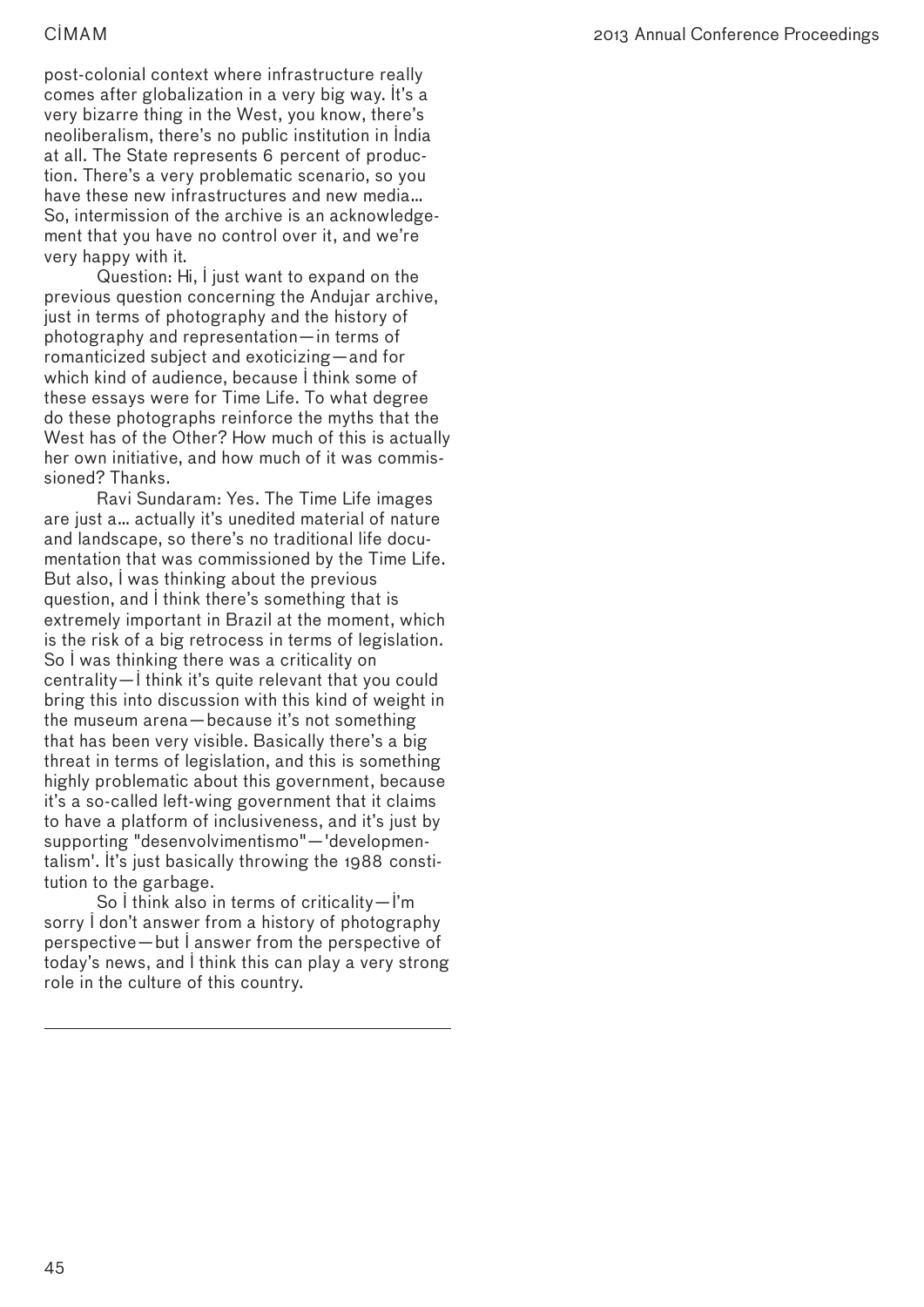post-colonial context where infrastructure really comes after globalization in a very big way. It's a very bizarre thing in the West, you know, there's neoliberalism, there's no public institution in India at all. The State represents 6 percent of production. There's a very problematic scenario, so you have these new infrastructures and new media... So, intermission of the archive is an acknowledgement that you have no control over it, and we're very happy with it.

Question: Hi, I just want to expand on the previous question concerning the Andujar archive, just in terms of photography and the history of photography and representation—in terms of romanticized subject and exoticizing—and for which kind of audience, because I think some of these essays were for Time Life. To what degree do these photographs reinforce the myths that the West has of the Other? How much of this is actually her own initiative, and how much of it was commissioned? Thanks.

Ravi Sundaram: Yes. The Time Life images are just a... actually it's unedited material of nature and landscape, so there's no traditional life documentation that was commissioned by the Time Life. But also, I was thinking about the previous question, and I think there's something that is extremely important in Brazil at the moment, which is the risk of a big retrocess in terms of legislation. So I was thinking there was a criticality on centrality—I think it's quite relevant that you could bring this into discussion with this kind of weight in the museum arena—because it's not something that has been very visible. Basically there's a big threat in terms of legislation, and this is something highly problematic about this government, because it's a so-called left-wing government that it claims to have a platform of inclusiveness, and it's just by supporting "desenvolvimentismo"—'developmentalism'. It's just basically throwing the 1988 constitution to the garbage.

So I think also in terms of criticality—I'm sorry I don't answer from a history of photography perspective—but I answer from the perspective of today's news, and I think this can play a very strong role in the culture of this country.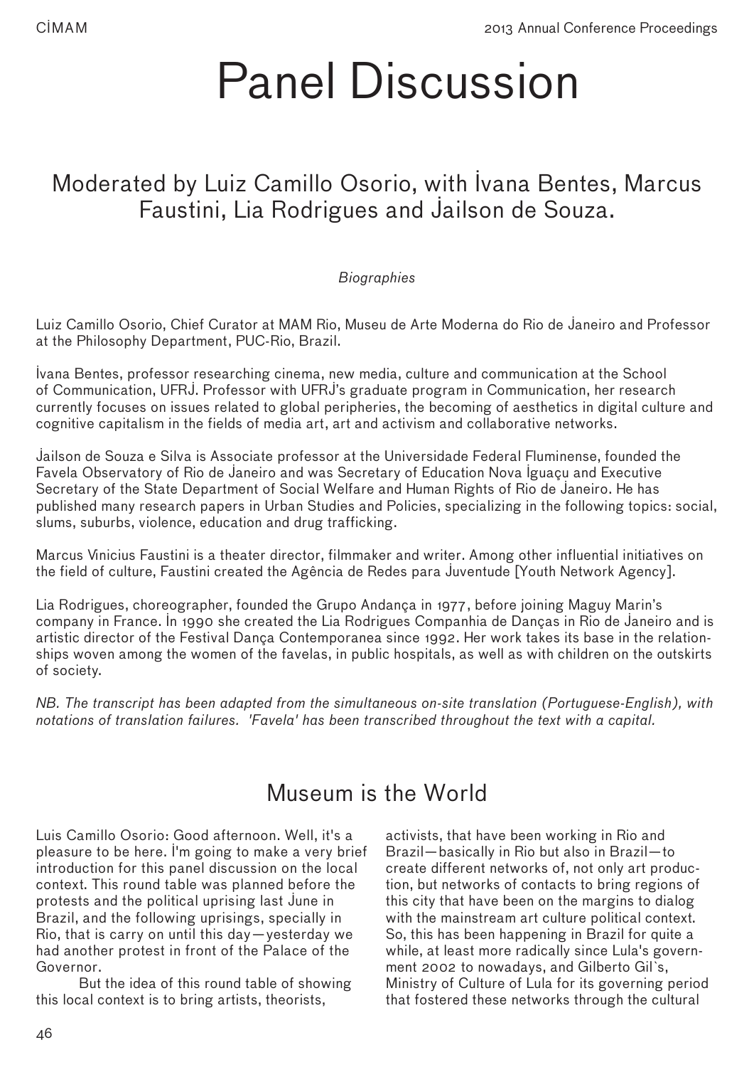# Panel Discussion

## Moderated by Luiz Camillo Osorio, with Ivana Bentes, Marcus Faustini, Lia Rodrigues and Jailson de Souza.

*Biographies*

Luiz Camillo Osorio, Chief Curator at MAM Rio, Museu de Arte Moderna do Rio de Janeiro and Professor at the Philosophy Department, PUC-Rio, Brazil.

Ivana Bentes, professor researching cinema, new media, culture and communication at the School of Communication, UFRJ. Professor with UFRJ's graduate program in Communication, her research currently focuses on issues related to global peripheries, the becoming of aesthetics in digital culture and cognitive capitalism in the fields of media art, art and activism and collaborative networks.

Jailson de Souza e Silva is Associate professor at the Universidade Federal Fluminense, founded the Favela Observatory of Rio de Janeiro and was Secretary of Education Nova Iguaçu and Executive Secretary of the State Department of Social Welfare and Human Rights of Rio de Janeiro. He has published many research papers in Urban Studies and Policies, specializing in the following topics: social, slums, suburbs, violence, education and drug trafficking.

Marcus Vinicius Faustini is a theater director, filmmaker and writer. Among other influential initiatives on the field of culture, Faustini created the Agência de Redes para Juventude [Youth Network Agency].

Lia Rodrigues, choreographer, founded the Grupo Andança in 1977, before joining Maguy Marin's company in France. In 1990 she created the Lia Rodrigues Companhia de Danças in Rio de Janeiro and is artistic director of the Festival Dança Contemporanea since 1992. Her work takes its base in the relationships woven among the women of the favelas, in public hospitals, as well as with children on the outskirts of society.

*NB. The transcript has been adapted from the simultaneous on-site translation (Portuguese-English), with notations of translation failures. 'Favela' has been transcribed throughout the text with a capital.*

## Museum is the World

Luis Camillo Osorio: Good afternoon. Well, it's a pleasure to be here. I'm going to make a very brief introduction for this panel discussion on the local context. This round table was planned before the protests and the political uprising last June in Brazil, and the following uprisings, specially in Rio, that is carry on until this day—yesterday we had another protest in front of the Palace of the Governor.

But the idea of this round table of showing this local context is to bring artists, theorists, activists, that have been working in Rio and Brazil—basically in Rio but also in Brazil—to create different networks of, not only art production, but networks of contacts to bring regions of this city that have been on the margins to dialog with the mainstream art culture political context. So, this has been happening in Brazil for quite a while, at least more radically since Lula's government 2002 to nowadays, and Gilberto Gil`s, Ministry of Culture of Lula for its governing period that fostered these networks through the cultural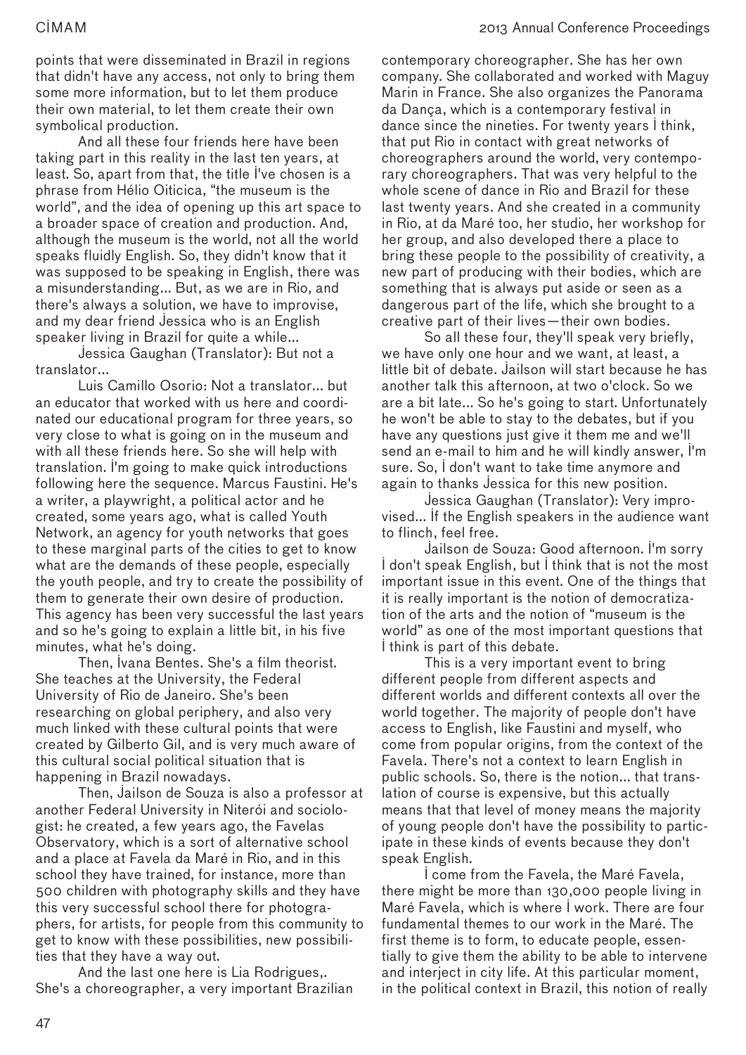points that were disseminated in Brazil in regions that didn't have any access, not only to bring them some more information, but to let them produce their own material, to let them create their own symbolical production.

And all these four friends here have been taking part in this reality in the last ten years, at least. So, apart from that, the title I've chosen is a phrase from Hélio Oiticica, "the museum is the world", and the idea of opening up this art space to a broader space of creation and production. And, although the museum is the world, not all the world speaks fluidly English. So, they didn't know that it was supposed to be speaking in English, there was a misunderstanding... But, as we are in Rio, and there's always a solution, we have to improvise, and my dear friend Jessica who is an English speaker living in Brazil for quite a while...

Jessica Gaughan (Translator): But not a translator...

Luis Camillo Osorio: Not a translator... but an educator that worked with us here and coordinated our educational program for three years, so very close to what is going on in the museum and with all these friends here. So she will help with translation. I'm going to make quick introductions following here the sequence. Marcus Faustini. He's a writer, a playwright, a political actor and he created, some years ago, what is called Youth Network, an agency for youth networks that goes to these marginal parts of the cities to get to know what are the demands of these people, especially the youth people, and try to create the possibility of them to generate their own desire of production. This agency has been very successful the last years and so he's going to explain a little bit, in his five minutes, what he's doing.

Then, Ivana Bentes. She's a film theorist. She teaches at the University, the Federal University of Rio de Janeiro. She's been researching on global periphery, and also very much linked with these cultural points that were created by Gilberto Gil, and is very much aware of this cultural social political situation that is happening in Brazil nowadays.

Then, Jailson de Souza is also a professor at another Federal University in Niterói and sociologist: he created, a few years ago, the Favelas Observatory, which is a sort of alternative school and a place at Favela da Maré in Rio, and in this school they have trained, for instance, more than 500 children with photography skills and they have this very successful school there for photographers, for artists, for people from this community to get to know with these possibilities, new possibilities that they have a way out.

And the last one here is Lia Rodrigues,. She's a choreographer, a very important Brazilian contemporary choreographer. She has her own company. She collaborated and worked with Maguy Marin in France. She also organizes the Panorama da Dança, which is a contemporary festival in dance since the nineties. For twenty years I think, that put Rio in contact with great networks of choreographers around the world, very contemporary choreographers. That was very helpful to the whole scene of dance in Rio and Brazil for these last twenty years. And she created in a community in Rio, at da Maré too, her studio, her workshop for her group, and also developed there a place to bring these people to the possibility of creativity, a new part of producing with their bodies, which are something that is always put aside or seen as a dangerous part of the life, which she brought to a creative part of their lives—their own bodies.

So all these four, they'll speak very briefly, we have only one hour and we want, at least, a little bit of debate. Jailson will start because he has another talk this afternoon, at two o'clock. So we are a bit late... So he's going to start. Unfortunately he won't be able to stay to the debates, but if you have any questions just give it them me and we'll send an e-mail to him and he will kindly answer, I'm sure. So, I don't want to take time anymore and again to thanks Jessica for this new position.

Jessica Gaughan (Translator): Very improvised... If the English speakers in the audience want to flinch, feel free.

Jailson de Souza: Good afternoon. I'm sorry I don't speak English, but I think that is not the most important issue in this event. One of the things that it is really important is the notion of democratization of the arts and the notion of "museum is the world" as one of the most important questions that I think is part of this debate.

This is a very important event to bring different people from different aspects and different worlds and different contexts all over the world together. The majority of people don't have access to English, like Faustini and myself, who come from popular origins, from the context of the Favela. There's not a context to learn English in public schools. So, there is the notion... that translation of course is expensive, but this actually means that that level of money means the majority of young people don't have the possibility to participate in these kinds of events because they don't speak English.

I come from the Favela, the Maré Favela, there might be more than 130,000 people living in Maré Favela, which is where I work. There are four fundamental themes to our work in the Maré. The first theme is to form, to educate people, essentially to give them the ability to be able to intervene and interject in city life. At this particular moment, in the political context in Brazil, this notion of really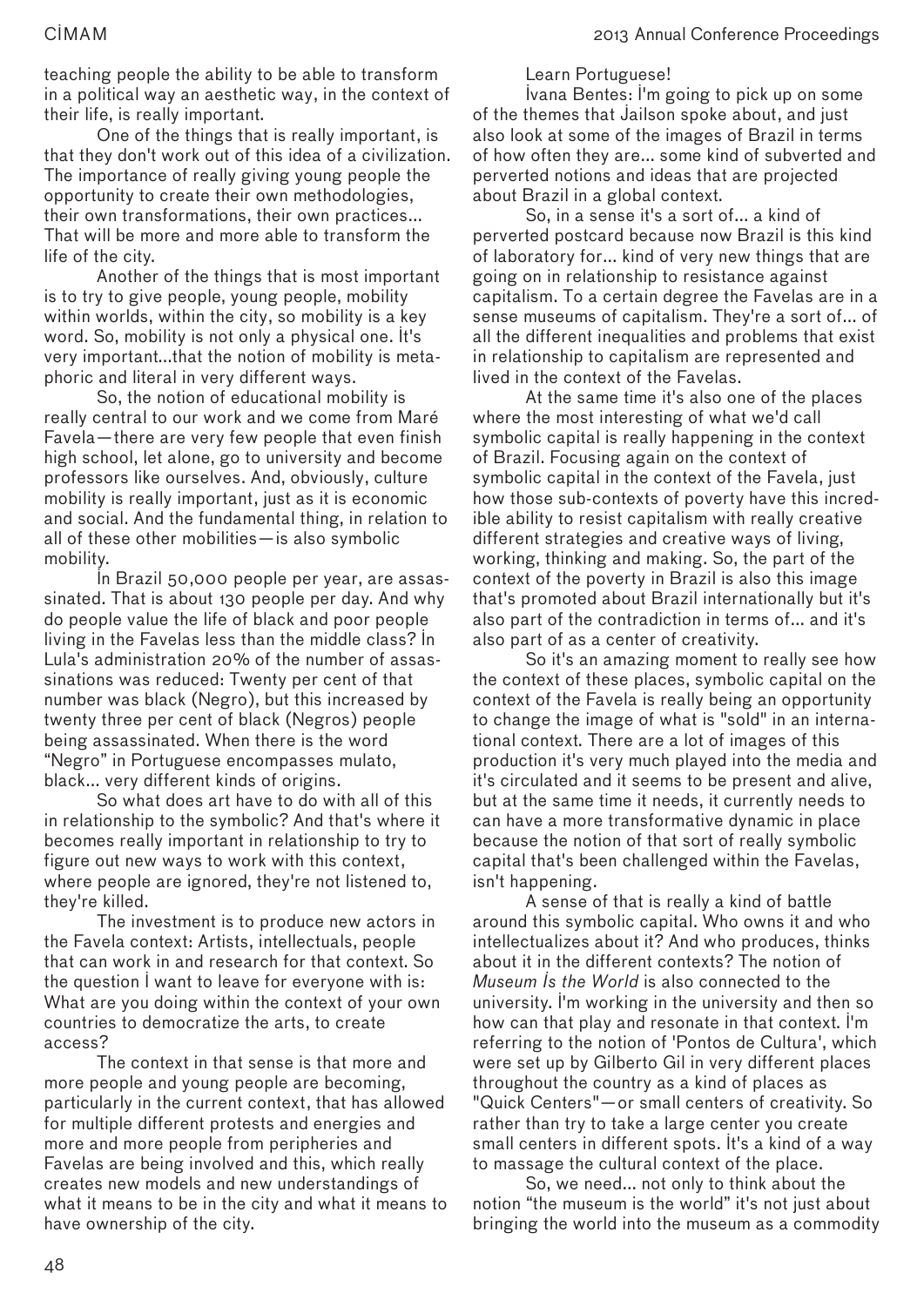teaching people the ability to be able to transform in a political way an aesthetic way, in the context of their life, is really important.

One of the things that is really important, is that they don't work out of this idea of a civilization. The importance of really giving young people the opportunity to create their own methodologies, their own transformations, their own practices... That will be more and more able to transform the life of the city.

Another of the things that is most important is to try to give people, young people, mobility within worlds, within the city, so mobility is a key word. So, mobility is not only a physical one. It's very important...that the notion of mobility is metaphoric and literal in very different ways.

So, the notion of educational mobility is really central to our work and we come from Maré Favela—there are very few people that even finish high school, let alone, go to university and become professors like ourselves. And, obviously, culture mobility is really important, just as it is economic and social. And the fundamental thing, in relation to all of these other mobilities—is also symbolic mobility.

In Brazil 50,000 people per year, are assassinated. That is about 130 people per day. And why do people value the life of black and poor people living in the Favelas less than the middle class? In Lula's administration 20% of the number of assassinations was reduced: Twenty per cent of that number was black (Negro), but this increased by twenty three per cent of black (Negros) people being assassinated. When there is the word "Negro" in Portuguese encompasses mulato, black... very different kinds of origins.

So what does art have to do with all of this in relationship to the symbolic? And that's where it becomes really important in relationship to try to figure out new ways to work with this context, where people are ignored, they're not listened to, they're killed.

The investment is to produce new actors in the Favela context: Artists, intellectuals, people that can work in and research for that context. So the question I want to leave for everyone with is: What are you doing within the context of your own countries to democratize the arts, to create access?

The context in that sense is that more and more people and young people are becoming, particularly in the current context, that has allowed for multiple different protests and energies and more and more people from peripheries and Favelas are being involved and this, which really creates new models and new understandings of what it means to be in the city and what it means to have ownership of the city.

Learn Portuguese!

Ivana Bentes: I'm going to pick up on some of the themes that Jailson spoke about, and just also look at some of the images of Brazil in terms of how often they are... some kind of subverted and perverted notions and ideas that are projected about Brazil in a global context.

So, in a sense it's a sort of... a kind of perverted postcard because now Brazil is this kind of laboratory for... kind of very new things that are going on in relationship to resistance against capitalism. To a certain degree the Favelas are in a sense museums of capitalism. They're a sort of... of all the different inequalities and problems that exist in relationship to capitalism are represented and lived in the context of the Favelas.

At the same time it's also one of the places where the most interesting of what we'd call symbolic capital is really happening in the context of Brazil. Focusing again on the context of symbolic capital in the context of the Favela, just how those sub-contexts of poverty have this incredible ability to resist capitalism with really creative different strategies and creative ways of living, working, thinking and making. So, the part of the context of the poverty in Brazil is also this image that's promoted about Brazil internationally but it's also part of the contradiction in terms of... and it's also part of as a center of creativity.

So it's an amazing moment to really see how the context of these places, symbolic capital on the context of the Favela is really being an opportunity to change the image of what is "sold" in an international context. There are a lot of images of this production it's very much played into the media and it's circulated and it seems to be present and alive, but at the same time it needs, it currently needs to can have a more transformative dynamic in place because the notion of that sort of really symbolic capital that's been challenged within the Favelas, isn't happening.

A sense of that is really a kind of battle around this symbolic capital. Who owns it and who intellectualizes about it? And who produces, thinks about it in the different contexts? The notion of *Museum Is the World* is also connected to the university. I'm working in the university and then so how can that play and resonate in that context. I'm referring to the notion of 'Pontos de Cultura', which were set up by Gilberto Gil in very different places throughout the country as a kind of places as "Quick Centers"—or small centers of creativity. So rather than try to take a large center you create small centers in different spots. It's a kind of a way to massage the cultural context of the place.

So, we need... not only to think about the notion "the museum is the world" it's not just about bringing the world into the museum as a commodity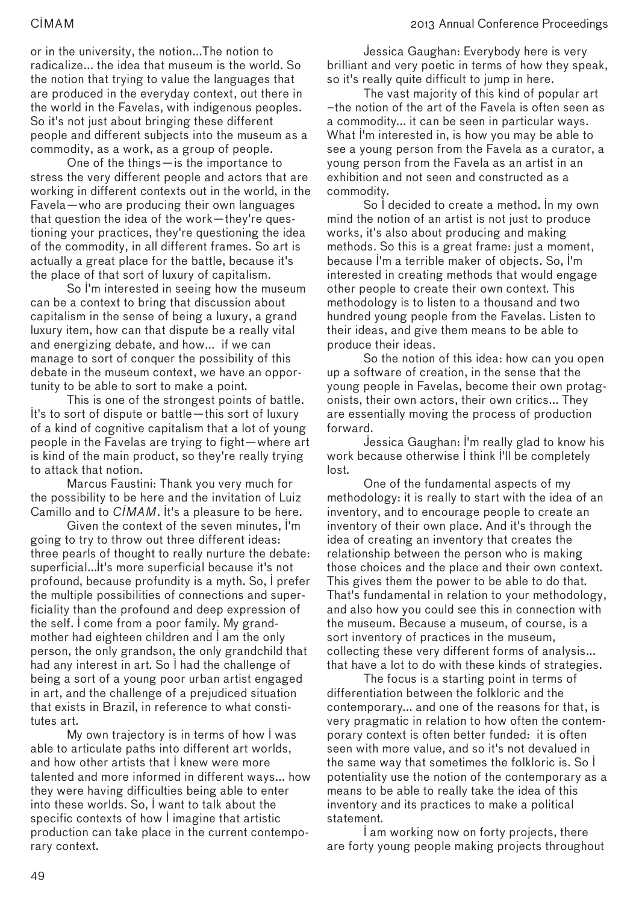or in the university, the notion...The notion to radicalize... the idea that museum is the world. So the notion that trying to value the languages that are produced in the everyday context, out there in the world in the Favelas, with indigenous peoples. So it's not just about bringing these different people and different subjects into the museum as a commodity, as a work, as a group of people.

One of the things—is the importance to stress the very different people and actors that are working in different contexts out in the world, in the Favela—who are producing their own languages that question the idea of the work—they're questioning your practices, they're questioning the idea of the commodity, in all different frames. So art is actually a great place for the battle, because it's the place of that sort of luxury of capitalism.

So I'm interested in seeing how the museum can be a context to bring that discussion about capitalism in the sense of being a luxury, a grand luxury item, how can that dispute be a really vital and energizing debate, and how... if we can manage to sort of conquer the possibility of this debate in the museum context, we have an opportunity to be able to sort to make a point.

This is one of the strongest points of battle. It's to sort of dispute or battle—this sort of luxury of a kind of cognitive capitalism that a lot of young people in the Favelas are trying to fight—where art is kind of the main product, so they're really trying to attack that notion.

Marcus Faustini: Thank you very much for the possibility to be here and the invitation of Luiz Camillo and to *CIMAM*. It's a pleasure to be here.

Given the context of the seven minutes, I'm going to try to throw out three different ideas: three pearls of thought to really nurture the debate: superficial...It's more superficial because it's not profound, because profundity is a myth. So, I prefer the multiple possibilities of connections and superficiality than the profound and deep expression of the self. I come from a poor family. My grandmother had eighteen children and I am the only person, the only grandson, the only grandchild that had any interest in art. So I had the challenge of being a sort of a young poor urban artist engaged in art, and the challenge of a prejudiced situation that exists in Brazil, in reference to what constitutes art.

My own trajectory is in terms of how I was able to articulate paths into different art worlds, and how other artists that I knew were more talented and more informed in different ways... how they were having difficulties being able to enter into these worlds. So, I want to talk about the specific contexts of how I imagine that artistic production can take place in the current contemporary context.

Jessica Gaughan: Everybody here is very brilliant and very poetic in terms of how they speak, so it's really quite difficult to jump in here.

The vast majority of this kind of popular art –the notion of the art of the Favela is often seen as a commodity... it can be seen in particular ways. What I'm interested in, is how you may be able to see a young person from the Favela as a curator, a young person from the Favela as an artist in an exhibition and not seen and constructed as a commodity.

So I decided to create a method. In my own mind the notion of an artist is not just to produce works, it's also about producing and making methods. So this is a great frame: just a moment, because I'm a terrible maker of objects. So, I'm interested in creating methods that would engage other people to create their own context. This methodology is to listen to a thousand and two hundred young people from the Favelas. Listen to their ideas, and give them means to be able to produce their ideas.

So the notion of this idea: how can you open up a software of creation, in the sense that the young people in Favelas, become their own protagonists, their own actors, their own critics... They are essentially moving the process of production forward.

Jessica Gaughan: I'm really glad to know his work because otherwise I think I'll be completely lost.

One of the fundamental aspects of my methodology: it is really to start with the idea of an inventory, and to encourage people to create an inventory of their own place. And it's through the idea of creating an inventory that creates the relationship between the person who is making those choices and the place and their own context. This gives them the power to be able to do that. That's fundamental in relation to your methodology, and also how you could see this in connection with the museum. Because a museum, of course, is a sort inventory of practices in the museum, collecting these very different forms of analysis... that have a lot to do with these kinds of strategies.

The focus is a starting point in terms of differentiation between the folkloric and the contemporary... and one of the reasons for that, is very pragmatic in relation to how often the contemporary context is often better funded: it is often seen with more value, and so it's not devalued in the same way that sometimes the folkloric is. So I potentiality use the notion of the contemporary as a means to be able to really take the idea of this inventory and its practices to make a political statement.

I am working now on forty projects, there are forty young people making projects throughout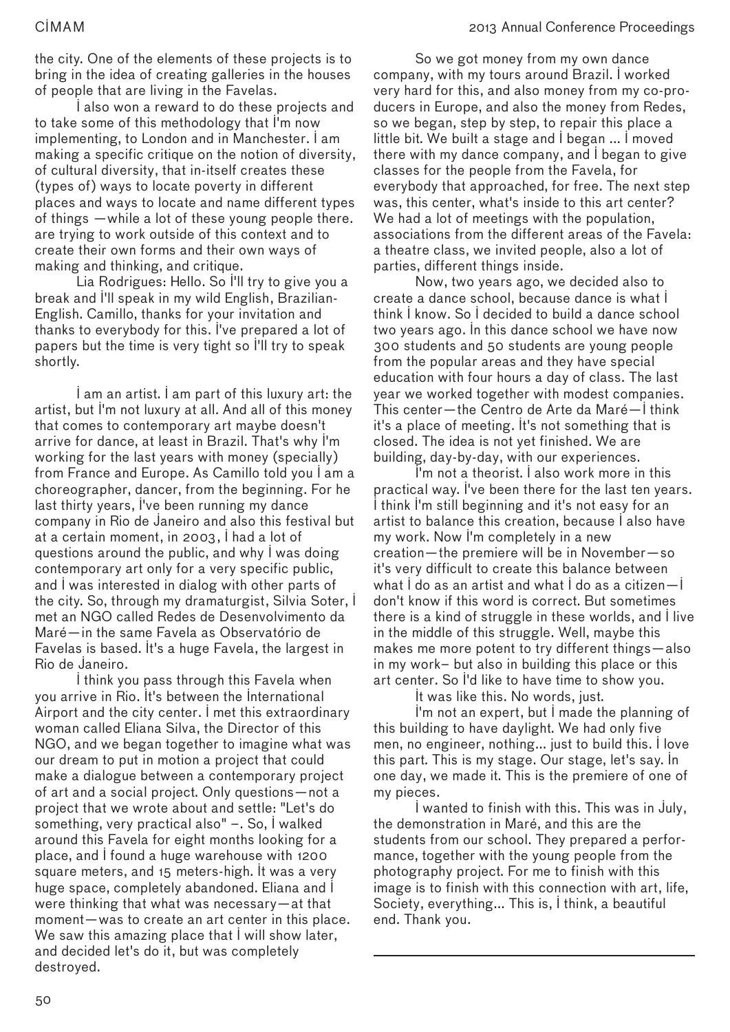the city. One of the elements of these projects is to bring in the idea of creating galleries in the houses of people that are living in the Favelas.

I also won a reward to do these projects and to take some of this methodology that I'm now implementing, to London and in Manchester. I am making a specific critique on the notion of diversity, of cultural diversity, that in-itself creates these (types of) ways to locate poverty in different places and ways to locate and name different types of things —while a lot of these young people there. are trying to work outside of this context and to create their own forms and their own ways of making and thinking, and critique.

Lia Rodrigues: Hello. So I'll try to give you a break and I'll speak in my wild English, Brazilian-English. Camillo, thanks for your invitation and thanks to everybody for this. I've prepared a lot of papers but the time is very tight so I'll try to speak shortly.

I am an artist. I am part of this luxury art: the artist, but I'm not luxury at all. And all of this money that comes to contemporary art maybe doesn't arrive for dance, at least in Brazil. That's why I'm working for the last years with money (specially) from France and Europe. As Camillo told you I am a choreographer, dancer, from the beginning. For he last thirty years, I've been running my dance company in Rio de Janeiro and also this festival but at a certain moment, in 2003, I had a lot of questions around the public, and why I was doing contemporary art only for a very specific public, and I was interested in dialog with other parts of the city. So, through my dramaturgist, Silvia Soter, I met an NGO called Redes de Desenvolvimento da Maré—in the same Favela as Observatório de Favelas is based. It's a huge Favela, the largest in Rio de Janeiro.

I think you pass through this Favela when you arrive in Rio. It's between the International Airport and the city center. I met this extraordinary woman called Eliana Silva, the Director of this NGO, and we began together to imagine what was our dream to put in motion a project that could make a dialogue between a contemporary project of art and a social project. Only questions—not a project that we wrote about and settle: "Let's do something, very practical also" –. So, I walked around this Favela for eight months looking for a place, and I found a huge warehouse with 1200 square meters, and 15 meters-high. It was a very huge space, completely abandoned. Eliana and I were thinking that what was necessary—at that moment—was to create an art center in this place. We saw this amazing place that I will show later, and decided let's do it, but was completely destroyed.

So we got money from my own dance company, with my tours around Brazil. I worked very hard for this, and also money from my co-producers in Europe, and also the money from Redes, so we began, step by step, to repair this place a little bit. We built a stage and I began ... I moved there with my dance company, and I began to give classes for the people from the Favela, for everybody that approached, for free. The next step was, this center, what's inside to this art center? We had a lot of meetings with the population, associations from the different areas of the Favela: a theatre class, we invited people, also a lot of parties, different things inside.

Now, two years ago, we decided also to create a dance school, because dance is what I think I know. So I decided to build a dance school two years ago. In this dance school we have now 300 students and 50 students are young people from the popular areas and they have special education with four hours a day of class. The last year we worked together with modest companies. This center—the Centro de Arte da Maré—I think it's a place of meeting. It's not something that is closed. The idea is not yet finished. We are building, day-by-day, with our experiences.

I'm not a theorist. I also work more in this practical way. I've been there for the last ten years. I think I'm still beginning and it's not easy for an artist to balance this creation, because I also have my work. Now I'm completely in a new creation—the premiere will be in November—so it's very difficult to create this balance between what I do as an artist and what I do as a citizen—I don't know if this word is correct. But sometimes there is a kind of struggle in these worlds, and I live in the middle of this struggle. Well, maybe this makes me more potent to try different things—also in my work– but also in building this place or this art center. So I'd like to have time to show you.

It was like this. No words, just.

I'm not an expert, but I made the planning of this building to have daylight. We had only five men, no engineer, nothing... just to build this. I love this part. This is my stage. Our stage, let's say. In one day, we made it. This is the premiere of one of my pieces.

I wanted to finish with this. This was in July, the demonstration in Maré, and this are the students from our school. They prepared a performance, together with the young people from the photography project. For me to finish with this image is to finish with this connection with art, life, Society, everything... This is, I think, a beautiful end. Thank you.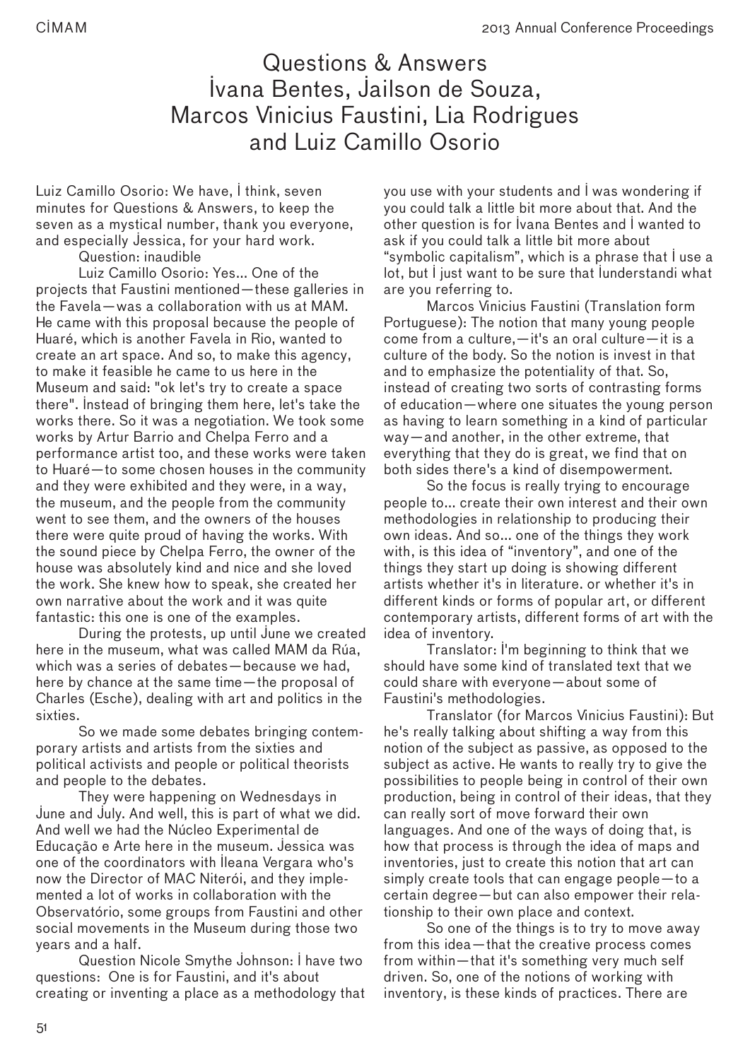# Questions & Answers
# Ivana Bentes, Jailson de Souza, Marcos Vinicius Faustini, Lia Rodrigues and Luiz Camillo Osorio

Luiz Camillo Osorio: We have, I think, seven minutes for Questions & Answers, to keep the seven as a mystical number, thank you everyone, and especially Jessica, for your hard work.

Question: inaudible

Luiz Camillo Osorio: Yes... One of the projects that Faustini mentioned—these galleries in the Favela—was a collaboration with us at MAM. He came with this proposal because the people of Huaré, which is another Favela in Rio, wanted to create an art space. And so, to make this agency, to make it feasible he came to us here in the Museum and said: "ok let's try to create a space there". Instead of bringing them here, let's take the works there. So it was a negotiation. We took some works by Artur Barrio and Chelpa Ferro and a performance artist too, and these works were taken to Huaré—to some chosen houses in the community and they were exhibited and they were, in a way, the museum, and the people from the community went to see them, and the owners of the houses there were quite proud of having the works. With the sound piece by Chelpa Ferro, the owner of the house was absolutely kind and nice and she loved the work. She knew how to speak, she created her own narrative about the work and it was quite fantastic: this one is one of the examples.

During the protests, up until June we created here in the museum, what was called MAM da Rúa, which was a series of debates—because we had, here by chance at the same time—the proposal of Charles (Esche), dealing with art and politics in the sixties.

So we made some debates bringing contemporary artists and artists from the sixties and political activists and people or political theorists and people to the debates.

They were happening on Wednesdays in June and July. And well, this is part of what we did. And well we had the Núcleo Experimental de Educação e Arte here in the museum. Jessica was one of the coordinators with Ileana Vergara who's now the Director of MAC Niterói, and they implemented a lot of works in collaboration with the Observatório, some groups from Faustini and other social movements in the Museum during those two years and a half.

Question Nicole Smythe Johnson: I have two questions: One is for Faustini, and it's about creating or inventing a place as a methodology that you use with your students and I was wondering if you could talk a little bit more about that. And the other question is for Ivana Bentes and I wanted to ask if you could talk a little bit more about "symbolic capitalism", which is a phrase that I use a lot, but I just want to be sure that Iunderstandi what are you referring to.

Marcos Vinicius Faustini (Translation form Portuguese): The notion that many young people come from a culture,—it's an oral culture—it is a culture of the body. So the notion is invest in that and to emphasize the potentiality of that. So, instead of creating two sorts of contrasting forms of education—where one situates the young person as having to learn something in a kind of particular way—and another, in the other extreme, that everything that they do is great, we find that on both sides there's a kind of disempowerment.

So the focus is really trying to encourage people to... create their own interest and their own methodologies in relationship to producing their own ideas. And so... one of the things they work with, is this idea of "inventory", and one of the things they start up doing is showing different artists whether it's in literature. or whether it's in different kinds or forms of popular art, or different contemporary artists, different forms of art with the idea of inventory.

Translator: I'm beginning to think that we should have some kind of translated text that we could share with everyone—about some of Faustini's methodologies.

Translator (for Marcos Vinicius Faustini): But he's really talking about shifting a way from this notion of the subject as passive, as opposed to the subject as active. He wants to really try to give the possibilities to people being in control of their own production, being in control of their ideas, that they can really sort of move forward their own languages. And one of the ways of doing that, is how that process is through the idea of maps and inventories, just to create this notion that art can simply create tools that can engage people—to a certain degree—but can also empower their relationship to their own place and context.

So one of the things is to try to move away from this idea—that the creative process comes from within—that it's something very much self driven. So, one of the notions of working with inventory, is these kinds of practices. There are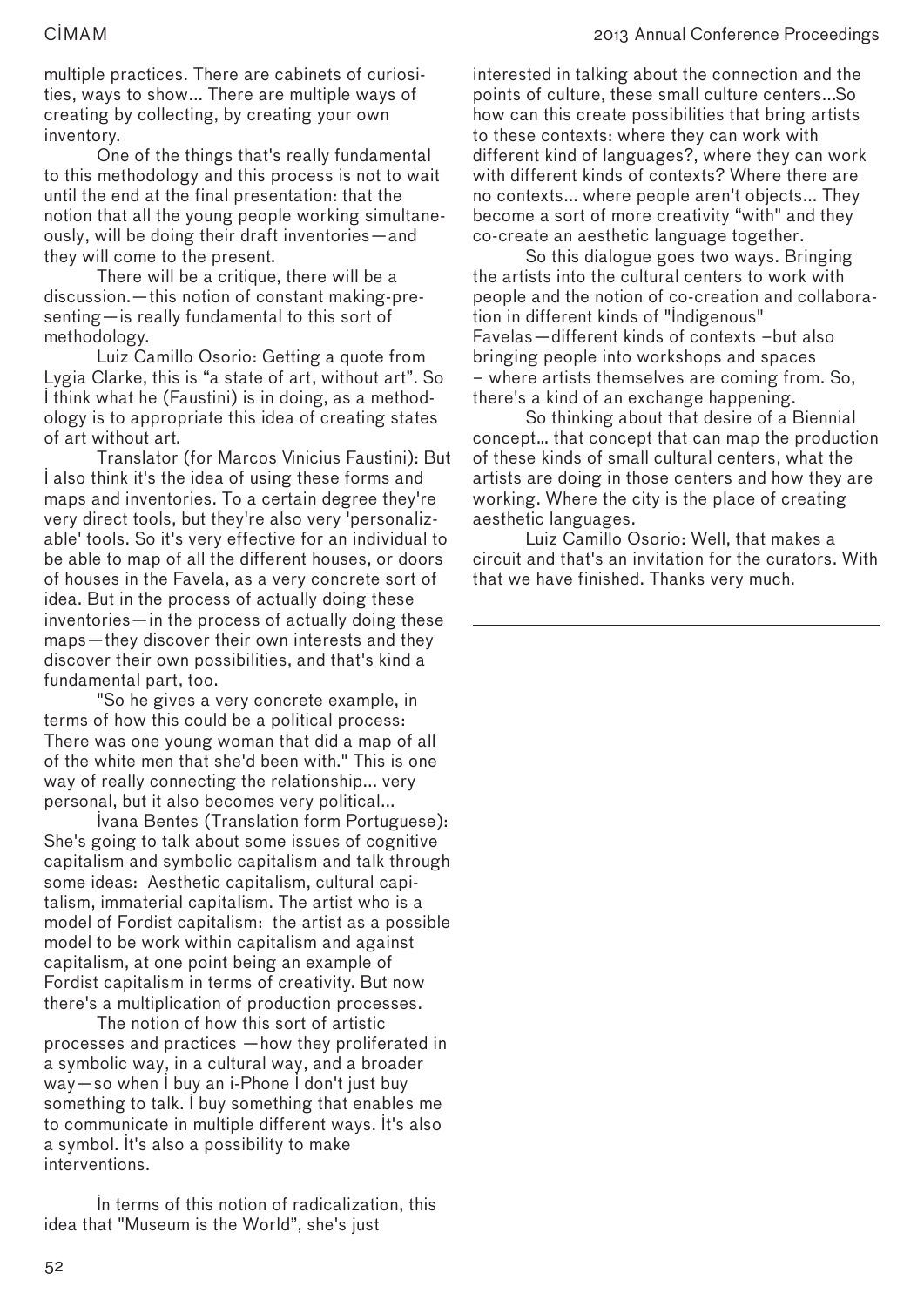multiple practices. There are cabinets of curiosities, ways to show... There are multiple ways of creating by collecting, by creating your own inventory.

One of the things that's really fundamental to this methodology and this process is not to wait until the end at the final presentation: that the notion that all the young people working simultaneously, will be doing their draft inventories—and they will come to the present.

There will be a critique, there will be a discussion.—this notion of constant making-presenting—is really fundamental to this sort of methodology.

Luiz Camillo Osorio: Getting a quote from Lygia Clarke, this is "a state of art, without art". So İ think what he (Faustini) is in doing, as a methodology is to appropriate this idea of creating states of art without art.

Translator (for Marcos Vinicius Faustini): But İ also think it's the idea of using these forms and maps and inventories. To a certain degree they're very direct tools, but they're also very 'personalizable' tools. So it's very effective for an individual to be able to map of all the different houses, or doors of houses in the Favela, as a very concrete sort of idea. But in the process of actually doing these inventories—in the process of actually doing these maps—they discover their own interests and they discover their own possibilities, and that's kind a fundamental part, too.

"So he gives a very concrete example, in terms of how this could be a political process: There was one young woman that did a map of all of the white men that she'd been with." This is one way of really connecting the relationship... very personal, but it also becomes very political...

İvana Bentes (Translation form Portuguese): She's going to talk about some issues of cognitive capitalism and symbolic capitalism and talk through some ideas: Aesthetic capitalism, cultural capitalism, immaterial capitalism. The artist who is a model of Fordist capitalism: the artist as a possible model to be work within capitalism and against capitalism, at one point being an example of Fordist capitalism in terms of creativity. But now there's a multiplication of production processes.

The notion of how this sort of artistic processes and practices —how they proliferated in a symbolic way, in a cultural way, and a broader way—so when İ buy an i-Phone İ don't just buy something to talk. İ buy something that enables me to communicate in multiple different ways. İt's also a symbol. İt's also a possibility to make interventions.

İn terms of this notion of radicalization, this idea that "Museum is the World", she's just interested in talking about the connection and the points of culture, these small culture centers...So how can this create possibilities that bring artists to these contexts: where they can work with different kind of languages?, where they can work with different kinds of contexts? Where there are no contexts... where people aren't objects... They become a sort of more creativity "with" and they co-create an aesthetic language together.

So this dialogue goes two ways. Bringing the artists into the cultural centers to work with people and the notion of co-creation and collaboration in different kinds of "İndigenous" Favelas—different kinds of contexts –but also bringing people into workshops and spaces – where artists themselves are coming from. So, there's a kind of an exchange happening.

So thinking about that desire of a Biennial concept… that concept that can map the production of these kinds of small cultural centers, what the artists are doing in those centers and how they are working. Where the city is the place of creating aesthetic languages.

Luiz Camillo Osorio: Well, that makes a circuit and that's an invitation for the curators. With that we have finished. Thanks very much.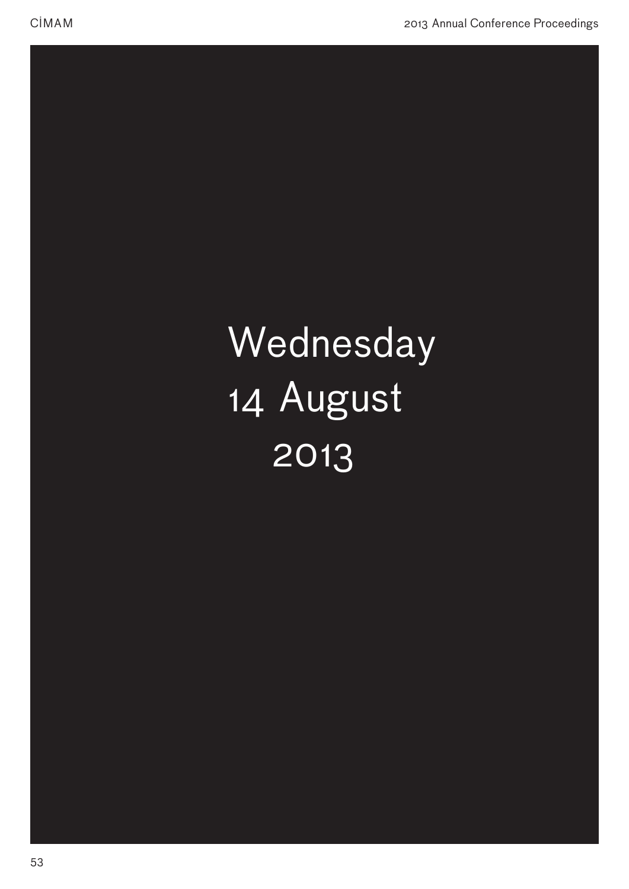# Wednesday 14 August 2013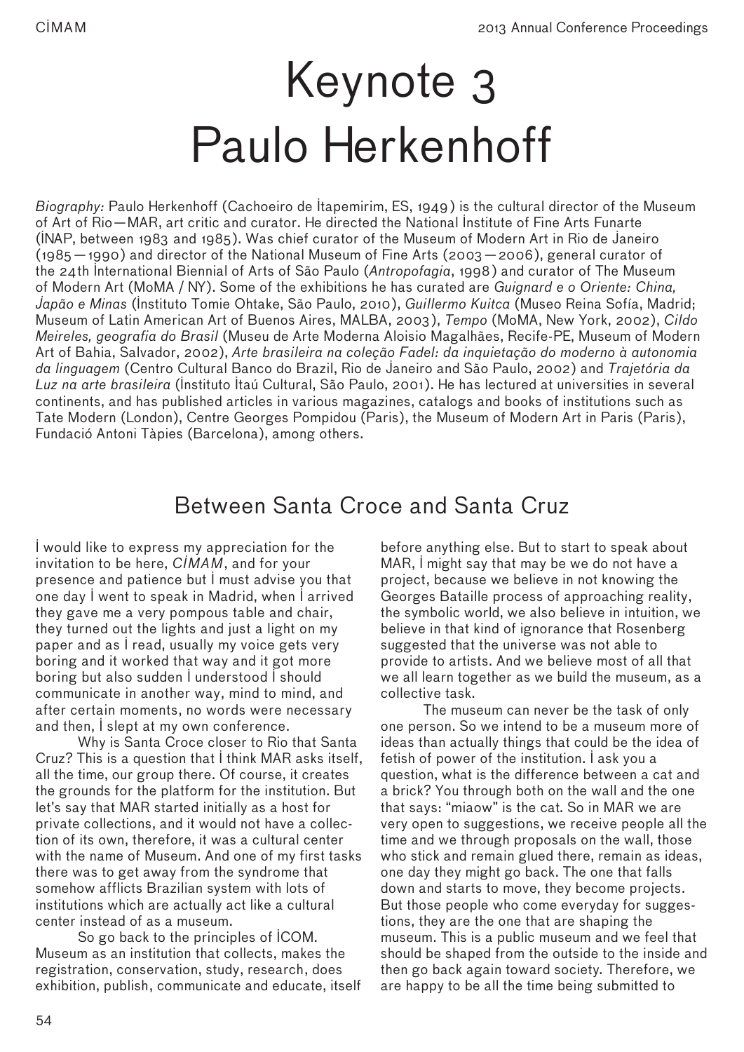# Keynote 3
# Paulo Herkenhoff

*Biography:* Paulo Herkenhoff (Cachoeiro de Itapemirim, ES, 1949) is the cultural director of the Museum of Art of Rio—MAR, art critic and curator. He directed the National Institute of Fine Arts Funarte (INAP, between 1983 and 1985). Was chief curator of the Museum of Modern Art in Rio de Janeiro (1985—1990) and director of the National Museum of Fine Arts (2003—2006), general curator of the 24th International Biennial of Arts of São Paulo (*Antropofagia*, 1998) and curator of The Museum of Modern Art (MoMA / NY). Some of the exhibitions he has curated are *Guignard e o Oriente: China, Japão e Minas* (Instituto Tomie Ohtake, São Paulo, 2010), *Guillermo Kuitca* (Museo Reina Sofía, Madrid; Museum of Latin American Art of Buenos Aires, MALBA, 2003), *Tempo* (MoMA, New York, 2002), *Cildo Meireles, geografia do Brasil* (Museu de Arte Moderna Aloisio Magalhães, Recife-PE, Museum of Modern Art of Bahia, Salvador, 2002), *Arte brasileira na coleção Fadel: da inquietação do moderno à autonomia da linguagem* (Centro Cultural Banco do Brazil, Rio de Janeiro and São Paulo, 2002) and *Trajetória da Luz na arte brasileira* (Instituto Itaú Cultural, São Paulo, 2001). He has lectured at universities in several continents, and has published articles in various magazines, catalogs and books of institutions such as Tate Modern (London), Centre Georges Pompidou (Paris), the Museum of Modern Art in Paris (Paris), Fundació Antoni Tàpies (Barcelona), among others.

## Between Santa Croce and Santa Cruz

I would like to express my appreciation for the invitation to be here, *CIMAM*, and for your presence and patience but I must advise you that one day I went to speak in Madrid, when I arrived they gave me a very pompous table and chair, they turned out the lights and just a light on my paper and as I read, usually my voice gets very boring and it worked that way and it got more boring but also sudden I understood I should communicate in another way, mind to mind, and after certain moments, no words were necessary and then, I slept at my own conference.

Why is Santa Croce closer to Rio that Santa Cruz? This is a question that I think MAR asks itself, all the time, our group there. Of course, it creates the grounds for the platform for the institution. But let's say that MAR started initially as a host for private collections, and it would not have a collection of its own, therefore, it was a cultural center with the name of Museum. And one of my first tasks there was to get away from the syndrome that somehow afflicts Brazilian system with lots of institutions which are actually act like a cultural center instead of as a museum.

So go back to the principles of ICOM. Museum as an institution that collects, makes the registration, conservation, study, research, does exhibition, publish, communicate and educate, itself before anything else. But to start to speak about MAR, I might say that may be we do not have a project, because we believe in not knowing the Georges Bataille process of approaching reality, the symbolic world, we also believe in intuition, we believe in that kind of ignorance that Rosenberg suggested that the universe was not able to provide to artists. And we believe most of all that we all learn together as we build the museum, as a collective task.

The museum can never be the task of only one person. So we intend to be a museum more of ideas than actually things that could be the idea of fetish of power of the institution. I ask you a question, what is the difference between a cat and a brick? You through both on the wall and the one that says: "miaow" is the cat. So in MAR we are very open to suggestions, we receive people all the time and we through proposals on the wall, those who stick and remain glued there, remain as ideas, one day they might go back. The one that falls down and starts to move, they become projects. But those people who come everyday for suggestions, they are the one that are shaping the museum. This is a public museum and we feel that should be shaped from the outside to the inside and then go back again toward society. Therefore, we are happy to be all the time being submitted to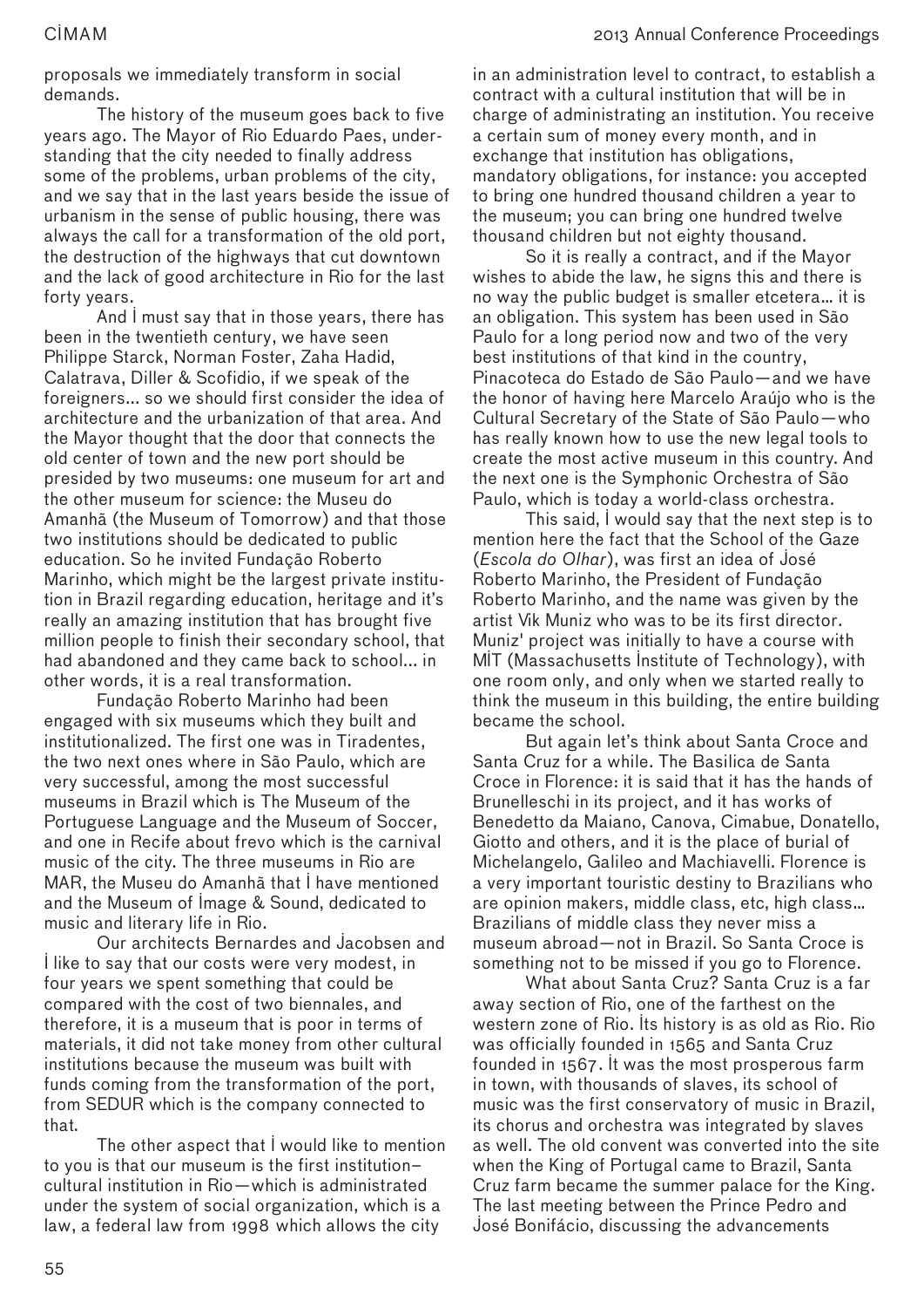proposals we immediately transform in social demands.

The history of the museum goes back to five years ago. The Mayor of Rio Eduardo Paes, understanding that the city needed to finally address some of the problems, urban problems of the city, and we say that in the last years beside the issue of urbanism in the sense of public housing, there was always the call for a transformation of the old port, the destruction of the highways that cut downtown and the lack of good architecture in Rio for the last forty years.

And I must say that in those years, there has been in the twentieth century, we have seen Philippe Starck, Norman Foster, Zaha Hadid, Calatrava, Diller & Scofidio, if we speak of the foreigners... so we should first consider the idea of architecture and the urbanization of that area. And the Mayor thought that the door that connects the old center of town and the new port should be presided by two museums: one museum for art and the other museum for science: the Museu do Amanhã (the Museum of Tomorrow) and that those two institutions should be dedicated to public education. So he invited Fundação Roberto Marinho, which might be the largest private institution in Brazil regarding education, heritage and it's really an amazing institution that has brought five million people to finish their secondary school, that had abandoned and they came back to school... in other words, it is a real transformation.

Fundação Roberto Marinho had been engaged with six museums which they built and institutionalized. The first one was in Tiradentes, the two next ones where in São Paulo, which are very successful, among the most successful museums in Brazil which is The Museum of the Portuguese Language and the Museum of Soccer, and one in Recife about frevo which is the carnival music of the city. The three museums in Rio are MAR, the Museu do Amanhã that I have mentioned and the Museum of Image & Sound, dedicated to music and literary life in Rio.

Our architects Bernardes and Jacobsen and I like to say that our costs were very modest, in four years we spent something that could be compared with the cost of two biennales, and therefore, it is a museum that is poor in terms of materials, it did not take money from other cultural institutions because the museum was built with funds coming from the transformation of the port, from SEDUR which is the company connected to that.

The other aspect that I would like to mention to you is that our museum is the first institution–cultural institution in Rio—which is administrated under the system of social organization, which is a law, a federal law from 1998 which allows the city in an administration level to contract, to establish a contract with a cultural institution that will be in charge of administrating an institution. You receive a certain sum of money every month, and in exchange that institution has obligations, mandatory obligations, for instance: you accepted to bring one hundred thousand children a year to the museum; you can bring one hundred twelve thousand children but not eighty thousand.

So it is really a contract, and if the Mayor wishes to abide the law, he signs this and there is no way the public budget is smaller etcetera... it is an obligation. This system has been used in São Paulo for a long period now and two of the very best institutions of that kind in the country, Pinacoteca do Estado de São Paulo—and we have the honor of having here Marcelo Araújo who is the Cultural Secretary of the State of São Paulo—who has really known how to use the new legal tools to create the most active museum in this country. And the next one is the Symphonic Orchestra of São Paulo, which is today a world-class orchestra.

This said, I would say that the next step is to mention here the fact that the School of the Gaze (*Escola do Olhar*), was first an idea of José Roberto Marinho, the President of Fundação Roberto Marinho, and the name was given by the artist Vik Muniz who was to be its first director. Muniz' project was initially to have a course with MIT (Massachusetts Institute of Technology), with one room only, and only when we started really to think the museum in this building, the entire building became the school.

But again let's think about Santa Croce and Santa Cruz for a while. The Basilica de Santa Croce in Florence: it is said that it has the hands of Brunelleschi in its project, and it has works of Benedetto da Maiano, Canova, Cimabue, Donatello, Giotto and others, and it is the place of burial of Michelangelo, Galileo and Machiavelli. Florence is a very important touristic destiny to Brazilians who are opinion makers, middle class, etc, high class... Brazilians of middle class they never miss a museum abroad—not in Brazil. So Santa Croce is something not to be missed if you go to Florence.

What about Santa Cruz? Santa Cruz is a far away section of Rio, one of the farthest on the western zone of Rio. Its history is as old as Rio. Rio was officially founded in 1565 and Santa Cruz founded in 1567. It was the most prosperous farm in town, with thousands of slaves, its school of music was the first conservatory of music in Brazil, its chorus and orchestra was integrated by slaves as well. The old convent was converted into the site when the King of Portugal came to Brazil, Santa Cruz farm became the summer palace for the King. The last meeting between the Prince Pedro and José Bonifácio, discussing the advancements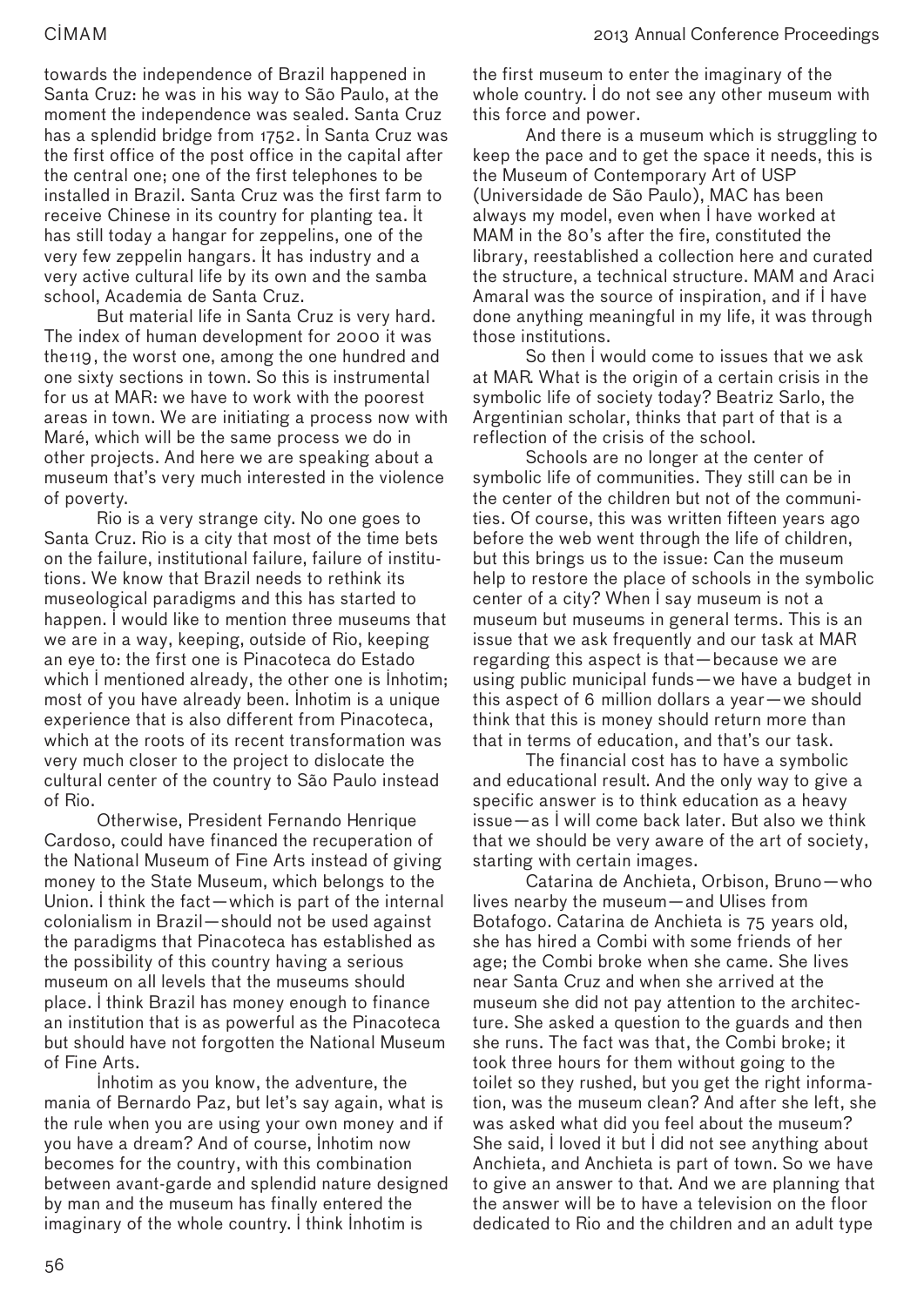towards the independence of Brazil happened in Santa Cruz: he was in his way to São Paulo, at the moment the independence was sealed. Santa Cruz has a splendid bridge from 1752. In Santa Cruz was the first office of the post office in the capital after the central one; one of the first telephones to be installed in Brazil. Santa Cruz was the first farm to receive Chinese in its country for planting tea. It has still today a hangar for zeppelins, one of the very few zeppelin hangars. It has industry and a very active cultural life by its own and the samba school, Academia de Santa Cruz.

But material life in Santa Cruz is very hard. The index of human development for 2000 it was the119, the worst one, among the one hundred and one sixty sections in town. So this is instrumental for us at MAR: we have to work with the poorest areas in town. We are initiating a process now with Maré, which will be the same process we do in other projects. And here we are speaking about a museum that's very much interested in the violence of poverty.

Rio is a very strange city. No one goes to Santa Cruz. Rio is a city that most of the time bets on the failure, institutional failure, failure of institutions. We know that Brazil needs to rethink its museological paradigms and this has started to happen. I would like to mention three museums that we are in a way, keeping, outside of Rio, keeping an eye to: the first one is Pinacoteca do Estado which I mentioned already, the other one is Inhotim; most of you have already been. Inhotim is a unique experience that is also different from Pinacoteca, which at the roots of its recent transformation was very much closer to the project to dislocate the cultural center of the country to São Paulo instead of Rio.

Otherwise, President Fernando Henrique Cardoso, could have financed the recuperation of the National Museum of Fine Arts instead of giving money to the State Museum, which belongs to the Union. I think the fact—which is part of the internal colonialism in Brazil—should not be used against the paradigms that Pinacoteca has established as the possibility of this country having a serious museum on all levels that the museums should place. I think Brazil has money enough to finance an institution that is as powerful as the Pinacoteca but should have not forgotten the National Museum of Fine Arts.

Inhotim as you know, the adventure, the mania of Bernardo Paz, but let's say again, what is the rule when you are using your own money and if you have a dream? And of course, Inhotim now becomes for the country, with this combination between avant-garde and splendid nature designed by man and the museum has finally entered the imaginary of the whole country. I think Inhotim is the first museum to enter the imaginary of the whole country. I do not see any other museum with this force and power.

And there is a museum which is struggling to keep the pace and to get the space it needs, this is the Museum of Contemporary Art of USP (Universidade de São Paulo), MAC has been always my model, even when I have worked at MAM in the 80's after the fire, constituted the library, reestablished a collection here and curated the structure, a technical structure. MAM and Araci Amaral was the source of inspiration, and if I have done anything meaningful in my life, it was through those institutions.

So then I would come to issues that we ask at MAR. What is the origin of a certain crisis in the symbolic life of society today? Beatriz Sarlo, the Argentinian scholar, thinks that part of that is a reflection of the crisis of the school.

Schools are no longer at the center of symbolic life of communities. They still can be in the center of the children but not of the communities. Of course, this was written fifteen years ago before the web went through the life of children, but this brings us to the issue: Can the museum help to restore the place of schools in the symbolic center of a city? When I say museum is not a museum but museums in general terms. This is an issue that we ask frequently and our task at MAR regarding this aspect is that—because we are using public municipal funds—we have a budget in this aspect of 6 million dollars a year—we should think that this is money should return more than that in terms of education, and that's our task.

The financial cost has to have a symbolic and educational result. And the only way to give a specific answer is to think education as a heavy issue—as I will come back later. But also we think that we should be very aware of the art of society, starting with certain images.

Catarina de Anchieta, Orbison, Bruno—who lives nearby the museum—and Ulises from Botafogo. Catarina de Anchieta is 75 years old, she has hired a Combi with some friends of her age; the Combi broke when she came. She lives near Santa Cruz and when she arrived at the museum she did not pay attention to the architecture. She asked a question to the guards and then she runs. The fact was that, the Combi broke; it took three hours for them without going to the toilet so they rushed, but you get the right information, was the museum clean? And after she left, she was asked what did you feel about the museum? She said, I loved it but I did not see anything about Anchieta, and Anchieta is part of town. So we have to give an answer to that. And we are planning that the answer will be to have a television on the floor dedicated to Rio and the children and an adult type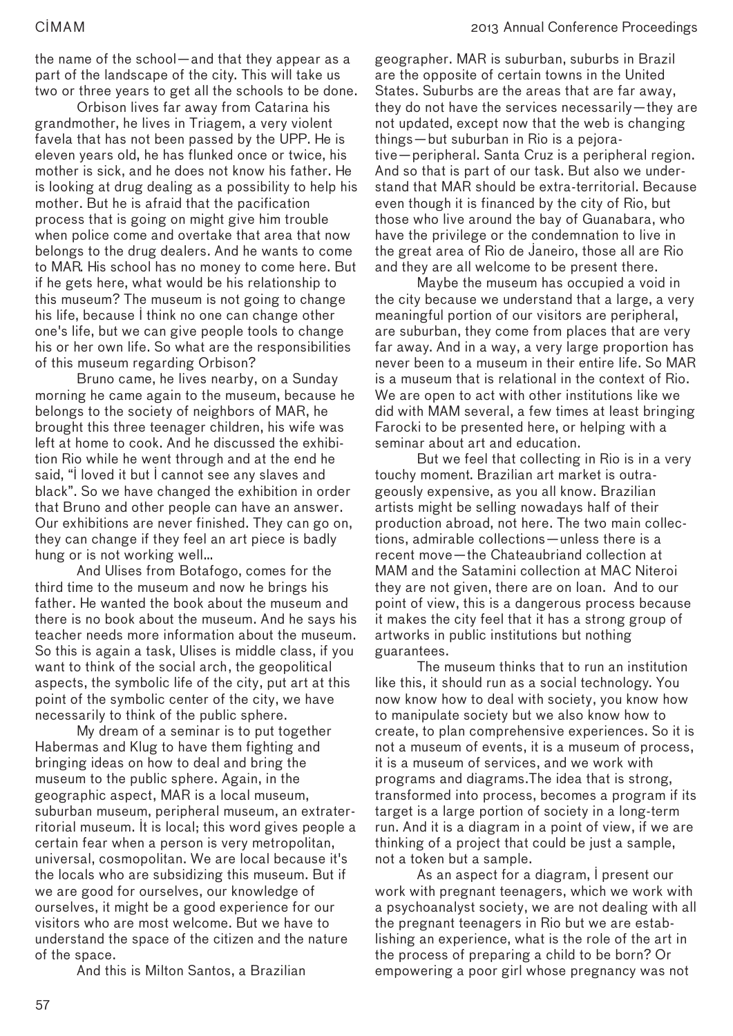the name of the school—and that they appear as a part of the landscape of the city. This will take us two or three years to get all the schools to be done.

Orbison lives far away from Catarina his grandmother, he lives in Triagem, a very violent favela that has not been passed by the UPP. He is eleven years old, he has flunked once or twice, his mother is sick, and he does not know his father. He is looking at drug dealing as a possibility to help his mother. But he is afraid that the pacification process that is going on might give him trouble when police come and overtake that area that now belongs to the drug dealers. And he wants to come to MAR. His school has no money to come here. But if he gets here, what would be his relationship to this museum? The museum is not going to change his life, because I think no one can change other one's life, but we can give people tools to change his or her own life. So what are the responsibilities of this museum regarding Orbison?

Bruno came, he lives nearby, on a Sunday morning he came again to the museum, because he belongs to the society of neighbors of MAR, he brought this three teenager children, his wife was left at home to cook. And he discussed the exhibition Rio while he went through and at the end he said, "I loved it but I cannot see any slaves and black". So we have changed the exhibition in order that Bruno and other people can have an answer. Our exhibitions are never finished. They can go on, they can change if they feel an art piece is badly hung or is not working well...

And Ulises from Botafogo, comes for the third time to the museum and now he brings his father. He wanted the book about the museum and there is no book about the museum. And he says his teacher needs more information about the museum. So this is again a task, Ulises is middle class, if you want to think of the social arch, the geopolitical aspects, the symbolic life of the city, put art at this point of the symbolic center of the city, we have necessarily to think of the public sphere.

My dream of a seminar is to put together Habermas and Klug to have them fighting and bringing ideas on how to deal and bring the museum to the public sphere. Again, in the geographic aspect, MAR is a local museum, suburban museum, peripheral museum, an extraterritorial museum. It is local; this word gives people a certain fear when a person is very metropolitan, universal, cosmopolitan. We are local because it's the locals who are subsidizing this museum. But if we are good for ourselves, our knowledge of ourselves, it might be a good experience for our visitors who are most welcome. But we have to understand the space of the citizen and the nature of the space.

And this is Milton Santos, a Brazilian geographer. MAR is suburban, suburbs in Brazil are the opposite of certain towns in the United States. Suburbs are the areas that are far away, they do not have the services necessarily—they are not updated, except now that the web is changing things—but suburban in Rio is a pejorative—peripheral. Santa Cruz is a peripheral region. And so that is part of our task. But also we understand that MAR should be extra-territorial. Because even though it is financed by the city of Rio, but those who live around the bay of Guanabara, who have the privilege or the condemnation to live in the great area of Rio de Janeiro, those all are Rio and they are all welcome to be present there.

Maybe the museum has occupied a void in the city because we understand that a large, a very meaningful portion of our visitors are peripheral, are suburban, they come from places that are very far away. And in a way, a very large proportion has never been to a museum in their entire life. So MAR is a museum that is relational in the context of Rio. We are open to act with other institutions like we did with MAM several, a few times at least bringing Farocki to be presented here, or helping with a seminar about art and education.

But we feel that collecting in Rio is in a very touchy moment. Brazilian art market is outrageously expensive, as you all know. Brazilian artists might be selling nowadays half of their production abroad, not here. The two main collections, admirable collections—unless there is a recent move—the Chateaubriand collection at MAM and the Satamini collection at MAC Niteroi they are not given, there are on loan. And to our point of view, this is a dangerous process because it makes the city feel that it has a strong group of artworks in public institutions but nothing guarantees.

The museum thinks that to run an institution like this, it should run as a social technology. You now know how to deal with society, you know how to manipulate society but we also know how to create, to plan comprehensive experiences. So it is not a museum of events, it is a museum of process, it is a museum of services, and we work with programs and diagrams.The idea that is strong, transformed into process, becomes a program if its target is a large portion of society in a long-term run. And it is a diagram in a point of view, if we are thinking of a project that could be just a sample, not a token but a sample.

As an aspect for a diagram, I present our work with pregnant teenagers, which we work with a psychoanalyst society, we are not dealing with all the pregnant teenagers in Rio but we are establishing an experience, what is the role of the art in the process of preparing a child to be born? Or empowering a poor girl whose pregnancy was not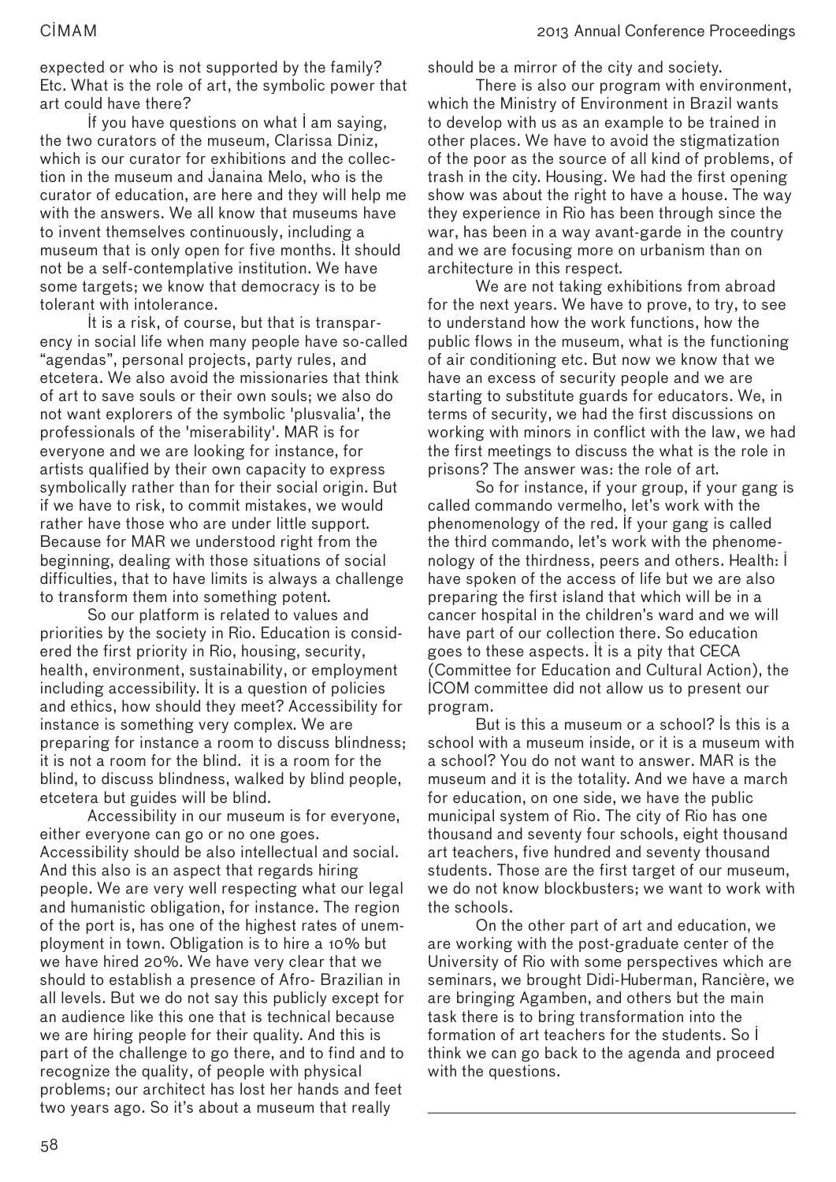expected or who is not supported by the family? Etc. What is the role of art, the symbolic power that art could have there?

If you have questions on what I am saying, the two curators of the museum, Clarissa Diniz, which is our curator for exhibitions and the collection in the museum and Janaina Melo, who is the curator of education, are here and they will help me with the answers. We all know that museums have to invent themselves continuously, including a museum that is only open for five months. It should not be a self-contemplative institution. We have some targets; we know that democracy is to be tolerant with intolerance.

It is a risk, of course, but that is transparency in social life when many people have so-called "agendas", personal projects, party rules, and etcetera. We also avoid the missionaries that think of art to save souls or their own souls; we also do not want explorers of the symbolic 'plusvalia', the professionals of the 'miserability'. MAR is for everyone and we are looking for instance, for artists qualified by their own capacity to express symbolically rather than for their social origin. But if we have to risk, to commit mistakes, we would rather have those who are under little support. Because for MAR we understood right from the beginning, dealing with those situations of social difficulties, that to have limits is always a challenge to transform them into something potent.

So our platform is related to values and priorities by the society in Rio. Education is considered the first priority in Rio, housing, security, health, environment, sustainability, or employment including accessibility. It is a question of policies and ethics, how should they meet? Accessibility for instance is something very complex. We are preparing for instance a room to discuss blindness; it is not a room for the blind. it is a room for the blind, to discuss blindness, walked by blind people, etcetera but guides will be blind.

Accessibility in our museum is for everyone, either everyone can go or no one goes. Accessibility should be also intellectual and social. And this also is an aspect that regards hiring people. We are very well respecting what our legal and humanistic obligation, for instance. The region of the port is, has one of the highest rates of unemployment in town. Obligation is to hire a 10% but we have hired 20%. We have very clear that we should to establish a presence of Afro- Brazilian in all levels. But we do not say this publicly except for an audience like this one that is technical because we are hiring people for their quality. And this is part of the challenge to go there, and to find and to recognize the quality, of people with physical problems; our architect has lost her hands and feet two years ago. So it's about a museum that really should be a mirror of the city and society.

There is also our program with environment, which the Ministry of Environment in Brazil wants to develop with us as an example to be trained in other places. We have to avoid the stigmatization of the poor as the source of all kind of problems, of trash in the city. Housing. We had the first opening show was about the right to have a house. The way they experience in Rio has been through since the war, has been in a way avant-garde in the country and we are focusing more on urbanism than on architecture in this respect.

We are not taking exhibitions from abroad for the next years. We have to prove, to try, to see to understand how the work functions, how the public flows in the museum, what is the functioning of air conditioning etc. But now we know that we have an excess of security people and we are starting to substitute guards for educators. We, in terms of security, we had the first discussions on working with minors in conflict with the law, we had the first meetings to discuss the what is the role in prisons? The answer was: the role of art.

So for instance, if your group, if your gang is called commando vermelho, let's work with the phenomenology of the red. If your gang is called the third commando, let's work with the phenomenology of the thirdness, peers and others. Health: I have spoken of the access of life but we are also preparing the first island that which will be in a cancer hospital in the children's ward and we will have part of our collection there. So education goes to these aspects. It is a pity that CECA (Committee for Education and Cultural Action), the ICOM committee did not allow us to present our program.

But is this a museum or a school? Is this is a school with a museum inside, or it is a museum with a school? You do not want to answer. MAR is the museum and it is the totality. And we have a march for education, on one side, we have the public municipal system of Rio. The city of Rio has one thousand and seventy four schools, eight thousand art teachers, five hundred and seventy thousand students. Those are the first target of our museum, we do not know blockbusters; we want to work with the schools.

On the other part of art and education, we are working with the post-graduate center of the University of Rio with some perspectives which are seminars, we brought Didi-Huberman, Rancière, we are bringing Agamben, and others but the main task there is to bring transformation into the formation of art teachers for the students. So I think we can go back to the agenda and proceed with the questions.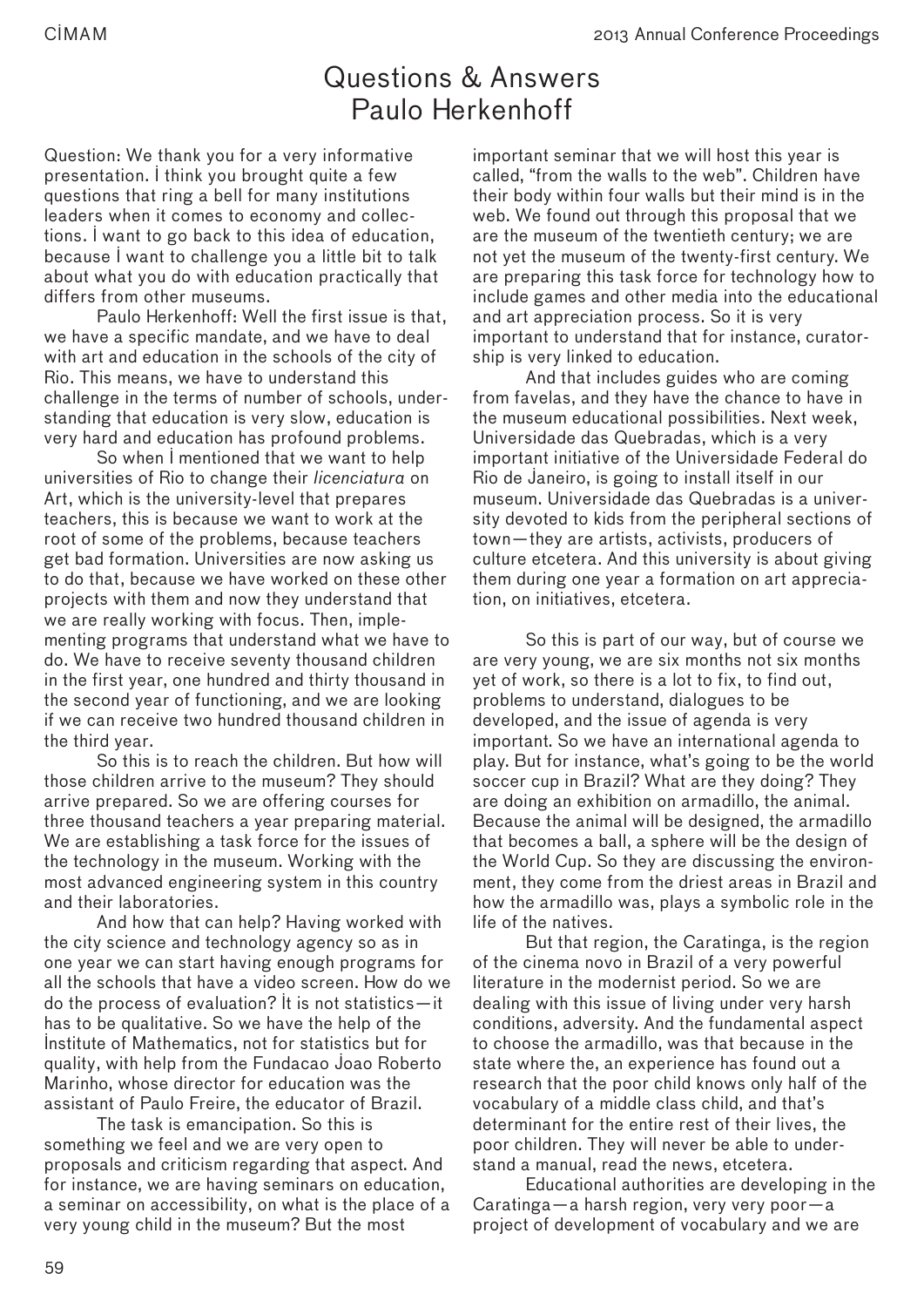# Questions & Answers Paulo Herkenhoff

Question: We thank you for a very informative presentation. I think you brought quite a few questions that ring a bell for many institutions leaders when it comes to economy and collections. I want to go back to this idea of education, because I want to challenge you a little bit to talk about what you do with education practically that differs from other museums.

Paulo Herkenhoff: Well the first issue is that, we have a specific mandate, and we have to deal with art and education in the schools of the city of Rio. This means, we have to understand this challenge in the terms of number of schools, understanding that education is very slow, education is very hard and education has profound problems.

So when I mentioned that we want to help universities of Rio to change their *licenciatura* on Art, which is the university-level that prepares teachers, this is because we want to work at the root of some of the problems, because teachers get bad formation. Universities are now asking us to do that, because we have worked on these other projects with them and now they understand that we are really working with focus. Then, implementing programs that understand what we have to do. We have to receive seventy thousand children in the first year, one hundred and thirty thousand in the second year of functioning, and we are looking if we can receive two hundred thousand children in the third year.

So this is to reach the children. But how will those children arrive to the museum? They should arrive prepared. So we are offering courses for three thousand teachers a year preparing material. We are establishing a task force for the issues of the technology in the museum. Working with the most advanced engineering system in this country and their laboratories.

And how that can help? Having worked with the city science and technology agency so as in one year we can start having enough programs for all the schools that have a video screen. How do we do the process of evaluation? It is not statistics—it has to be qualitative. So we have the help of the Institute of Mathematics, not for statistics but for quality, with help from the Fundacao Joao Roberto Marinho, whose director for education was the assistant of Paulo Freire, the educator of Brazil.

The task is emancipation. So this is something we feel and we are very open to proposals and criticism regarding that aspect. And for instance, we are having seminars on education, a seminar on accessibility, on what is the place of a very young child in the museum? But the most important seminar that we will host this year is called, "from the walls to the web". Children have their body within four walls but their mind is in the web. We found out through this proposal that we are the museum of the twentieth century; we are not yet the museum of the twenty-first century. We are preparing this task force for technology how to include games and other media into the educational and art appreciation process. So it is very important to understand that for instance, curatorship is very linked to education.

And that includes guides who are coming from favelas, and they have the chance to have in the museum educational possibilities. Next week, Universidade das Quebradas, which is a very important initiative of the Universidade Federal do Rio de Janeiro, is going to install itself in our museum. Universidade das Quebradas is a university devoted to kids from the peripheral sections of town—they are artists, activists, producers of culture etcetera. And this university is about giving them during one year a formation on art appreciation, on initiatives, etcetera.

So this is part of our way, but of course we are very young, we are six months not six months yet of work, so there is a lot to fix, to find out, problems to understand, dialogues to be developed, and the issue of agenda is very important. So we have an international agenda to play. But for instance, what's going to be the world soccer cup in Brazil? What are they doing? They are doing an exhibition on armadillo, the animal. Because the animal will be designed, the armadillo that becomes a ball, a sphere will be the design of the World Cup. So they are discussing the environment, they come from the driest areas in Brazil and how the armadillo was, plays a symbolic role in the life of the natives.

But that region, the Caratinga, is the region of the cinema novo in Brazil of a very powerful literature in the modernist period. So we are dealing with this issue of living under very harsh conditions, adversity. And the fundamental aspect to choose the armadillo, was that because in the state where the, an experience has found out a research that the poor child knows only half of the vocabulary of a middle class child, and that's determinant for the entire rest of their lives, the poor children. They will never be able to understand a manual, read the news, etcetera.

Educational authorities are developing in the Caratinga—a harsh region, very very poor—a project of development of vocabulary and we are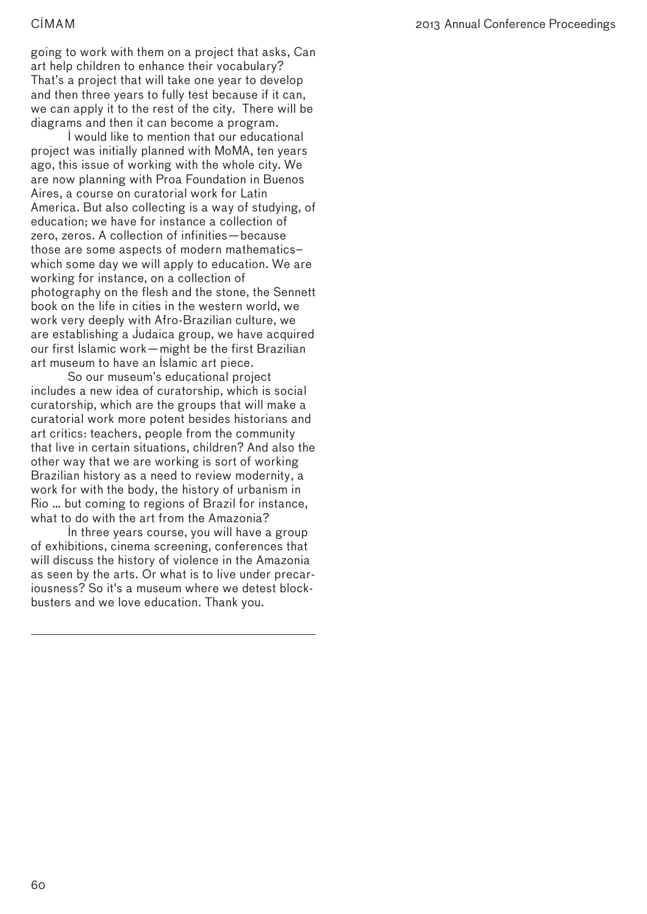going to work with them on a project that asks, Can art help children to enhance their vocabulary? That's a project that will take one year to develop and then three years to fully test because if it can, we can apply it to the rest of the city. There will be diagrams and then it can become a program.

I would like to mention that our educational project was initially planned with MoMA, ten years ago, this issue of working with the whole city. We are now planning with Proa Foundation in Buenos Aires, a course on curatorial work for Latin America. But also collecting is a way of studying, of education; we have for instance a collection of zero, zeros. A collection of infinities—because those are some aspects of modern mathematics–which some day we will apply to education. We are working for instance, on a collection of photography on the flesh and the stone, the Sennett book on the life in cities in the western world, we work very deeply with Afro-Brazilian culture, we are establishing a Judaica group, we have acquired our first Islamic work—might be the first Brazilian art museum to have an Islamic art piece.

So our museum's educational project includes a new idea of curatorship, which is social curatorship, which are the groups that will make a curatorial work more potent besides historians and art critics: teachers, people from the community that live in certain situations, children? And also the other way that we are working is sort of working Brazilian history as a need to review modernity, a work for with the body, the history of urbanism in Rio ... but coming to regions of Brazil for instance, what to do with the art from the Amazonia?

In three years course, you will have a group of exhibitions, cinema screening, conferences that will discuss the history of violence in the Amazonia as seen by the arts. Or what is to live under precariousness? So it's a museum where we detest blockbusters and we love education. Thank you.

---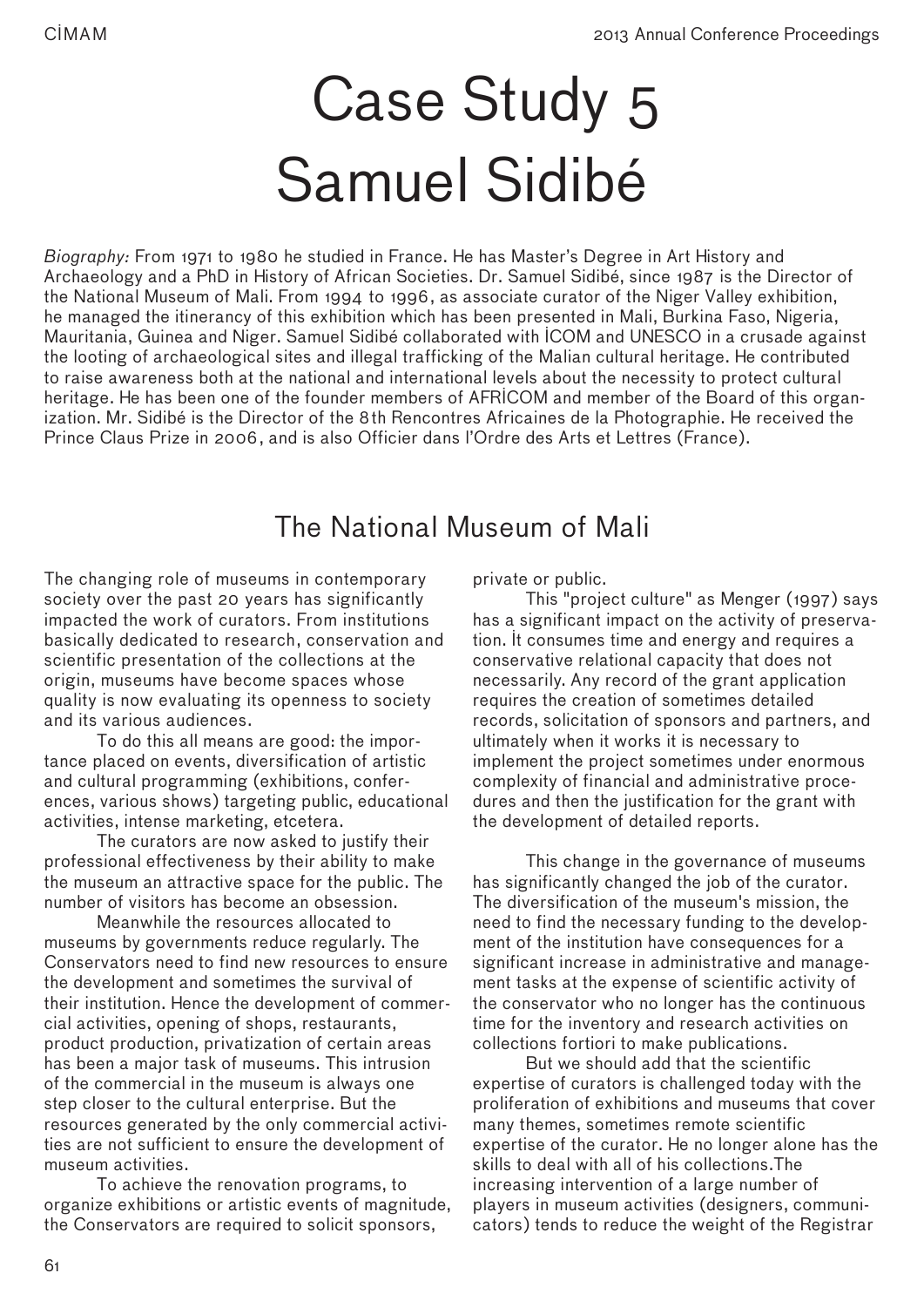# Case Study 5
# Samuel Sidibé

*Biography:* From 1971 to 1980 he studied in France. He has Master's Degree in Art History and Archaeology and a PhD in History of African Societies. Dr. Samuel Sidibé, since 1987 is the Director of the National Museum of Mali. From 1994 to 1996, as associate curator of the Niger Valley exhibition, he managed the itinerancy of this exhibition which has been presented in Mali, Burkina Faso, Nigeria, Mauritania, Guinea and Niger. Samuel Sidibé collaborated with İCOM and UNESCO in a crusade against the looting of archaeological sites and illegal trafficking of the Malian cultural heritage. He contributed to raise awareness both at the national and international levels about the necessity to protect cultural heritage. He has been one of the founder members of AFRİCOM and member of the Board of this organization. Mr. Sidibé is the Director of the 8th Rencontres Africaines de la Photographie. He received the Prince Claus Prize in 2006, and is also Officier dans l'Ordre des Arts et Lettres (France).

## The National Museum of Mali

The changing role of museums in contemporary society over the past 20 years has significantly impacted the work of curators. From institutions basically dedicated to research, conservation and scientific presentation of the collections at the origin, museums have become spaces whose quality is now evaluating its openness to society and its various audiences.

To do this all means are good: the importance placed on events, diversification of artistic and cultural programming (exhibitions, conferences, various shows) targeting public, educational activities, intense marketing, etcetera.

The curators are now asked to justify their professional effectiveness by their ability to make the museum an attractive space for the public. The number of visitors has become an obsession.

Meanwhile the resources allocated to museums by governments reduce regularly. The Conservators need to find new resources to ensure the development and sometimes the survival of their institution. Hence the development of commercial activities, opening of shops, restaurants, product production, privatization of certain areas has been a major task of museums. This intrusion of the commercial in the museum is always one step closer to the cultural enterprise. But the resources generated by the only commercial activities are not sufficient to ensure the development of museum activities.

To achieve the renovation programs, to organize exhibitions or artistic events of magnitude, the Conservators are required to solicit sponsors, private or public.

This "project culture" as Menger (1997) says has a significant impact on the activity of preservation. İt consumes time and energy and requires a conservative relational capacity that does not necessarily. Any record of the grant application requires the creation of sometimes detailed records, solicitation of sponsors and partners, and ultimately when it works it is necessary to implement the project sometimes under enormous complexity of financial and administrative procedures and then the justification for the grant with the development of detailed reports.

This change in the governance of museums has significantly changed the job of the curator. The diversification of the museum's mission, the need to find the necessary funding to the development of the institution have consequences for a significant increase in administrative and management tasks at the expense of scientific activity of the conservator who no longer has the continuous time for the inventory and research activities on collections fortiori to make publications.

But we should add that the scientific expertise of curators is challenged today with the proliferation of exhibitions and museums that cover many themes, sometimes remote scientific expertise of the curator. He no longer alone has the skills to deal with all of his collections.The increasing intervention of a large number of players in museum activities (designers, communicators) tends to reduce the weight of the Registrar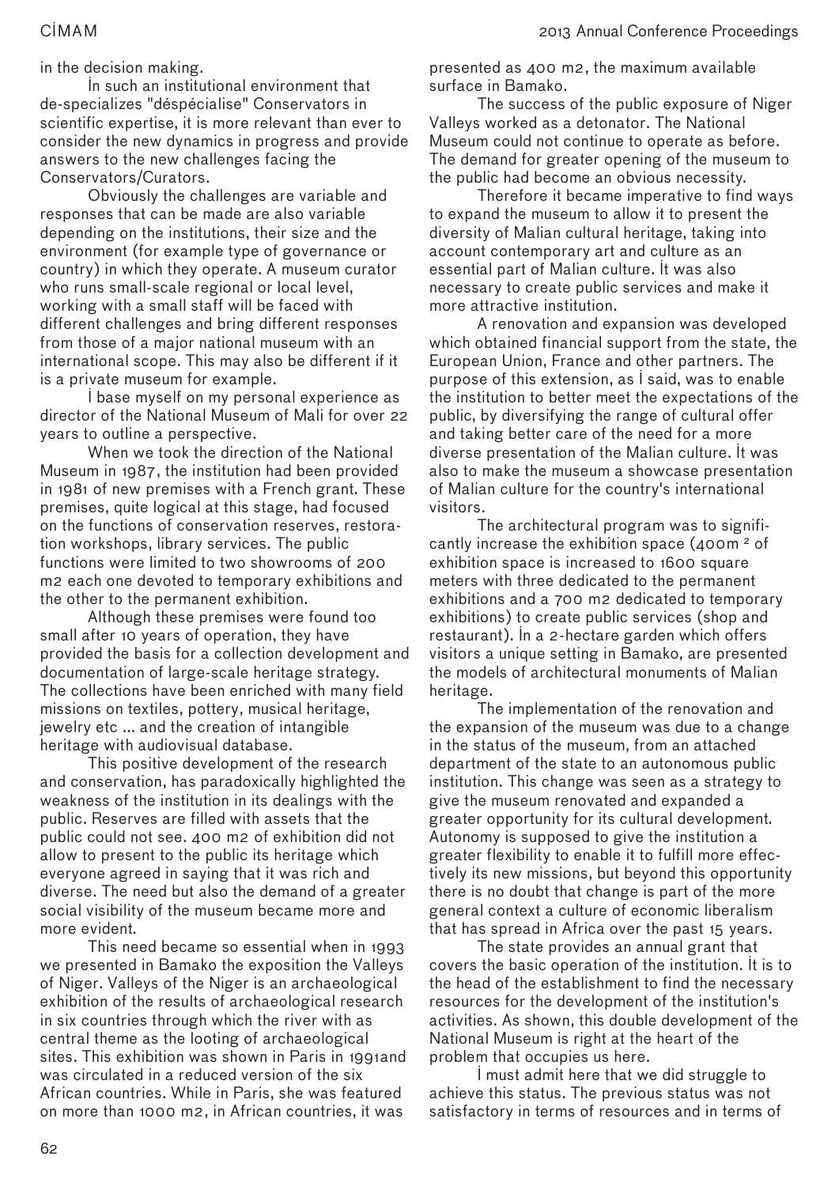in the decision making.

In such an institutional environment that de-specializes "déspécialise" Conservators in scientific expertise, it is more relevant than ever to consider the new dynamics in progress and provide answers to the new challenges facing the Conservators/Curators.

Obviously the challenges are variable and responses that can be made are also variable depending on the institutions, their size and the environment (for example type of governance or country) in which they operate. A museum curator who runs small-scale regional or local level, working with a small staff will be faced with different challenges and bring different responses from those of a major national museum with an international scope. This may also be different if it is a private museum for example.

I base myself on my personal experience as director of the National Museum of Mali for over 22 years to outline a perspective.

When we took the direction of the National Museum in 1987, the institution had been provided in 1981 of new premises with a French grant. These premises, quite logical at this stage, had focused on the functions of conservation reserves, restoration workshops, library services. The public functions were limited to two showrooms of 200 m2 each one devoted to temporary exhibitions and the other to the permanent exhibition.

Although these premises were found too small after 10 years of operation, they have provided the basis for a collection development and documentation of large-scale heritage strategy. The collections have been enriched with many field missions on textiles, pottery, musical heritage, jewelry etc ... and the creation of intangible heritage with audiovisual database.

This positive development of the research and conservation, has paradoxically highlighted the weakness of the institution in its dealings with the public. Reserves are filled with assets that the public could not see. 400 m2 of exhibition did not allow to present to the public its heritage which everyone agreed in saying that it was rich and diverse. The need but also the demand of a greater social visibility of the museum became more and more evident.

This need became so essential when in 1993 we presented in Bamako the exposition the Valleys of Niger. Valleys of the Niger is an archaeological exhibition of the results of archaeological research in six countries through which the river with as central theme as the looting of archaeological sites. This exhibition was shown in Paris in 1991and was circulated in a reduced version of the six African countries. While in Paris, she was featured on more than 1000 m2, in African countries, it was presented as 400 m2, the maximum available surface in Bamako.

The success of the public exposure of Niger Valleys worked as a detonator. The National Museum could not continue to operate as before. The demand for greater opening of the museum to the public had become an obvious necessity.

Therefore it became imperative to find ways to expand the museum to allow it to present the diversity of Malian cultural heritage, taking into account contemporary art and culture as an essential part of Malian culture. It was also necessary to create public services and make it more attractive institution.

A renovation and expansion was developed which obtained financial support from the state, the European Union, France and other partners. The purpose of this extension, as I said, was to enable the institution to better meet the expectations of the public, by diversifying the range of cultural offer and taking better care of the need for a more diverse presentation of the Malian culture. It was also to make the museum a showcase presentation of Malian culture for the country's international visitors.

The architectural program was to significantly increase the exhibition space (400m ² of exhibition space is increased to 1600 square meters with three dedicated to the permanent exhibitions and a 700 m2 dedicated to temporary exhibitions) to create public services (shop and restaurant). In a 2-hectare garden which offers visitors a unique setting in Bamako, are presented the models of architectural monuments of Malian heritage.

The implementation of the renovation and the expansion of the museum was due to a change in the status of the museum, from an attached department of the state to an autonomous public institution. This change was seen as a strategy to give the museum renovated and expanded a greater opportunity for its cultural development. Autonomy is supposed to give the institution a greater flexibility to enable it to fulfill more effectively its new missions, but beyond this opportunity there is no doubt that change is part of the more general context a culture of economic liberalism that has spread in Africa over the past 15 years.

The state provides an annual grant that covers the basic operation of the institution. It is to the head of the establishment to find the necessary resources for the development of the institution's activities. As shown, this double development of the National Museum is right at the heart of the problem that occupies us here.

I must admit here that we did struggle to achieve this status. The previous status was not satisfactory in terms of resources and in terms of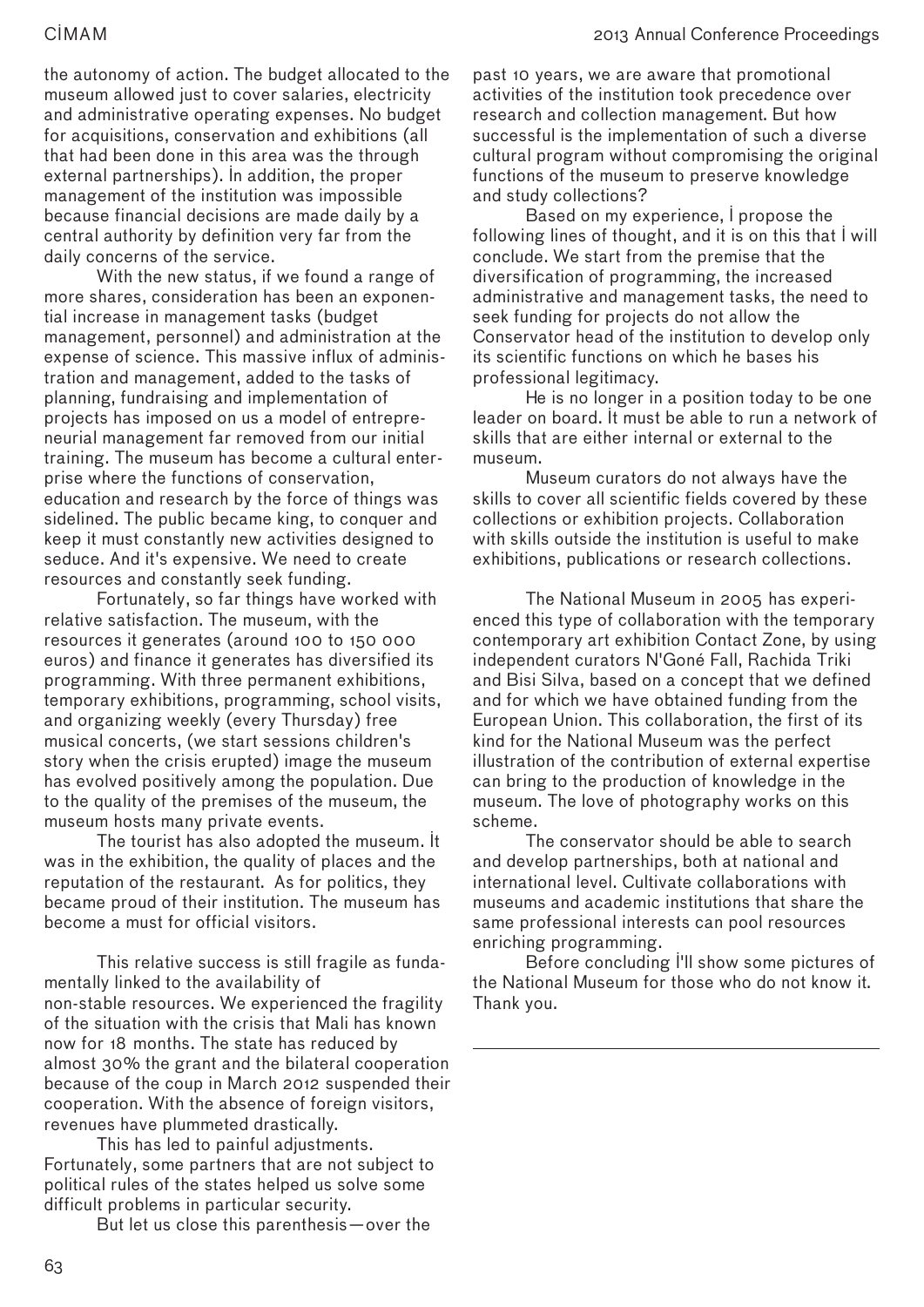the autonomy of action. The budget allocated to the museum allowed just to cover salaries, electricity and administrative operating expenses. No budget for acquisitions, conservation and exhibitions (all that had been done in this area was the through external partnerships). In addition, the proper management of the institution was impossible because financial decisions are made daily by a central authority by definition very far from the daily concerns of the service.

With the new status, if we found a range of more shares, consideration has been an exponential increase in management tasks (budget management, personnel) and administration at the expense of science. This massive influx of administration and management, added to the tasks of planning, fundraising and implementation of projects has imposed on us a model of entrepreneurial management far removed from our initial training. The museum has become a cultural enterprise where the functions of conservation, education and research by the force of things was sidelined. The public became king, to conquer and keep it must constantly new activities designed to seduce. And it's expensive. We need to create resources and constantly seek funding.

Fortunately, so far things have worked with relative satisfaction. The museum, with the resources it generates (around 100 to 150 000 euros) and finance it generates has diversified its programming. With three permanent exhibitions, temporary exhibitions, programming, school visits, and organizing weekly (every Thursday) free musical concerts, (we start sessions children's story when the crisis erupted) image the museum has evolved positively among the population. Due to the quality of the premises of the museum, the museum hosts many private events.

The tourist has also adopted the museum. It was in the exhibition, the quality of places and the reputation of the restaurant. As for politics, they became proud of their institution. The museum has become a must for official visitors.

This relative success is still fragile as fundamentally linked to the availability of non-stable resources. We experienced the fragility of the situation with the crisis that Mali has known now for 18 months. The state has reduced by almost 30% the grant and the bilateral cooperation because of the coup in March 2012 suspended their cooperation. With the absence of foreign visitors, revenues have plummeted drastically.

This has led to painful adjustments. Fortunately, some partners that are not subject to political rules of the states helped us solve some difficult problems in particular security.

But let us close this parenthesis—over the past 10 years, we are aware that promotional activities of the institution took precedence over research and collection management. But how successful is the implementation of such a diverse cultural program without compromising the original functions of the museum to preserve knowledge and study collections?

Based on my experience, I propose the following lines of thought, and it is on this that I will conclude. We start from the premise that the diversification of programming, the increased administrative and management tasks, the need to seek funding for projects do not allow the Conservator head of the institution to develop only its scientific functions on which he bases his professional legitimacy.

He is no longer in a position today to be one leader on board. It must be able to run a network of skills that are either internal or external to the museum.

Museum curators do not always have the skills to cover all scientific fields covered by these collections or exhibition projects. Collaboration with skills outside the institution is useful to make exhibitions, publications or research collections.

The National Museum in 2005 has experienced this type of collaboration with the temporary contemporary art exhibition Contact Zone, by using independent curators N'Goné Fall, Rachida Triki and Bisi Silva, based on a concept that we defined and for which we have obtained funding from the European Union. This collaboration, the first of its kind for the National Museum was the perfect illustration of the contribution of external expertise can bring to the production of knowledge in the museum. The love of photography works on this scheme.

The conservator should be able to search and develop partnerships, both at national and international level. Cultivate collaborations with museums and academic institutions that share the same professional interests can pool resources enriching programming.

Before concluding I'll show some pictures of the National Museum for those who do not know it. Thank you.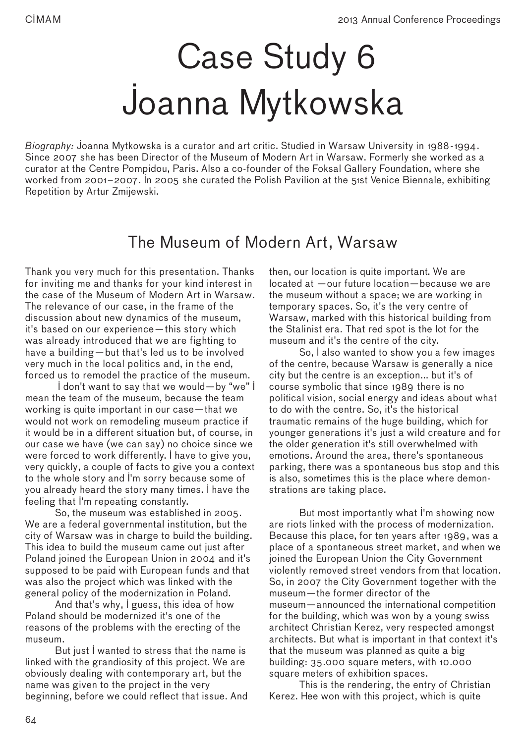# Case Study 6
# Joanna Mytkowska

*Biography:* Joanna Mytkowska is a curator and art critic. Studied in Warsaw University in 1988-1994. Since 2007 she has been Director of the Museum of Modern Art in Warsaw. Formerly she worked as a curator at the Centre Pompidou, Paris. Also a co-founder of the Foksal Gallery Foundation, where she worked from 2001–2007. In 2005 she curated the Polish Pavilion at the 51st Venice Biennale, exhibiting Repetition by Artur Zmijewski.

## The Museum of Modern Art, Warsaw

Thank you very much for this presentation. Thanks for inviting me and thanks for your kind interest in the case of the Museum of Modern Art in Warsaw. The relevance of our case, in the frame of the discussion about new dynamics of the museum, it's based on our experience—this story which was already introduced that we are fighting to have a building—but that's led us to be involved very much in the local politics and, in the end, forced us to remodel the practice of the museum.

I don't want to say that we would—by "we" I mean the team of the museum, because the team working is quite important in our case—that we would not work on remodeling museum practice if it would be in a different situation but, of course, in our case we have (we can say) no choice since we were forced to work differently. I have to give you, very quickly, a couple of facts to give you a context to the whole story and I'm sorry because some of you already heard the story many times. I have the feeling that I'm repeating constantly.

So, the museum was established in 2005. We are a federal governmental institution, but the city of Warsaw was in charge to build the building. This idea to build the museum came out just after Poland joined the European Union in 2004 and it's supposed to be paid with European funds and that was also the project which was linked with the general policy of the modernization in Poland.

And that's why, I guess, this idea of how Poland should be modernized it's one of the reasons of the problems with the erecting of the museum.

But just I wanted to stress that the name is linked with the grandiosity of this project. We are obviously dealing with contemporary art, but the name was given to the project in the very beginning, before we could reflect that issue. And then, our location is quite important. We are located at —our future location—because we are the museum without a space; we are working in temporary spaces. So, it's the very centre of Warsaw, marked with this historical building from the Stalinist era. That red spot is the lot for the museum and it's the centre of the city.

So, I also wanted to show you a few images of the centre, because Warsaw is generally a nice city but the centre is an exception... but it's of course symbolic that since 1989 there is no political vision, social energy and ideas about what to do with the centre. So, it's the historical traumatic remains of the huge building, which for younger generations it's just a wild creature and for the older generation it's still overwhelmed with emotions. Around the area, there's spontaneous parking, there was a spontaneous bus stop and this is also, sometimes this is the place where demonstrations are taking place.

But most importantly what I'm showing now are riots linked with the process of modernization. Because this place, for ten years after 1989, was a place of a spontaneous street market, and when we joined the European Union the City Government violently removed street vendors from that location. So, in 2007 the City Government together with the museum—the former director of the museum—announced the international competition for the building, which was won by a young swiss architect Christian Kerez, very respected amongst architects. But what is important in that context it's that the museum was planned as quite a big building: 35.000 square meters, with 10.000 square meters of exhibition spaces.

This is the rendering, the entry of Christian Kerez. Hee won with this project, which is quite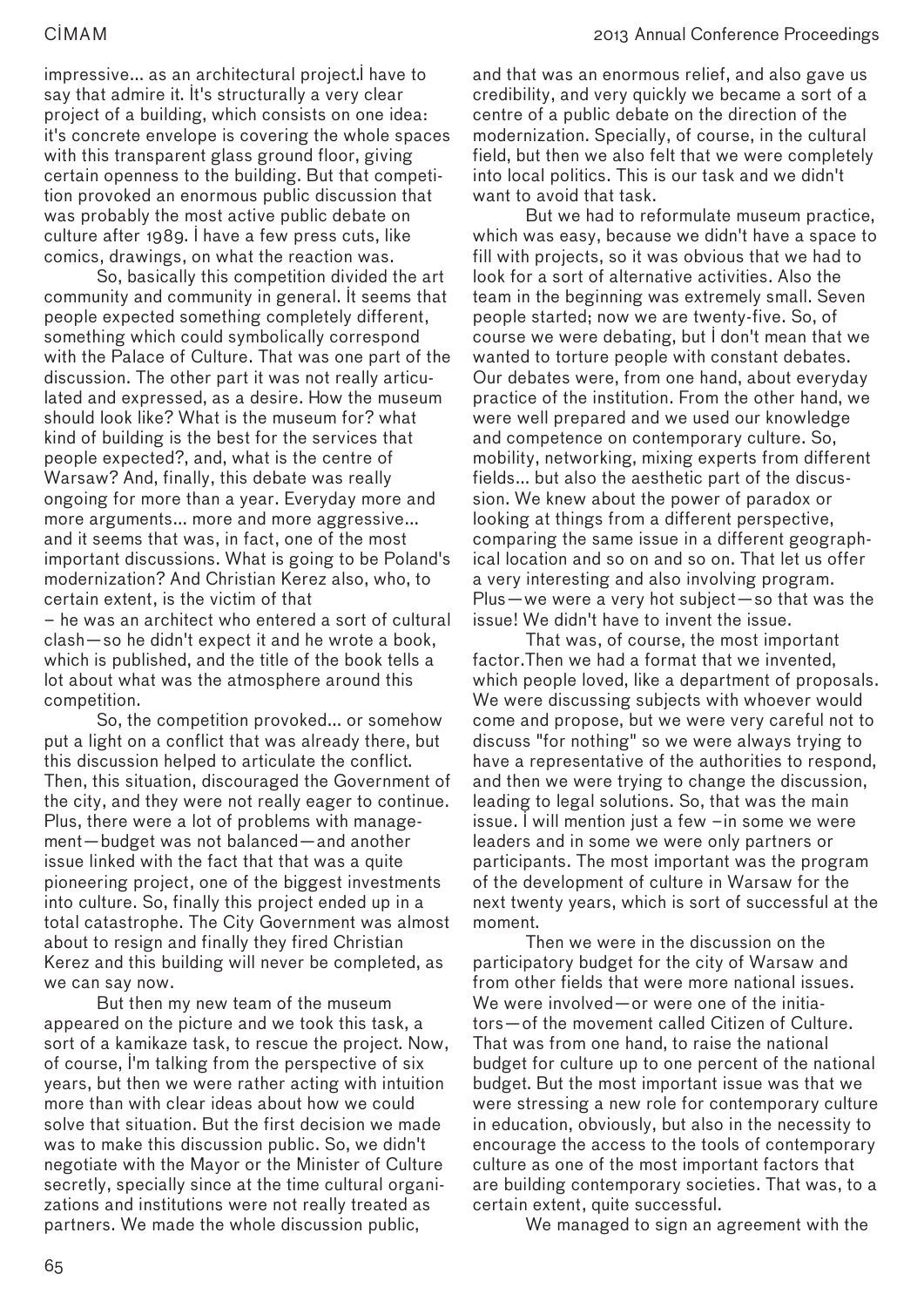impressive... as an architectural project.I have to say that admire it. It's structurally a very clear project of a building, which consists on one idea: it's concrete envelope is covering the whole spaces with this transparent glass ground floor, giving certain openness to the building. But that competition provoked an enormous public discussion that was probably the most active public debate on culture after 1989. I have a few press cuts, like comics, drawings, on what the reaction was.

So, basically this competition divided the art community and community in general. It seems that people expected something completely different, something which could symbolically correspond with the Palace of Culture. That was one part of the discussion. The other part it was not really articulated and expressed, as a desire. How the museum should look like? What is the museum for? what kind of building is the best for the services that people expected?, and, what is the centre of Warsaw? And, finally, this debate was really ongoing for more than a year. Everyday more and more arguments... more and more aggressive... and it seems that was, in fact, one of the most important discussions. What is going to be Poland's modernization? And Christian Kerez also, who, to certain extent, is the victim of that – he was an architect who entered a sort of cultural clash—so he didn't expect it and he wrote a book, which is published, and the title of the book tells a lot about what was the atmosphere around this competition.

So, the competition provoked... or somehow put a light on a conflict that was already there, but this discussion helped to articulate the conflict. Then, this situation, discouraged the Government of the city, and they were not really eager to continue. Plus, there were a lot of problems with management—budget was not balanced—and another issue linked with the fact that that was a quite pioneering project, one of the biggest investments into culture. So, finally this project ended up in a total catastrophe. The City Government was almost about to resign and finally they fired Christian Kerez and this building will never be completed, as we can say now.

But then my new team of the museum appeared on the picture and we took this task, a sort of a kamikaze task, to rescue the project. Now, of course, I'm talking from the perspective of six years, but then we were rather acting with intuition more than with clear ideas about how we could solve that situation. But the first decision we made was to make this discussion public. So, we didn't negotiate with the Mayor or the Minister of Culture secretly, specially since at the time cultural organizations and institutions were not really treated as partners. We made the whole discussion public, and that was an enormous relief, and also gave us credibility, and very quickly we became a sort of a centre of a public debate on the direction of the modernization. Specially, of course, in the cultural field, but then we also felt that we were completely into local politics. This is our task and we didn't want to avoid that task.

But we had to reformulate museum practice, which was easy, because we didn't have a space to fill with projects, so it was obvious that we had to look for a sort of alternative activities. Also the team in the beginning was extremely small. Seven people started; now we are twenty-five. So, of course we were debating, but I don't mean that we wanted to torture people with constant debates. Our debates were, from one hand, about everyday practice of the institution. From the other hand, we were well prepared and we used our knowledge and competence on contemporary culture. So, mobility, networking, mixing experts from different fields... but also the aesthetic part of the discussion. We knew about the power of paradox or looking at things from a different perspective, comparing the same issue in a different geographical location and so on and so on. That let us offer a very interesting and also involving program. Plus—we were a very hot subject—so that was the issue! We didn't have to invent the issue.

That was, of course, the most important factor.Then we had a format that we invented, which people loved, like a department of proposals. We were discussing subjects with whoever would come and propose, but we were very careful not to discuss "for nothing" so we were always trying to have a representative of the authorities to respond, and then we were trying to change the discussion, leading to legal solutions. So, that was the main issue. I will mention just a few –in some we were leaders and in some we were only partners or participants. The most important was the program of the development of culture in Warsaw for the next twenty years, which is sort of successful at the moment.

Then we were in the discussion on the participatory budget for the city of Warsaw and from other fields that were more national issues. We were involved—or were one of the initiators—of the movement called Citizen of Culture. That was from one hand, to raise the national budget for culture up to one percent of the national budget. But the most important issue was that we were stressing a new role for contemporary culture in education, obviously, but also in the necessity to encourage the access to the tools of contemporary culture as one of the most important factors that are building contemporary societies. That was, to a certain extent, quite successful.

We managed to sign an agreement with the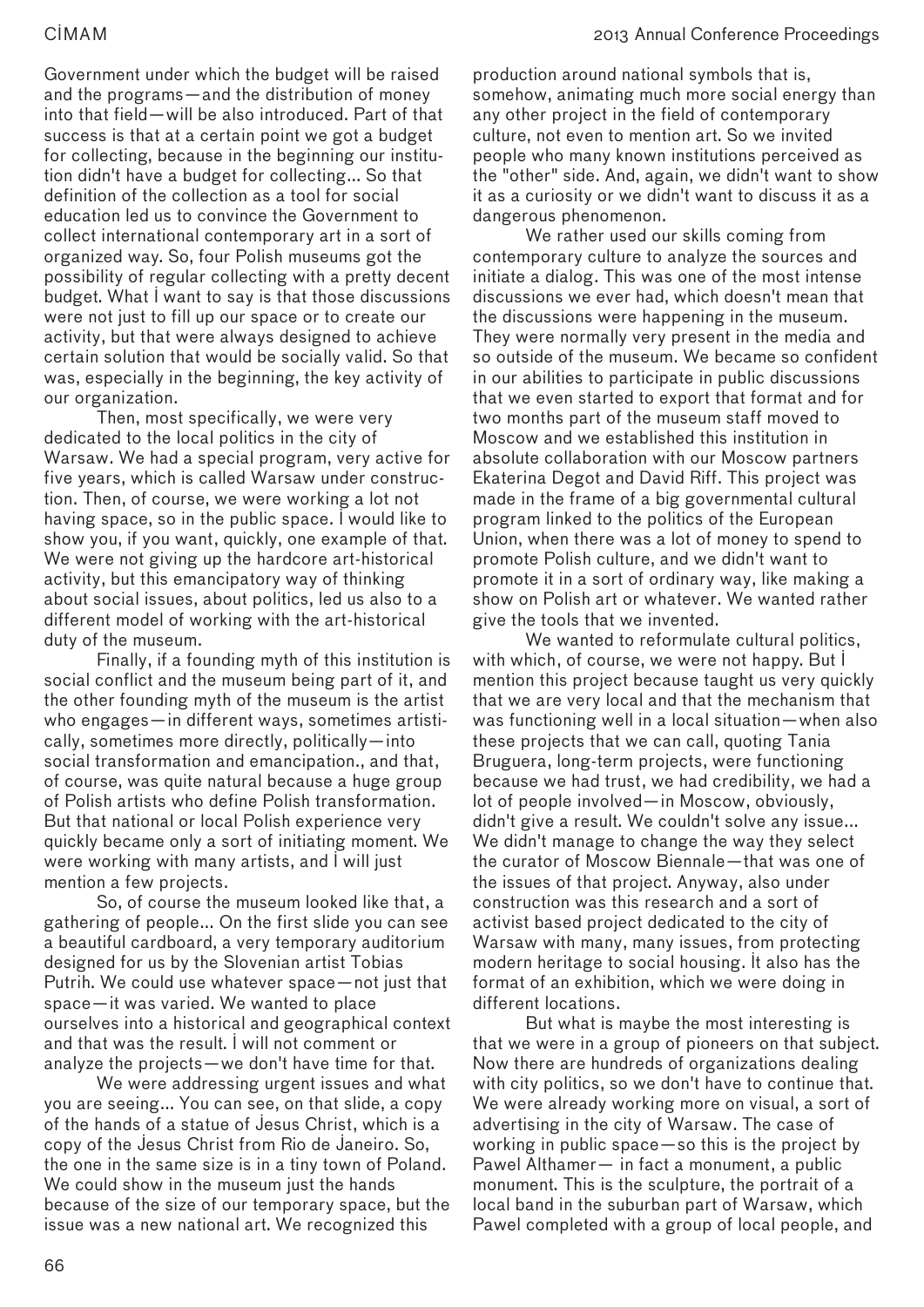Government under which the budget will be raised and the programs—and the distribution of money into that field—will be also introduced. Part of that success is that at a certain point we got a budget for collecting, because in the beginning our institution didn't have a budget for collecting... So that definition of the collection as a tool for social education led us to convince the Government to collect international contemporary art in a sort of organized way. So, four Polish museums got the possibility of regular collecting with a pretty decent budget. What I want to say is that those discussions were not just to fill up our space or to create our activity, but that were always designed to achieve certain solution that would be socially valid. So that was, especially in the beginning, the key activity of our organization.

Then, most specifically, we were very dedicated to the local politics in the city of Warsaw. We had a special program, very active for five years, which is called Warsaw under construction. Then, of course, we were working a lot not having space, so in the public space. I would like to show you, if you want, quickly, one example of that. We were not giving up the hardcore art-historical activity, but this emancipatory way of thinking about social issues, about politics, led us also to a different model of working with the art-historical duty of the museum.

Finally, if a founding myth of this institution is social conflict and the museum being part of it, and the other founding myth of the museum is the artist who engages—in different ways, sometimes artistically, sometimes more directly, politically—into social transformation and emancipation., and that, of course, was quite natural because a huge group of Polish artists who define Polish transformation. But that national or local Polish experience very quickly became only a sort of initiating moment. We were working with many artists, and I will just mention a few projects.

So, of course the museum looked like that, a gathering of people... On the first slide you can see a beautiful cardboard, a very temporary auditorium designed for us by the Slovenian artist Tobias Putrih. We could use whatever space—not just that space—it was varied. We wanted to place ourselves into a historical and geographical context and that was the result. I will not comment or analyze the projects—we don't have time for that.

We were addressing urgent issues and what you are seeing... You can see, on that slide, a copy of the hands of a statue of Jesus Christ, which is a copy of the Jesus Christ from Rio de Janeiro. So, the one in the same size is in a tiny town of Poland. We could show in the museum just the hands because of the size of our temporary space, but the issue was a new national art. We recognized this production around national symbols that is, somehow, animating much more social energy than any other project in the field of contemporary culture, not even to mention art. So we invited people who many known institutions perceived as the "other" side. And, again, we didn't want to show it as a curiosity or we didn't want to discuss it as a dangerous phenomenon.

We rather used our skills coming from contemporary culture to analyze the sources and initiate a dialog. This was one of the most intense discussions we ever had, which doesn't mean that the discussions were happening in the museum. They were normally very present in the media and so outside of the museum. We became so confident in our abilities to participate in public discussions that we even started to export that format and for two months part of the museum staff moved to Moscow and we established this institution in absolute collaboration with our Moscow partners Ekaterina Degot and David Riff. This project was made in the frame of a big governmental cultural program linked to the politics of the European Union, when there was a lot of money to spend to promote Polish culture, and we didn't want to promote it in a sort of ordinary way, like making a show on Polish art or whatever. We wanted rather give the tools that we invented.

We wanted to reformulate cultural politics, with which, of course, we were not happy. But I mention this project because taught us very quickly that we are very local and that the mechanism that was functioning well in a local situation—when also these projects that we can call, quoting Tania Bruguera, long-term projects, were functioning because we had trust, we had credibility, we had a lot of people involved—in Moscow, obviously, didn't give a result. We couldn't solve any issue... We didn't manage to change the way they select the curator of Moscow Biennale—that was one of the issues of that project. Anyway, also under construction was this research and a sort of activist based project dedicated to the city of Warsaw with many, many issues, from protecting modern heritage to social housing. It also has the format of an exhibition, which we were doing in different locations.

But what is maybe the most interesting is that we were in a group of pioneers on that subject. Now there are hundreds of organizations dealing with city politics, so we don't have to continue that. We were already working more on visual, a sort of advertising in the city of Warsaw. The case of working in public space—so this is the project by Pawel Althamer— in fact a monument, a public monument. This is the sculpture, the portrait of a local band in the suburban part of Warsaw, which Pawel completed with a group of local people, and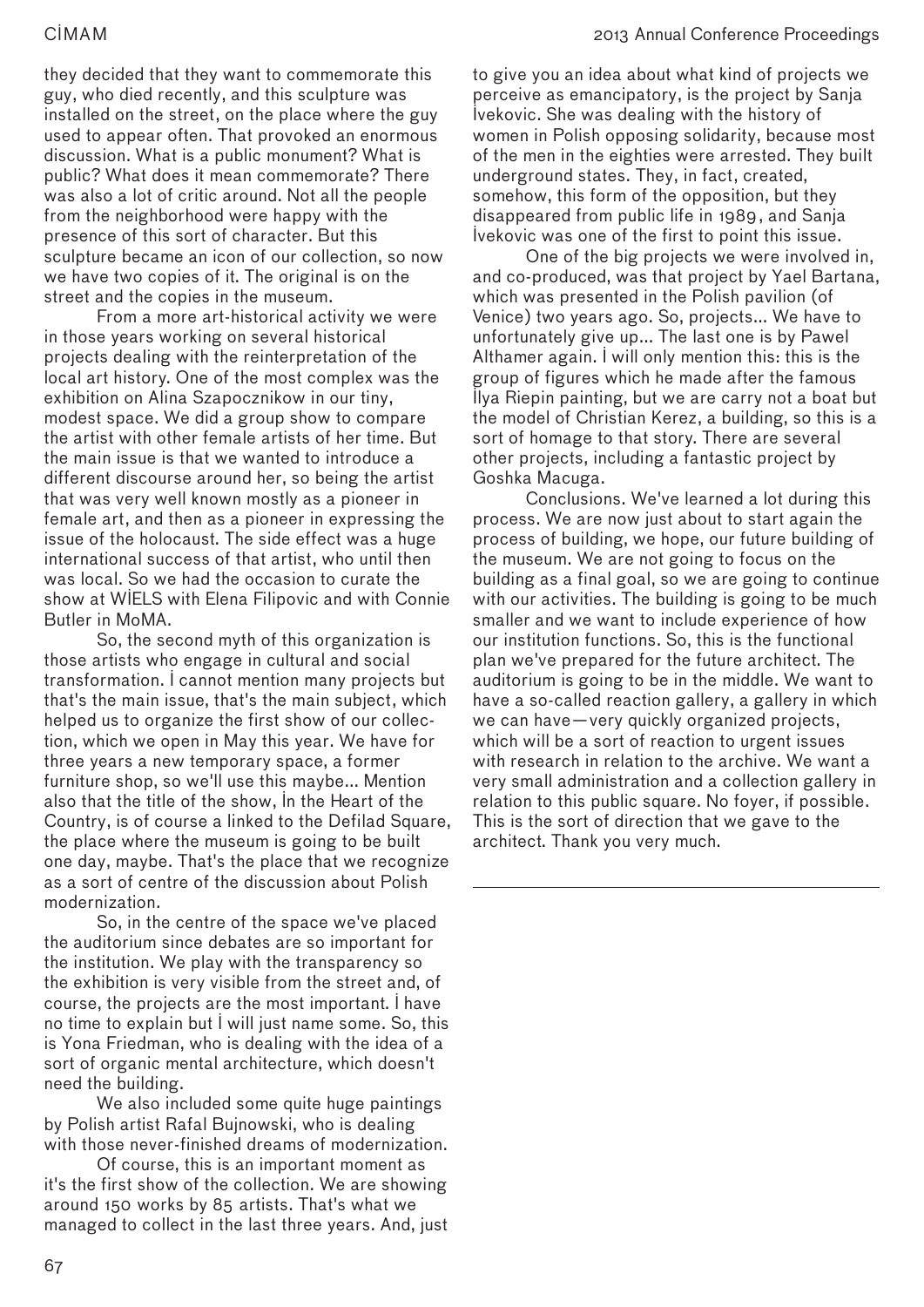they decided that they want to commemorate this guy, who died recently, and this sculpture was installed on the street, on the place where the guy used to appear often. That provoked an enormous discussion. What is a public monument? What is public? What does it mean commemorate? There was also a lot of critic around. Not all the people from the neighborhood were happy with the presence of this sort of character. But this sculpture became an icon of our collection, so now we have two copies of it. The original is on the street and the copies in the museum.

From a more art-historical activity we were in those years working on several historical projects dealing with the reinterpretation of the local art history. One of the most complex was the exhibition on Alina Szapocznikow in our tiny, modest space. We did a group show to compare the artist with other female artists of her time. But the main issue is that we wanted to introduce a different discourse around her, so being the artist that was very well known mostly as a pioneer in female art, and then as a pioneer in expressing the issue of the holocaust. The side effect was a huge international success of that artist, who until then was local. So we had the occasion to curate the show at WIELS with Elena Filipovic and with Connie Butler in MoMA.

So, the second myth of this organization is those artists who engage in cultural and social transformation. I cannot mention many projects but that's the main issue, that's the main subject, which helped us to organize the first show of our collection, which we open in May this year. We have for three years a new temporary space, a former furniture shop, so we'll use this maybe... Mention also that the title of the show, In the Heart of the Country, is of course a linked to the Defilad Square, the place where the museum is going to be built one day, maybe. That's the place that we recognize as a sort of centre of the discussion about Polish modernization.

So, in the centre of the space we've placed the auditorium since debates are so important for the institution. We play with the transparency so the exhibition is very visible from the street and, of course, the projects are the most important. I have no time to explain but I will just name some. So, this is Yona Friedman, who is dealing with the idea of a sort of organic mental architecture, which doesn't need the building.

We also included some quite huge paintings by Polish artist Rafal Bujnowski, who is dealing with those never-finished dreams of modernization.

Of course, this is an important moment as it's the first show of the collection. We are showing around 150 works by 85 artists. That's what we managed to collect in the last three years. And, just to give you an idea about what kind of projects we perceive as emancipatory, is the project by Sanja Ivekovic. She was dealing with the history of women in Polish opposing solidarity, because most of the men in the eighties were arrested. They built underground states. They, in fact, created, somehow, this form of the opposition, but they disappeared from public life in 1989, and Sanja Ivekovic was one of the first to point this issue.

One of the big projects we were involved in, and co-produced, was that project by Yael Bartana, which was presented in the Polish pavilion (of Venice) two years ago. So, projects... We have to unfortunately give up... The last one is by Pawel Althamer again. I will only mention this: this is the group of figures which he made after the famous Ilya Riepin painting, but we are carry not a boat but the model of Christian Kerez, a building, so this is a sort of homage to that story. There are several other projects, including a fantastic project by Goshka Macuga.

Conclusions. We've learned a lot during this process. We are now just about to start again the process of building, we hope, our future building of the museum. We are not going to focus on the building as a final goal, so we are going to continue with our activities. The building is going to be much smaller and we want to include experience of how our institution functions. So, this is the functional plan we've prepared for the future architect. The auditorium is going to be in the middle. We want to have a so-called reaction gallery, a gallery in which we can have—very quickly organized projects, which will be a sort of reaction to urgent issues with research in relation to the archive. We want a very small administration and a collection gallery in relation to this public square. No foyer, if possible. This is the sort of direction that we gave to the architect. Thank you very much.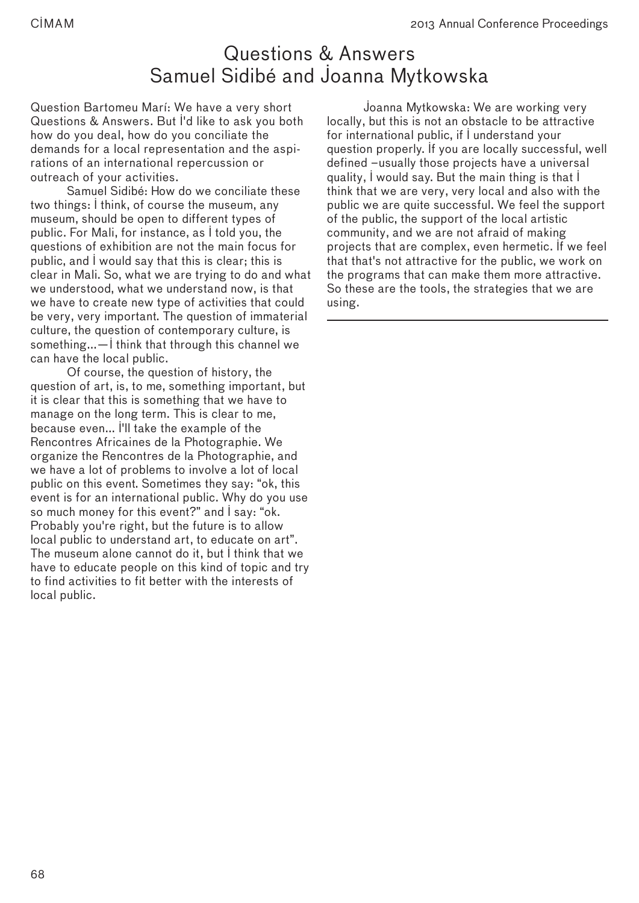# Questions & Answers
# Samuel Sidibé and Joanna Mytkowska

Question Bartomeu Marí: We have a very short Questions & Answers. But I'd like to ask you both how do you deal, how do you conciliate the demands for a local representation and the aspirations of an international repercussion or outreach of your activities.

Samuel Sidibé: How do we conciliate these two things: I think, of course the museum, any museum, should be open to different types of public. For Mali, for instance, as I told you, the questions of exhibition are not the main focus for public, and I would say that this is clear; this is clear in Mali. So, what we are trying to do and what we understood, what we understand now, is that we have to create new type of activities that could be very, very important. The question of immaterial culture, the question of contemporary culture, is something...—I think that through this channel we can have the local public.

Of course, the question of history, the question of art, is, to me, something important, but it is clear that this is something that we have to manage on the long term. This is clear to me, because even... I'll take the example of the Rencontres Africaines de la Photographie. We organize the Rencontres de la Photographie, and we have a lot of problems to involve a lot of local public on this event. Sometimes they say: "ok, this event is for an international public. Why do you use so much money for this event?" and I say: "ok. Probably you're right, but the future is to allow local public to understand art, to educate on art". The museum alone cannot do it, but I think that we have to educate people on this kind of topic and try to find activities to fit better with the interests of local public.

Joanna Mytkowska: We are working very locally, but this is not an obstacle to be attractive for international public, if I understand your question properly. If you are locally successful, well defined –usually those projects have a universal quality, I would say. But the main thing is that I think that we are very, very local and also with the public we are quite successful. We feel the support of the public, the support of the local artistic community, and we are not afraid of making projects that are complex, even hermetic. If we feel that that's not attractive for the public, we work on the programs that can make them more attractive. So these are the tools, the strategies that we are using.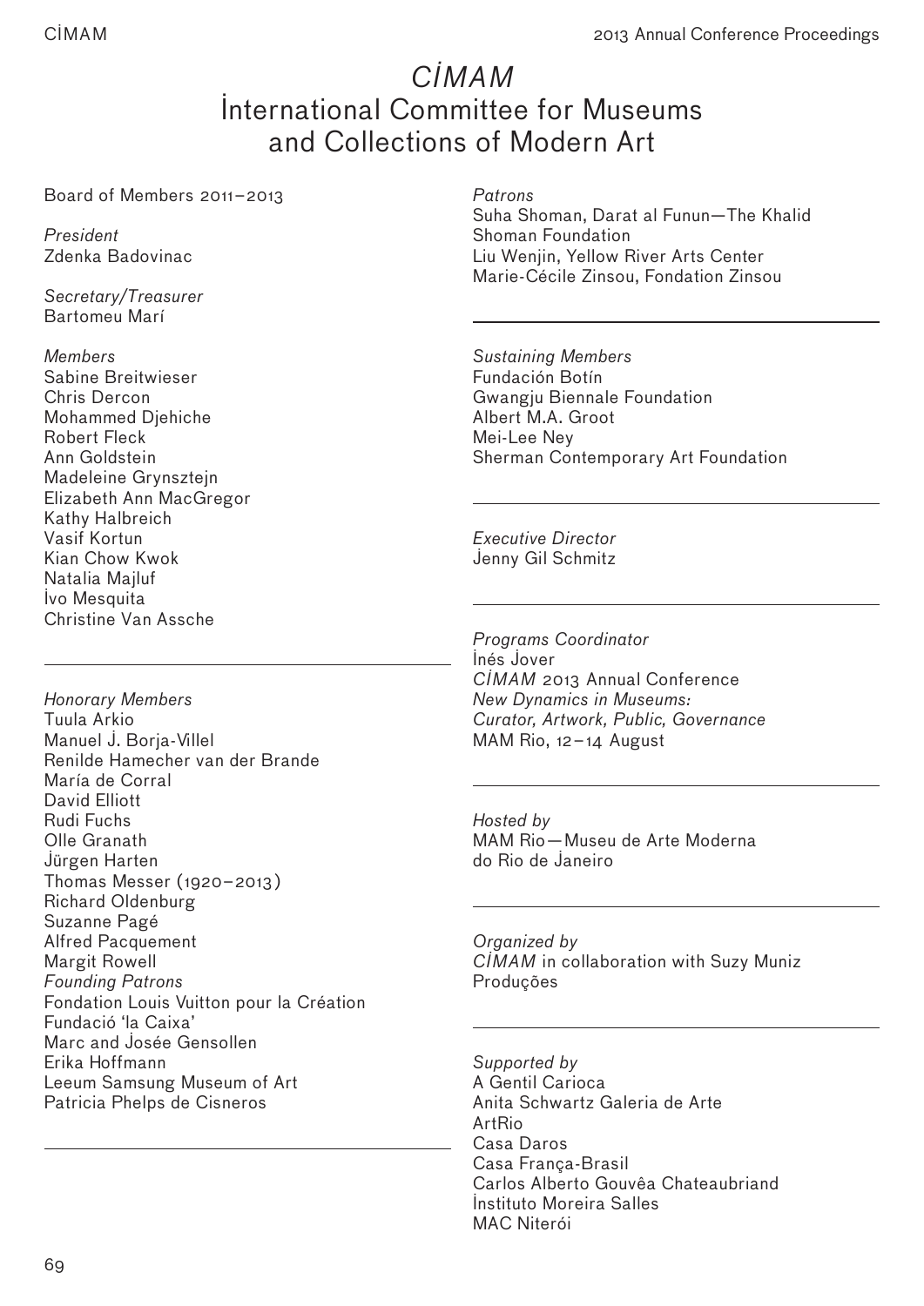# *CIMAM*
# International Committee for Museums and Collections of Modern Art

Board of Members 2011–2013

*President*
Zdenka Badovinac

*Secretary/Treasurer*
Bartomeu Marí

*Members*
Sabine Breitwieser
Chris Dercon
Mohammed Djehiche
Robert Fleck
Ann Goldstein
Madeleine Grynsztejn
Elizabeth Ann MacGregor
Kathy Halbreich
Vasif Kortun
Kian Chow Kwok
Natalia Majluf
Ivo Mesquita
Christine Van Assche

---

*Honorary Members*
Tuula Arkio
Manuel J. Borja-Villel
Renilde Hamecher van der Brande
María de Corral
David Elliott
Rudi Fuchs
Olle Granath
Jürgen Harten
Thomas Messer (1920–2013)
Richard Oldenburg
Suzanne Pagé
Alfred Pacquement
Margit Rowell

*Founding Patrons*
Fondation Louis Vuitton pour la Création
Fundació 'la Caixa'
Marc and Josée Gensollen
Erika Hoffmann
Leeum Samsung Museum of Art
Patricia Phelps de Cisneros

---

*Patrons*
Suha Shoman, Darat al Funun—The Khalid Shoman Foundation
Liu Wenjin, Yellow River Arts Center
Marie-Cécile Zinsou, Fondation Zinsou

---

*Sustaining Members*
Fundación Botín
Gwangju Biennale Foundation
Albert M.A. Groot
Mei-Lee Ney
Sherman Contemporary Art Foundation

---

*Executive Director*
Jenny Gil Schmitz

---

*Programs Coordinator*
Inés Jover

*CIMAM* 2013 Annual Conference
*New Dynamics in Museums: Curator, Artwork, Public, Governance*
MAM Rio, 12–14 August

---

*Hosted by*
MAM Rio—Museu de Arte Moderna do Rio de Janeiro

---

*Organized by*
*CIMAM* in collaboration with Suzy Muniz Produções

---

*Supported by*
A Gentil Carioca
Anita Schwartz Galeria de Arte
ArtRio
Casa Daros
Casa França-Brasil
Carlos Alberto Gouvêa Chateaubriand
Instituto Moreira Salles
MAC Niterói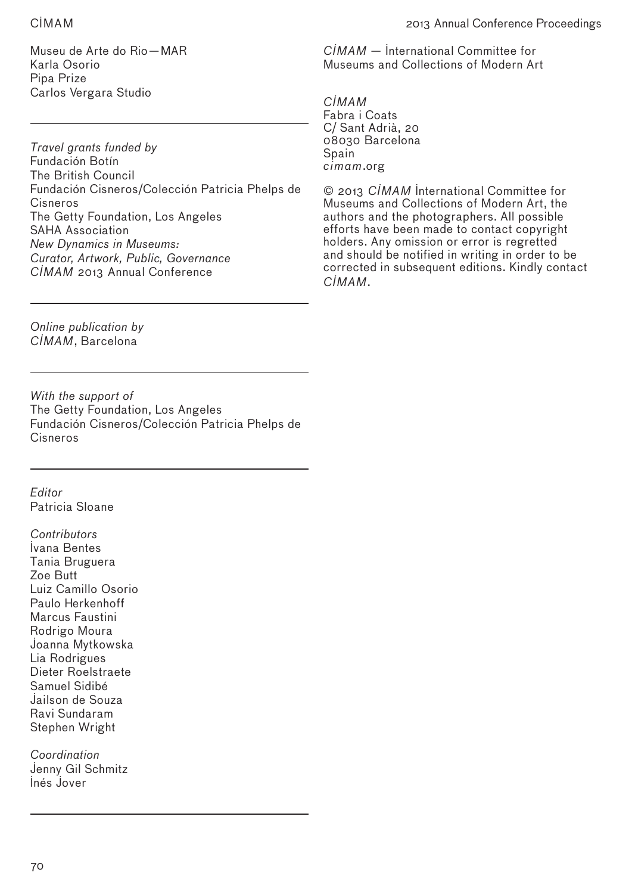Museu de Arte do Rio—MAR
Karla Osorio
Pipa Prize
Carlos Vergara Studio

---

*Travel grants funded by*
Fundación Botín
The British Council
Fundación Cisneros/Colección Patricia Phelps de Cisneros
The Getty Foundation, Los Angeles
SAHA Association
*New Dynamics in Museums: Curator, Artwork, Public, Governance*
*CİMAM* 2013 Annual Conference

---

*Online publication by*
*CİMAM*, Barcelona

---

*With the support of*
The Getty Foundation, Los Angeles
Fundación Cisneros/Colección Patricia Phelps de Cisneros

---

*Editor*
Patricia Sloane

*Contributors*
Ivana Bentes
Tania Bruguera
Zoe Butt
Luiz Camillo Osorio
Paulo Herkenhoff
Marcus Faustini
Rodrigo Moura
Joanna Mytkowska
Lia Rodrigues
Dieter Roelstraete
Samuel Sidibé
Jailson de Souza
Ravi Sundaram
Stephen Wright

*Coordination*
Jenny Gil Schmitz
Inés Jover

---

*CİMAM* — International Committee for Museums and Collections of Modern Art

*CİMAM*
Fabra i Coats
C/ Sant Adrià, 20
08030 Barcelona
Spain
*cimam*.org

© 2013 *CİMAM* International Committee for Museums and Collections of Modern Art, the authors and the photographers. All possible efforts have been made to contact copyright holders. Any omission or error is regretted and should be notified in writing in order to be corrected in subsequent editions. Kindly contact *CİMAM*.